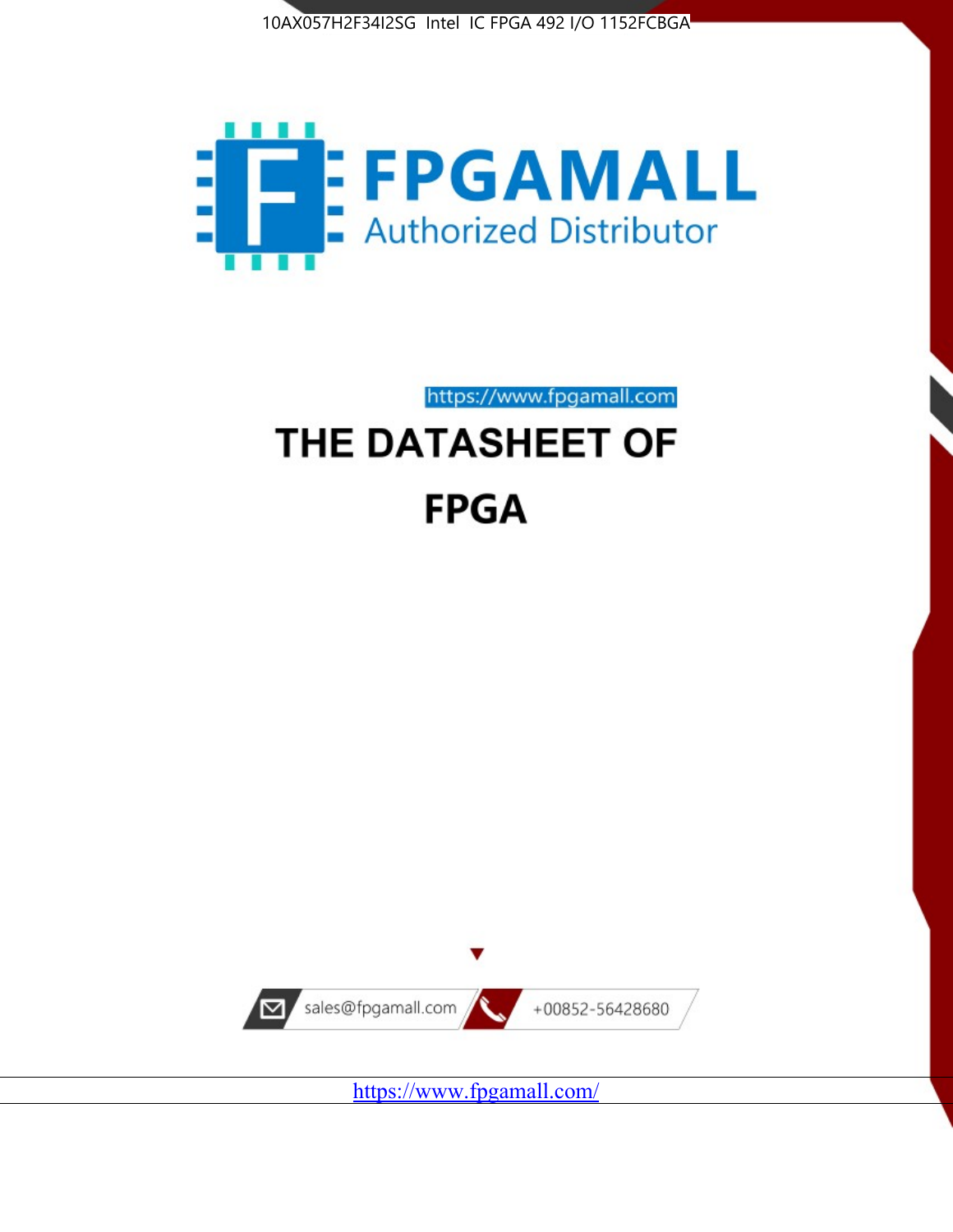10AX057H2F34I2SG Intel IC FPGA 492 I/O 1152FCBGA

FPGAMALL

Authorized Distributor

https://www.fpgamall.com

# THE DATASHEET OF

# FPGA

sales@fpgamall.com

+00852-56428680

https://www.fpgamall.com/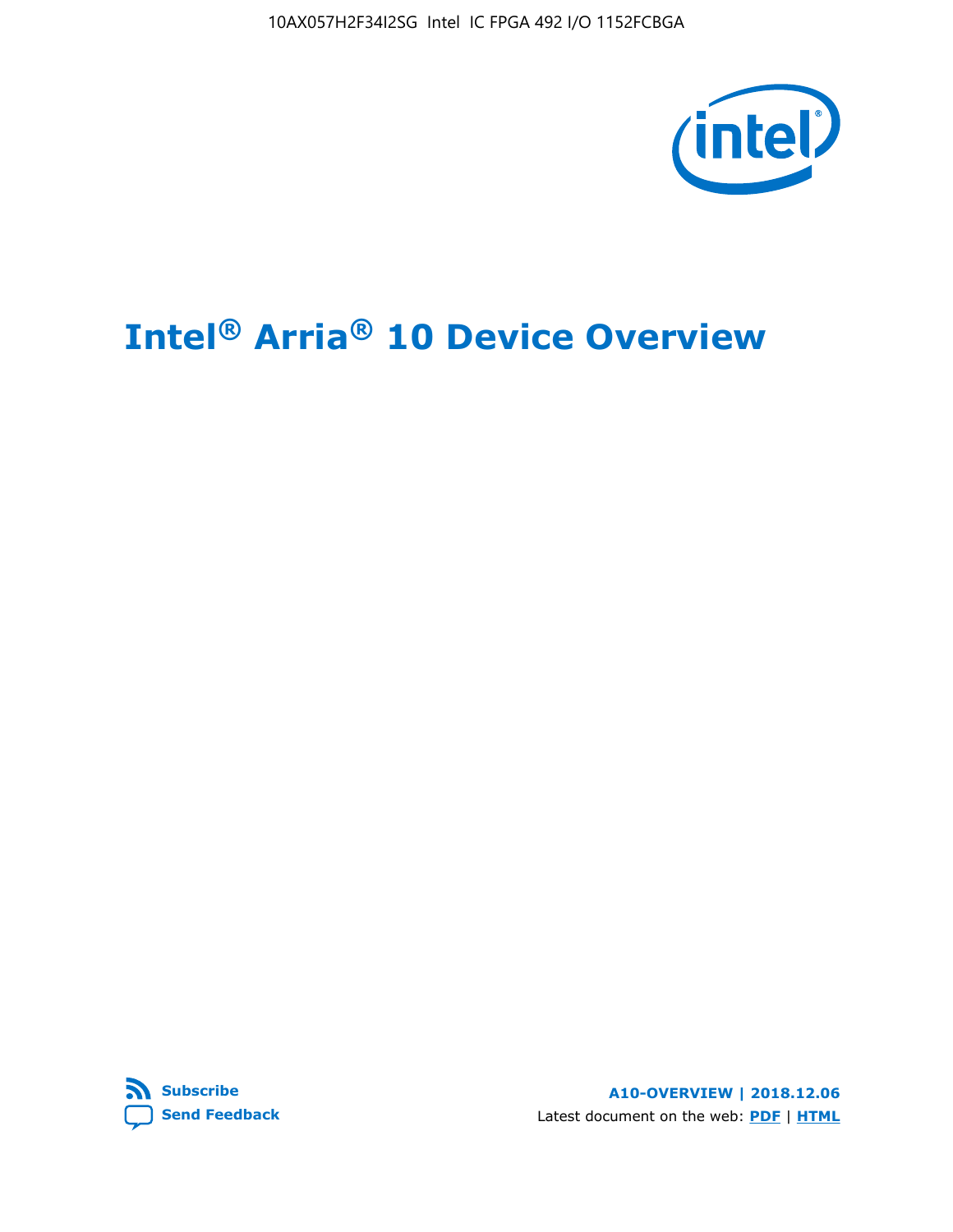# Intel® Arria® 10 Device Overview

Subscribe

Send Feedback

A10-OVERVIEW | 2018.12.06

Latest document on the web: PDF | HTML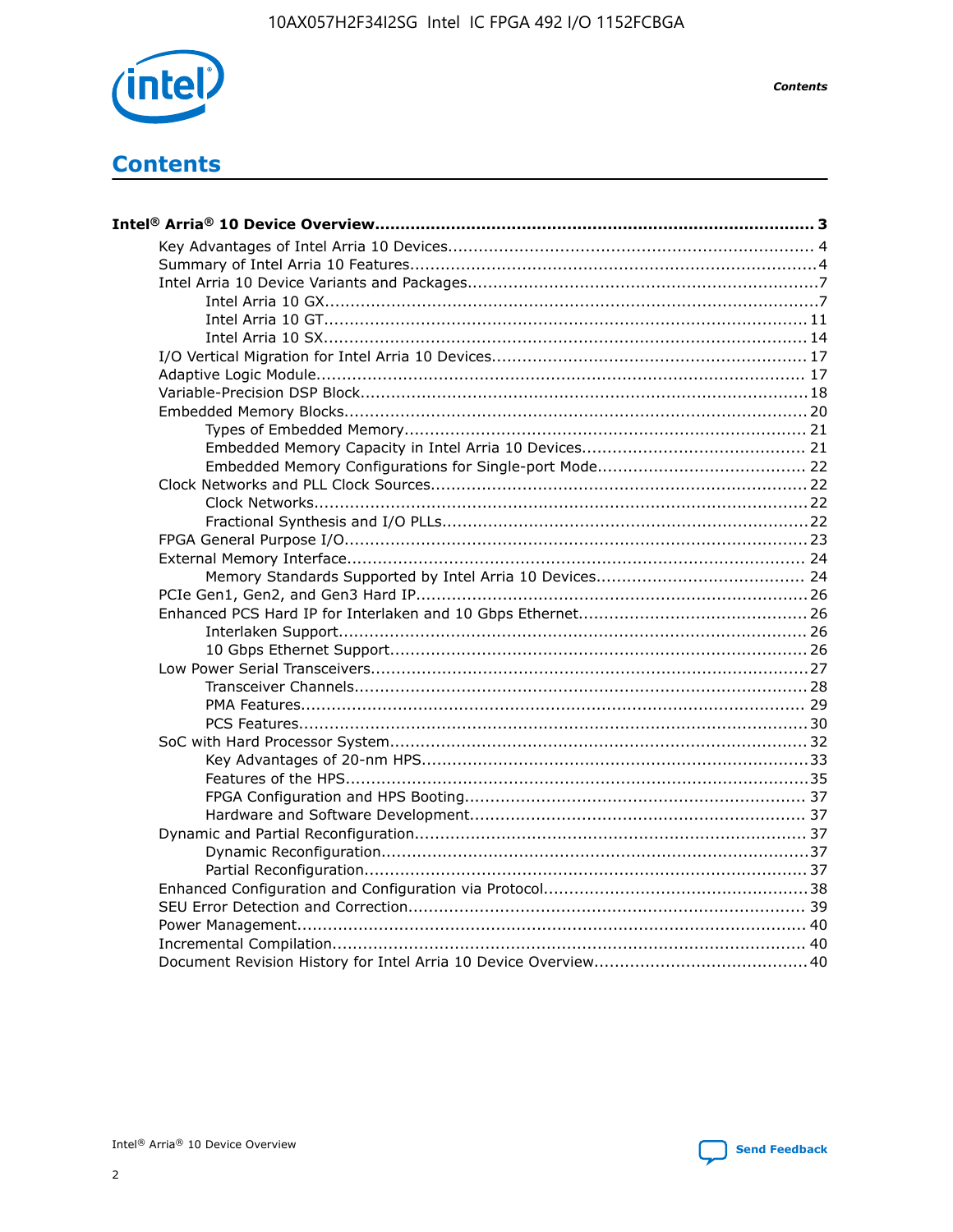# Contents

**Intel® Arria® 10 Device Overview....................................................................................... 3**

- Key Advantages of Intel Arria 10 Devices........................................................................ 4
- Summary of Intel Arria 10 Features................................................................................4
- Intel Arria 10 Device Variants and Packages.....................................................................7
  - Intel Arria 10 GX.................................................................................................7
  - Intel Arria 10 GT............................................................................................... 11
  - Intel Arria 10 SX............................................................................................... 14
- I/O Vertical Migration for Intel Arria 10 Devices.............................................................. 17
- Adaptive Logic Module................................................................................................ 17
- Variable-Precision DSP Block.......................................................................................18
- Embedded Memory Blocks...........................................................................................20
  - Types of Embedded Memory............................................................................... 21
  - Embedded Memory Capacity in Intel Arria 10 Devices............................................ 21
  - Embedded Memory Configurations for Single-port Mode......................................... 22
- Clock Networks and PLL Clock Sources.........................................................................22
  - Clock Networks.................................................................................................22
  - Fractional Synthesis and I/O PLLs........................................................................22
- FPGA General Purpose I/O..........................................................................................23
- External Memory Interface......................................................................................... 24
  - Memory Standards Supported by Intel Arria 10 Devices......................................... 24
- PCIe Gen1, Gen2, and Gen3 Hard IP.............................................................................26
- Enhanced PCS Hard IP for Interlaken and 10 Gbps Ethernet.............................................26
  - Interlaken Support............................................................................................ 26
  - 10 Gbps Ethernet Support.................................................................................. 26
- Low Power Serial Transceivers.....................................................................................27
  - Transceiver Channels.........................................................................................28
  - PMA Features................................................................................................... 29
  - PCS Features....................................................................................................30
- SoC with Hard Processor System.................................................................................. 32
  - Key Advantages of 20-nm HPS............................................................................33
  - Features of the HPS...........................................................................................35
  - FPGA Configuration and HPS Booting................................................................... 37
  - Hardware and Software Development.................................................................. 37
- Dynamic and Partial Reconfiguration............................................................................ 37
  - Dynamic Reconfiguration....................................................................................37
  - Partial Reconfiguration.......................................................................................37
- Enhanced Configuration and Configuration via Protocol....................................................38
- SEU Error Detection and Correction.............................................................................. 39
- Power Management.................................................................................................... 40
- Incremental Compilation............................................................................................. 40
- Document Revision History for Intel Arria 10 Device Overview.......................................... 40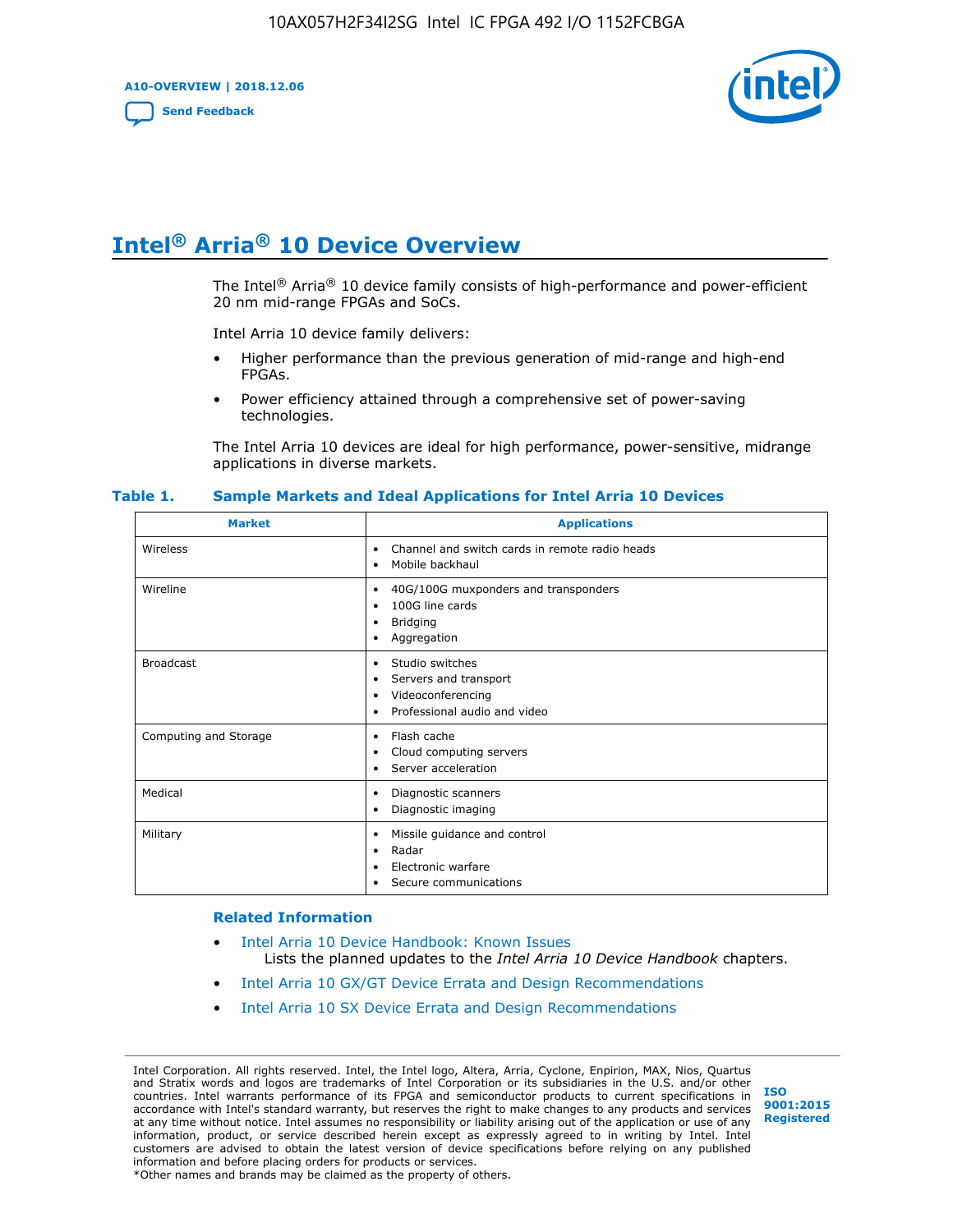# Intel® Arria® 10 Device Overview

The Intel® Arria® 10 device family consists of high-performance and power-efficient 20 nm mid-range FPGAs and SoCs.

Intel Arria 10 device family delivers:

- Higher performance than the previous generation of mid-range and high-end FPGAs.
- Power efficiency attained through a comprehensive set of power-saving technologies.

The Intel Arria 10 devices are ideal for high performance, power-sensitive, midrange applications in diverse markets.

**Table 1. Sample Markets and Ideal Applications for Intel Arria 10 Devices**

| Market | Applications |
|---|---|
| Wireless | • Channel and switch cards in remote radio heads<br>• Mobile backhaul |
| Wireline | • 40G/100G muxponders and transponders<br>• 100G line cards<br>• Bridging<br>• Aggregation |
| Broadcast | • Studio switches<br>• Servers and transport<br>• Videoconferencing<br>• Professional audio and video |
| Computing and Storage | • Flash cache<br>• Cloud computing servers<br>• Server acceleration |
| Medical | • Diagnostic scanners<br>• Diagnostic imaging |
| Military | • Missile guidance and control<br>• Radar<br>• Electronic warfare<br>• Secure communications |

**Related Information**

- Intel Arria 10 Device Handbook: Known Issues
  Lists the planned updates to the *Intel Arria 10 Device Handbook* chapters.
- Intel Arria 10 GX/GT Device Errata and Design Recommendations
- Intel Arria 10 SX Device Errata and Design Recommendations

Intel Corporation. All rights reserved. Intel, the Intel logo, Altera, Arria, Cyclone, Enpirion, MAX, Nios, Quartus and Stratix words and logos are trademarks of Intel Corporation or its subsidiaries in the U.S. and/or other countries. Intel warrants performance of its FPGA and semiconductor products to current specifications in accordance with Intel's standard warranty, but reserves the right to make changes to any products and services at any time without notice. Intel assumes no responsibility or liability arising out of the application or use of any information, product, or service described herein except as expressly agreed to in writing by Intel. Intel customers are advised to obtain the latest version of device specifications before relying on any published information and before placing orders for products or services.
*Other names and brands may be claimed as the property of others.

ISO 9001:2015 Registered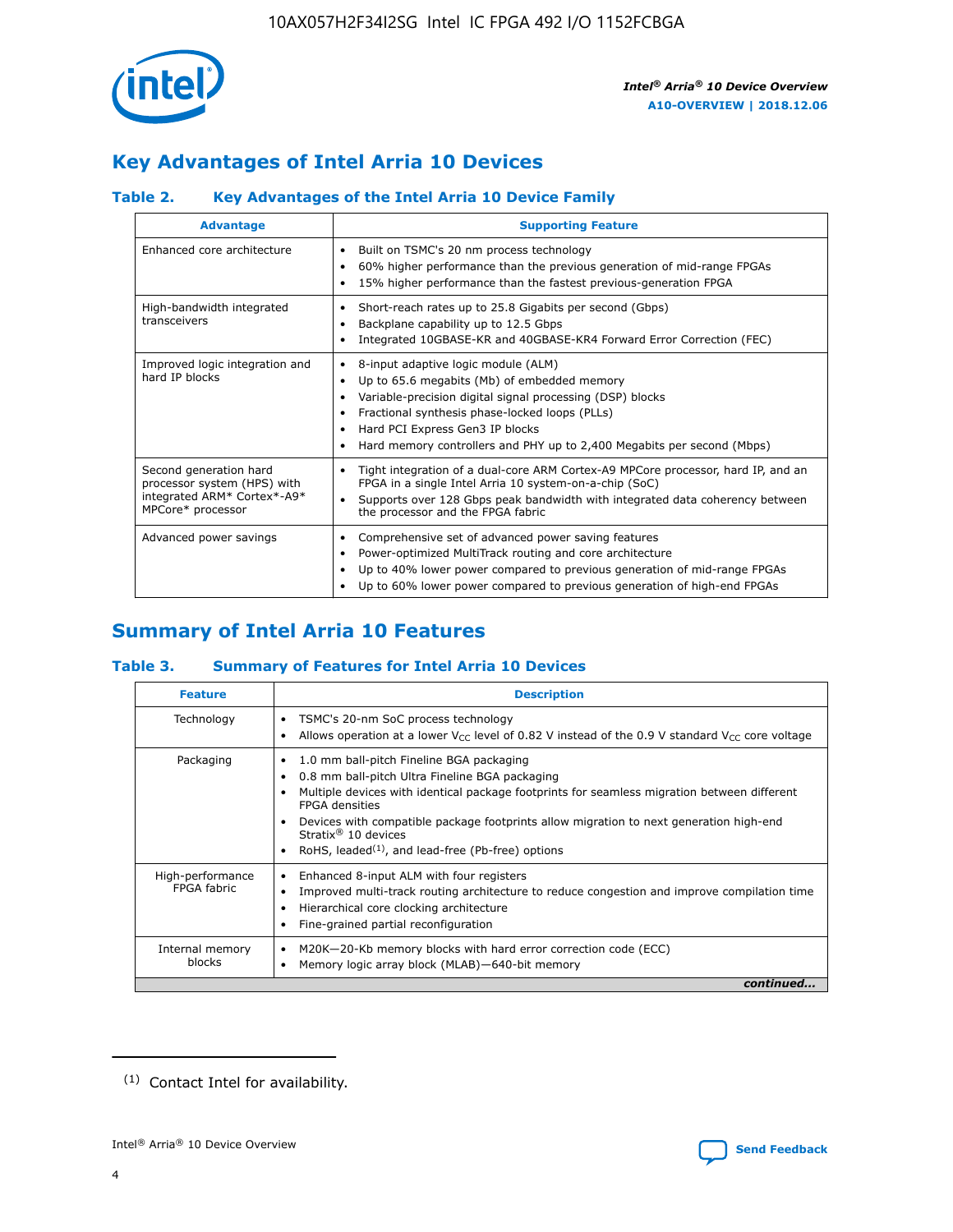## Key Advantages of Intel Arria 10 Devices

### Table 2. Key Advantages of the Intel Arria 10 Device Family

| Advantage | Supporting Feature |
| --- | --- |
| Enhanced core architecture | • Built on TSMC's 20 nm process technology<br>• 60% higher performance than the previous generation of mid-range FPGAs<br>• 15% higher performance than the fastest previous-generation FPGA |
| High-bandwidth integrated transceivers | • Short-reach rates up to 25.8 Gigabits per second (Gbps)<br>• Backplane capability up to 12.5 Gbps<br>• Integrated 10GBASE-KR and 40GBASE-KR4 Forward Error Correction (FEC) |
| Improved logic integration and hard IP blocks | • 8-input adaptive logic module (ALM)<br>• Up to 65.6 megabits (Mb) of embedded memory<br>• Variable-precision digital signal processing (DSP) blocks<br>• Fractional synthesis phase-locked loops (PLLs)<br>• Hard PCI Express Gen3 IP blocks<br>• Hard memory controllers and PHY up to 2,400 Megabits per second (Mbps) |
| Second generation hard processor system (HPS) with integrated ARM* Cortex*-A9* MPCore* processor | • Tight integration of a dual-core ARM Cortex-A9 MPCore processor, hard IP, and an FPGA in a single Intel Arria 10 system-on-a-chip (SoC)<br>• Supports over 128 Gbps peak bandwidth with integrated data coherency between the processor and the FPGA fabric |
| Advanced power savings | • Comprehensive set of advanced power saving features<br>• Power-optimized MultiTrack routing and core architecture<br>• Up to 40% lower power compared to previous generation of mid-range FPGAs<br>• Up to 60% lower power compared to previous generation of high-end FPGAs |

## Summary of Intel Arria 10 Features

### Table 3. Summary of Features for Intel Arria 10 Devices

| Feature | Description |
| --- | --- |
| Technology | • TSMC's 20-nm SoC process technology<br>• Allows operation at a lower $V_{CC}$ level of 0.82 V instead of the 0.9 V standard $V_{CC}$ core voltage |
| Packaging | • 1.0 mm ball-pitch Fineline BGA packaging<br>• 0.8 mm ball-pitch Ultra Fineline BGA packaging<br>• Multiple devices with identical package footprints for seamless migration between different FPGA densities<br>• Devices with compatible package footprints allow migration to next generation high-end Stratix® 10 devices<br>• RoHS, leaded[(1)], and lead-free (Pb-free) options |
| High-performance FPGA fabric | • Enhanced 8-input ALM with four registers<br>• Improved multi-track routing architecture to reduce congestion and improve compilation time<br>• Hierarchical core clocking architecture<br>• Fine-grained partial reconfiguration |
| Internal memory blocks | • M20K—20-Kb memory blocks with hard error correction code (ECC)<br>• Memory logic array block (MLAB)—640-bit memory |

*continued...*

(1) Contact Intel for availability.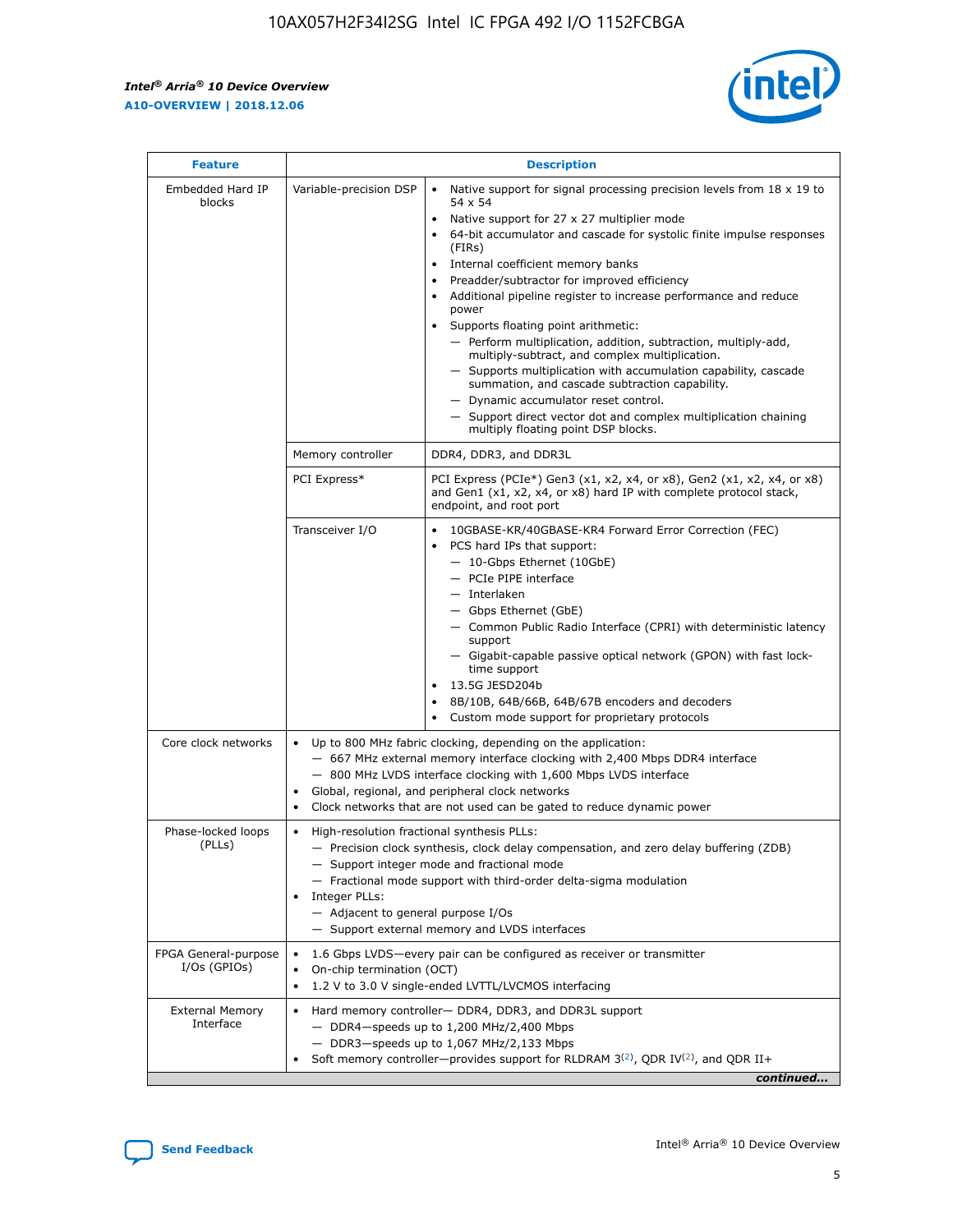| Feature | Description | |
|---|---|---|
| Embedded Hard IP blocks | Variable-precision DSP | • Native support for signal processing precision levels from 18 x 19 to 54 x 54<br>• Native support for 27 x 27 multiplier mode<br>• 64-bit accumulator and cascade for systolic finite impulse responses (FIRs)<br>• Internal coefficient memory banks<br>• Preadder/subtractor for improved efficiency<br>• Additional pipeline register to increase performance and reduce power<br>• Supports floating point arithmetic:<br>— Perform multiplication, addition, subtraction, multiply-add, multiply-subtract, and complex multiplication.<br>— Supports multiplication with accumulation capability, cascade summation, and cascade subtraction capability.<br>— Dynamic accumulator reset control.<br>— Support direct vector dot and complex multiplication chaining multiply floating point DSP blocks. |
| | Memory controller | DDR4, DDR3, and DDR3L |
| | PCI Express* | PCI Express (PCIe*) Gen3 (x1, x2, x4, or x8), Gen2 (x1, x2, x4, or x8) and Gen1 (x1, x2, x4, or x8) hard IP with complete protocol stack, endpoint, and root port |
| | Transceiver I/O | • 10GBASE-KR/40GBASE-KR4 Forward Error Correction (FEC)<br>• PCS hard IPs that support:<br>— 10-Gbps Ethernet (10GbE)<br>— PCIe PIPE interface<br>— Interlaken<br>— Gbps Ethernet (GbE)<br>— Common Public Radio Interface (CPRI) with deterministic latency support<br>— Gigabit-capable passive optical network (GPON) with fast lock-time support<br>• 13.5G JESD204b<br>• 8B/10B, 64B/66B, 64B/67B encoders and decoders<br>• Custom mode support for proprietary protocols |
| Core clock networks | • Up to 800 MHz fabric clocking, depending on the application:<br>— 667 MHz external memory interface clocking with 2,400 Mbps DDR4 interface<br>— 800 MHz LVDS interface clocking with 1,600 Mbps LVDS interface<br>• Global, regional, and peripheral clock networks<br>• Clock networks that are not used can be gated to reduce dynamic power | |
| Phase-locked loops (PLLs) | • High-resolution fractional synthesis PLLs:<br>— Precision clock synthesis, clock delay compensation, and zero delay buffering (ZDB)<br>— Support integer mode and fractional mode<br>— Fractional mode support with third-order delta-sigma modulation<br>• Integer PLLs:<br>— Adjacent to general purpose I/Os<br>— Support external memory and LVDS interfaces | |
| FPGA General-purpose I/Os (GPIOs) | • 1.6 Gbps LVDS—every pair can be configured as receiver or transmitter<br>• On-chip termination (OCT)<br>• 1.2 V to 3.0 V single-ended LVTTL/LVCMOS interfacing | |
| External Memory Interface | • Hard memory controller— DDR4, DDR3, and DDR3L support<br>— DDR4—speeds up to 1,200 MHz/2,400 Mbps<br>— DDR3—speeds up to 1,067 MHz/2,133 Mbps<br>• Soft memory controller—provides support for RLDRAM 3[(2)], QDR IV[(2)], and QDR II+ | |

*continued...*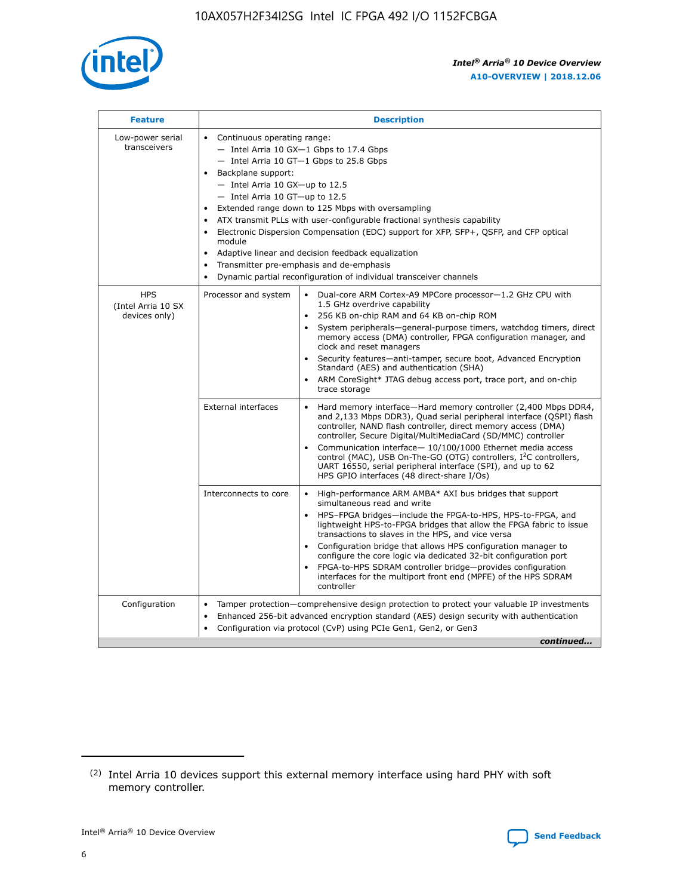| Feature | Description | |
|---|---|---|
| Low-power serial transceivers | • Continuous operating range:<br>— Intel Arria 10 GX—1 Gbps to 17.4 Gbps<br>— Intel Arria 10 GT—1 Gbps to 25.8 Gbps<br>• Backplane support:<br>— Intel Arria 10 GX—up to 12.5<br>— Intel Arria 10 GT—up to 12.5<br>• Extended range down to 125 Mbps with oversampling<br>• ATX transmit PLLs with user-configurable fractional synthesis capability<br>• Electronic Dispersion Compensation (EDC) support for XFP, SFP+, QSFP, and CFP optical module<br>• Adaptive linear and decision feedback equalization<br>• Transmitter pre-emphasis and de-emphasis<br>• Dynamic partial reconfiguration of individual transceiver channels | |
| HPS (Intel Arria 10 SX devices only) | Processor and system | • Dual-core ARM Cortex-A9 MPCore processor—1.2 GHz CPU with 1.5 GHz overdrive capability<br>• 256 KB on-chip RAM and 64 KB on-chip ROM<br>• System peripherals—general-purpose timers, watchdog timers, direct memory access (DMA) controller, FPGA configuration manager, and clock and reset managers<br>• Security features—anti-tamper, secure boot, Advanced Encryption Standard (AES) and authentication (SHA)<br>• ARM CoreSight* JTAG debug access port, trace port, and on-chip trace storage |
| | External interfaces | • Hard memory interface—Hard memory controller (2,400 Mbps DDR4, and 2,133 Mbps DDR3), Quad serial peripheral interface (QSPI) flash controller, NAND flash controller, direct memory access (DMA) controller, Secure Digital/MultiMediaCard (SD/MMC) controller<br>• Communication interface— 10/100/1000 Ethernet media access control (MAC), USB On-The-GO (OTG) controllers, I$^2$C controllers, UART 16550, serial peripheral interface (SPI), and up to 62 HPS GPIO interfaces (48 direct-share I/Os) |
| | Interconnects to core | • High-performance ARM AMBA* AXI bus bridges that support simultaneous read and write<br>• HPS–FPGA bridges—include the FPGA-to-HPS, HPS-to-FPGA, and lightweight HPS-to-FPGA bridges that allow the FPGA fabric to issue transactions to slaves in the HPS, and vice versa<br>• Configuration bridge that allows HPS configuration manager to configure the core logic via dedicated 32-bit configuration port<br>• FPGA-to-HPS SDRAM controller bridge—provides configuration interfaces for the multiport front end (MPFE) of the HPS SDRAM controller |
| Configuration | • Tamper protection—comprehensive design protection to protect your valuable IP investments<br>• Enhanced 256-bit advanced encryption standard (AES) design security with authentication<br>• Configuration via protocol (CvP) using PCIe Gen1, Gen2, or Gen3 | |

*continued...*

(2) Intel Arria 10 devices support this external memory interface using hard PHY with soft memory controller.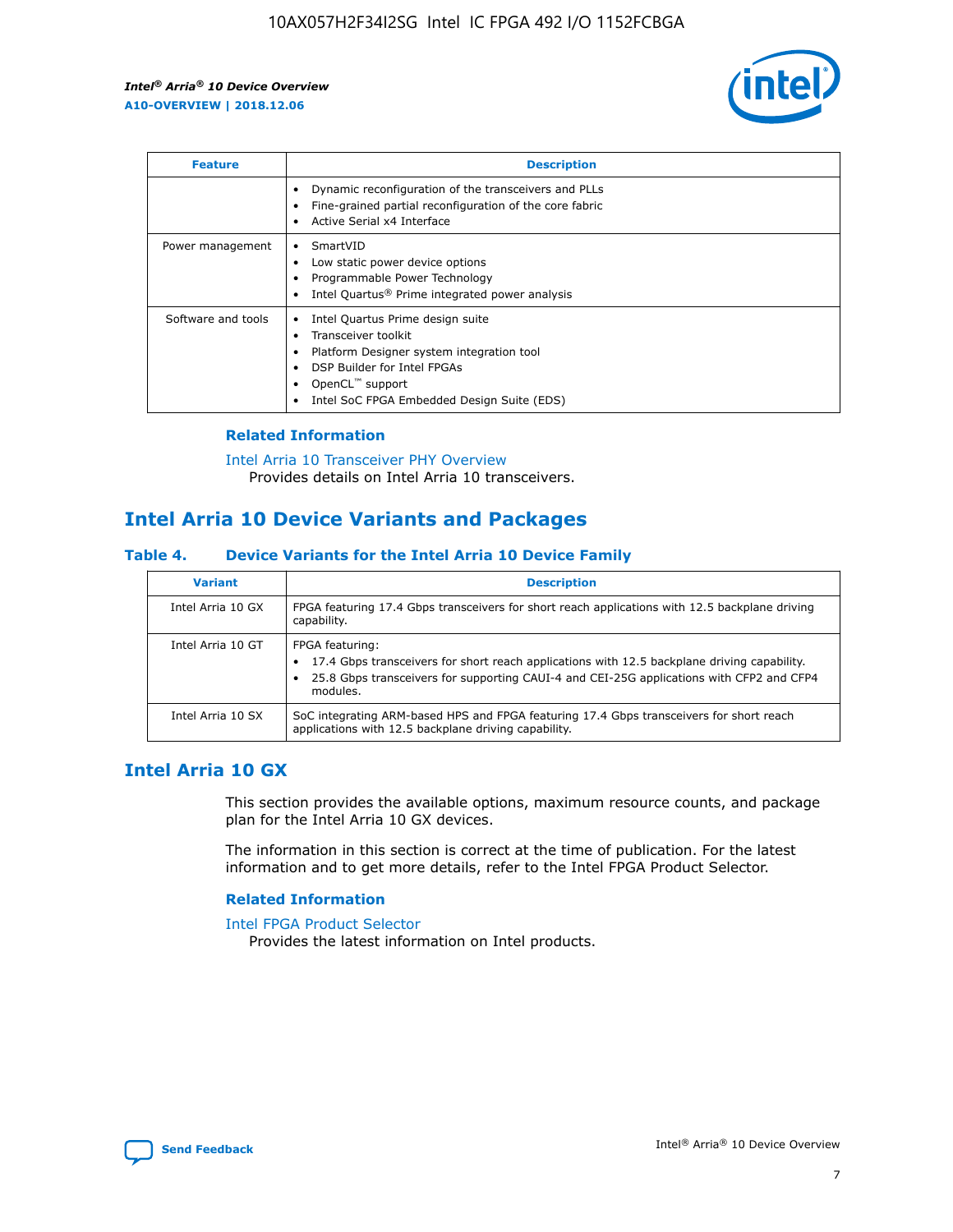| Feature | Description |
| --- | --- |
| | • Dynamic reconfiguration of the transceivers and PLLs<br>• Fine-grained partial reconfiguration of the core fabric<br>• Active Serial x4 Interface |
| Power management | • SmartVID<br>• Low static power device options<br>• Programmable Power Technology<br>• Intel Quartus® Prime integrated power analysis |
| Software and tools | • Intel Quartus Prime design suite<br>• Transceiver toolkit<br>• Platform Designer system integration tool<br>• DSP Builder for Intel FPGAs<br>• OpenCL™ support<br>• Intel SoC FPGA Embedded Design Suite (EDS) |

### Related Information

Intel Arria 10 Transceiver PHY Overview
Provides details on Intel Arria 10 transceivers.

## Intel Arria 10 Device Variants and Packages

#### Table 4. Device Variants for the Intel Arria 10 Device Family

| Variant | Description |
| --- | --- |
| Intel Arria 10 GX | FPGA featuring 17.4 Gbps transceivers for short reach applications with 12.5 backplane driving capability. |
| Intel Arria 10 GT | FPGA featuring:<br>• 17.4 Gbps transceivers for short reach applications with 12.5 backplane driving capability.<br>• 25.8 Gbps transceivers for supporting CAUI-4 and CEI-25G applications with CFP2 and CFP4 modules. |
| Intel Arria 10 SX | SoC integrating ARM-based HPS and FPGA featuring 17.4 Gbps transceivers for short reach applications with 12.5 backplane driving capability. |

## Intel Arria 10 GX

This section provides the available options, maximum resource counts, and package plan for the Intel Arria 10 GX devices.

The information in this section is correct at the time of publication. For the latest information and to get more details, refer to the Intel FPGA Product Selector.

### Related Information

Intel FPGA Product Selector
Provides the latest information on Intel products.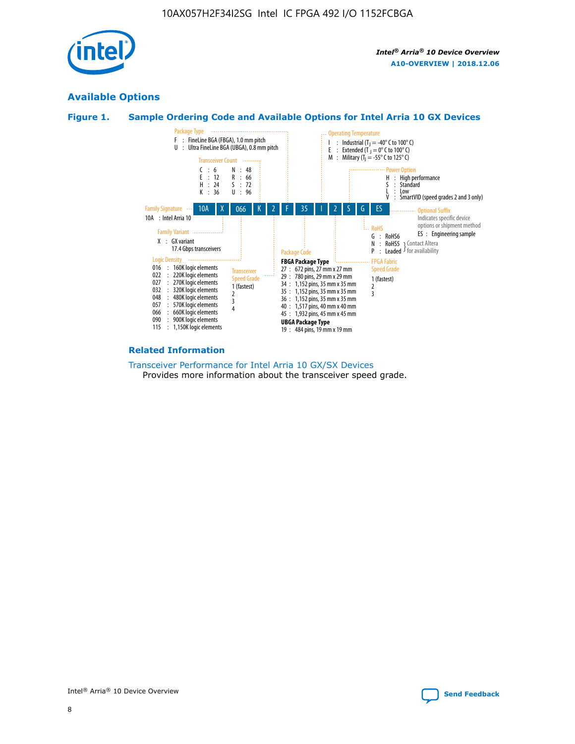## Available Options

### Figure 1. Sample Ordering Code and Available Options for Intel Arria 10 GX Devices

**Sample ordering code:** 10A X 066 K 2 F 35 I 2 S G ES

**Family Signature**
- 10A : Intel Arria 10

**Family Variant**
- X : GX variant, 17.4 Gbps transceivers

**Logic Density**
- 016 : 160K logic elements
- 022 : 220K logic elements
- 027 : 270K logic elements
- 032 : 320K logic elements
- 048 : 480K logic elements
- 057 : 570K logic elements
- 066 : 660K logic elements
- 090 : 900K logic elements
- 115 : 1,150K logic elements

**Transceiver Count**
- C : 6
- E : 12
- H : 24
- K : 36
- N : 48
- R : 66
- S : 72
- U : 96

**Transceiver Speed Grade**
- 1 (fastest)
- 2
- 3
- 4

**Package Type**
- F : FineLine BGA (FBGA), 1.0 mm pitch
- U : Ultra FineLine BGA (UBGA), 0.8 mm pitch

**Package Code**

FBGA Package Type
- 27 : 672 pins, 27 mm x 27 mm
- 29 : 780 pins, 29 mm x 29 mm
- 34 : 1,152 pins, 35 mm x 35 mm
- 35 : 1,152 pins, 35 mm x 35 mm
- 36 : 1,152 pins, 35 mm x 35 mm
- 40 : 1,517 pins, 40 mm x 40 mm
- 45 : 1,932 pins, 45 mm x 45 mm

UBGA Package Type
- 19 : 484 pins, 19 mm x 19 mm

**Operating Temperature**
- I : Industrial ($T_J$ = -40° C to 100° C)
- E : Extended ($T_J$ = 0° C to 100° C)
- M : Military ($T_J$ = -55° C to 125° C)

**FPGA Fabric Speed Grade**
- 1 (fastest)
- 2
- 3

**Power Option**
- H : High performance
- S : Standard
- L : Low
- V : SmartVID (speed grades 2 and 3 only)

**RoHS**
- G : RoHS6
- N : RoHS5 (Contact Altera for availability)
- P : Leaded (Contact Altera for availability)

**Optional Suffix**

Indicates specific device options or shipment method
- ES : Engineering sample

### Related Information

Transceiver Performance for Intel Arria 10 GX/SX Devices

Provides more information about the transceiver speed grade.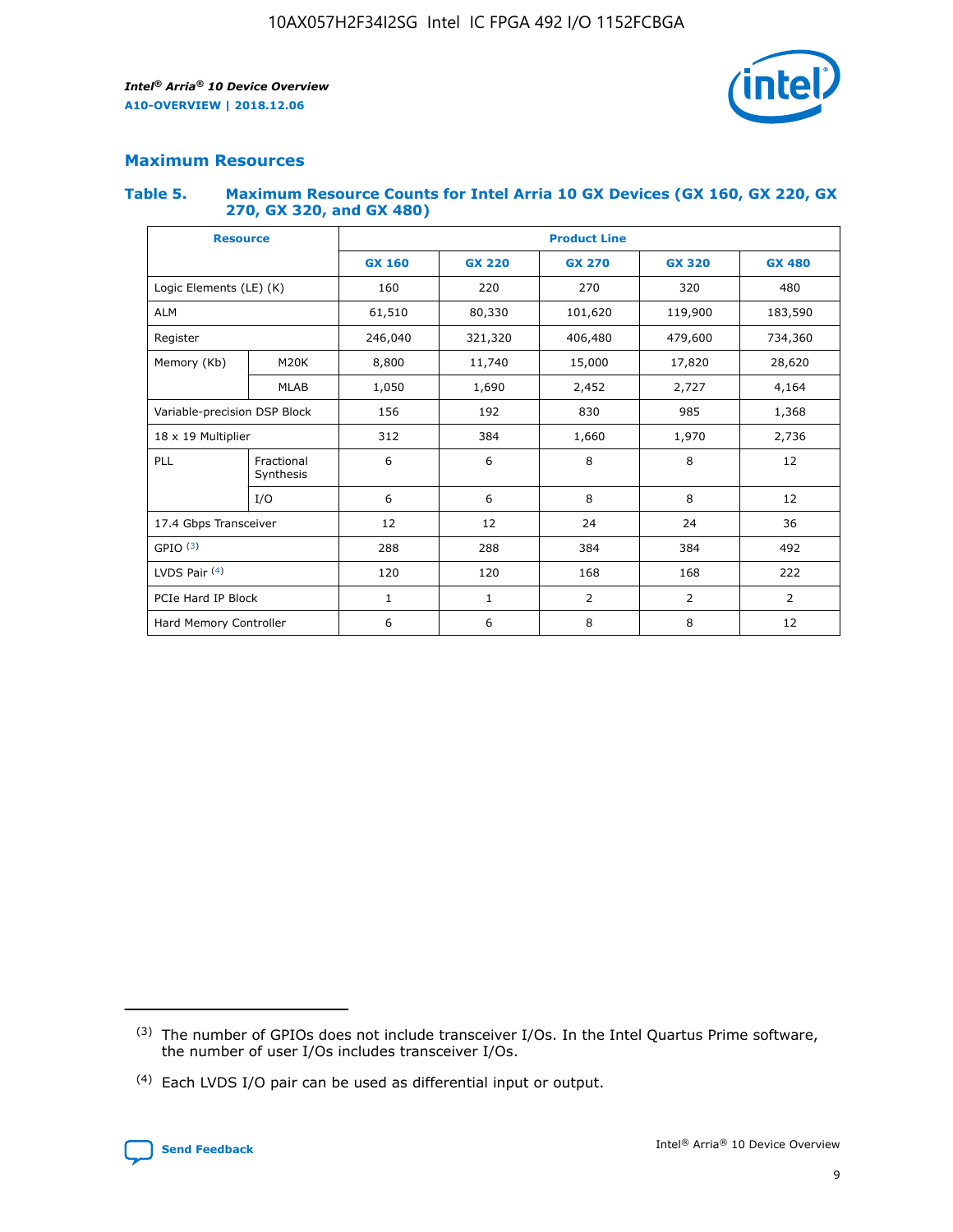## Maximum Resources

### Table 5. Maximum Resource Counts for Intel Arria 10 GX Devices (GX 160, GX 220, GX 270, GX 320, and GX 480)

| Resource | | Product Line | | | | |
|---|---|---|---|---|---|---|
| | | GX 160 | GX 220 | GX 270 | GX 320 | GX 480 |
| Logic Elements (LE) (K) | | 160 | 220 | 270 | 320 | 480 |
| ALM | | 61,510 | 80,330 | 101,620 | 119,900 | 183,590 |
| Register | | 246,040 | 321,320 | 406,480 | 479,600 | 734,360 |
| Memory (Kb) | M20K | 8,800 | 11,740 | 15,000 | 17,820 | 28,620 |
| | MLAB | 1,050 | 1,690 | 2,452 | 2,727 | 4,164 |
| Variable-precision DSP Block | | 156 | 192 | 830 | 985 | 1,368 |
| 18 x 19 Multiplier | | 312 | 384 | 1,660 | 1,970 | 2,736 |
| PLL | Fractional Synthesis | 6 | 6 | 8 | 8 | 12 |
| | I/O | 6 | 6 | 8 | 8 | 12 |
| 17.4 Gbps Transceiver | | 12 | 12 | 24 | 24 | 36 |
| GPIO [(3)] | | 288 | 288 | 384 | 384 | 492 |
| LVDS Pair [(4)] | | 120 | 120 | 168 | 168 | 222 |
| PCIe Hard IP Block | | 1 | 1 | 2 | 2 | 2 |
| Hard Memory Controller | | 6 | 6 | 8 | 8 | 12 |

(3) The number of GPIOs does not include transceiver I/Os. In the Intel Quartus Prime software, the number of user I/Os includes transceiver I/Os.

(4) Each LVDS I/O pair can be used as differential input or output.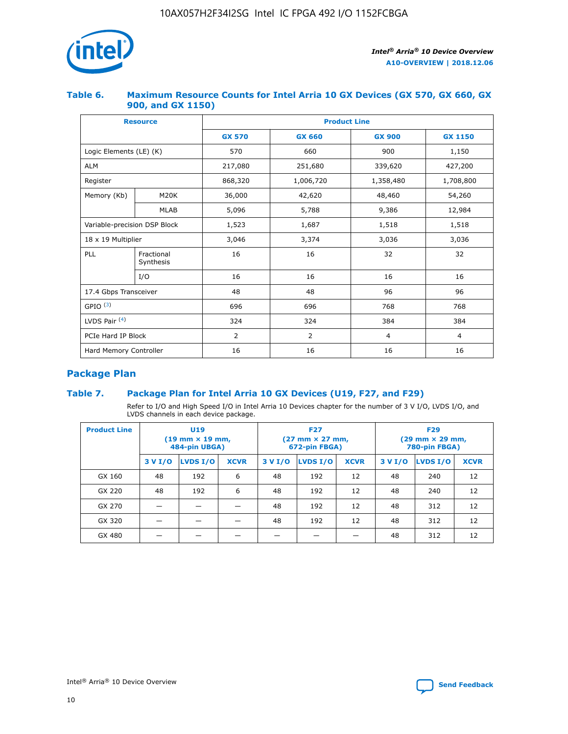### Table 6. Maximum Resource Counts for Intel Arria 10 GX Devices (GX 570, GX 660, GX 900, and GX 1150)

| Resource | | Product Line | | | |
|---|---|---|---|---|---|
| | | GX 570 | GX 660 | GX 900 | GX 1150 |
| Logic Elements (LE) (K) | | 570 | 660 | 900 | 1,150 |
| ALM | | 217,080 | 251,680 | 339,620 | 427,200 |
| Register | | 868,320 | 1,006,720 | 1,358,480 | 1,708,800 |
| Memory (Kb) | M20K | 36,000 | 42,620 | 48,460 | 54,260 |
| | MLAB | 5,096 | 5,788 | 9,386 | 12,984 |
| Variable-precision DSP Block | | 1,523 | 1,687 | 1,518 | 1,518 |
| 18 x 19 Multiplier | | 3,046 | 3,374 | 3,036 | 3,036 |
| PLL | Fractional Synthesis | 16 | 16 | 32 | 32 |
| | I/O | 16 | 16 | 16 | 16 |
| 17.4 Gbps Transceiver | | 48 | 48 | 96 | 96 |
| GPIO [(3)] | | 696 | 696 | 768 | 768 |
| LVDS Pair [(4)] | | 324 | 324 | 384 | 384 |
| PCIe Hard IP Block | | 2 | 2 | 4 | 4 |
| Hard Memory Controller | | 16 | 16 | 16 | 16 |

## Package Plan

### Table 7. Package Plan for Intel Arria 10 GX Devices (U19, F27, and F29)

Refer to I/O and High Speed I/O in Intel Arria 10 Devices chapter for the number of 3 V I/O, LVDS I/O, and LVDS channels in each device package.

| Product Line | U19 (19 mm × 19 mm, 484-pin UBGA) | | | F27 (27 mm × 27 mm, 672-pin FBGA) | | | F29 (29 mm × 29 mm, 780-pin FBGA) | | |
|---|---|---|---|---|---|---|---|---|---|
| | 3 V I/O | LVDS I/O | XCVR | 3 V I/O | LVDS I/O | XCVR | 3 V I/O | LVDS I/O | XCVR |
| GX 160 | 48 | 192 | 6 | 48 | 192 | 12 | 48 | 240 | 12 |
| GX 220 | 48 | 192 | 6 | 48 | 192 | 12 | 48 | 240 | 12 |
| GX 270 | — | — | — | 48 | 192 | 12 | 48 | 312 | 12 |
| GX 320 | — | — | — | 48 | 192 | 12 | 48 | 312 | 12 |
| GX 480 | — | — | — | — | — | — | 48 | 312 | 12 |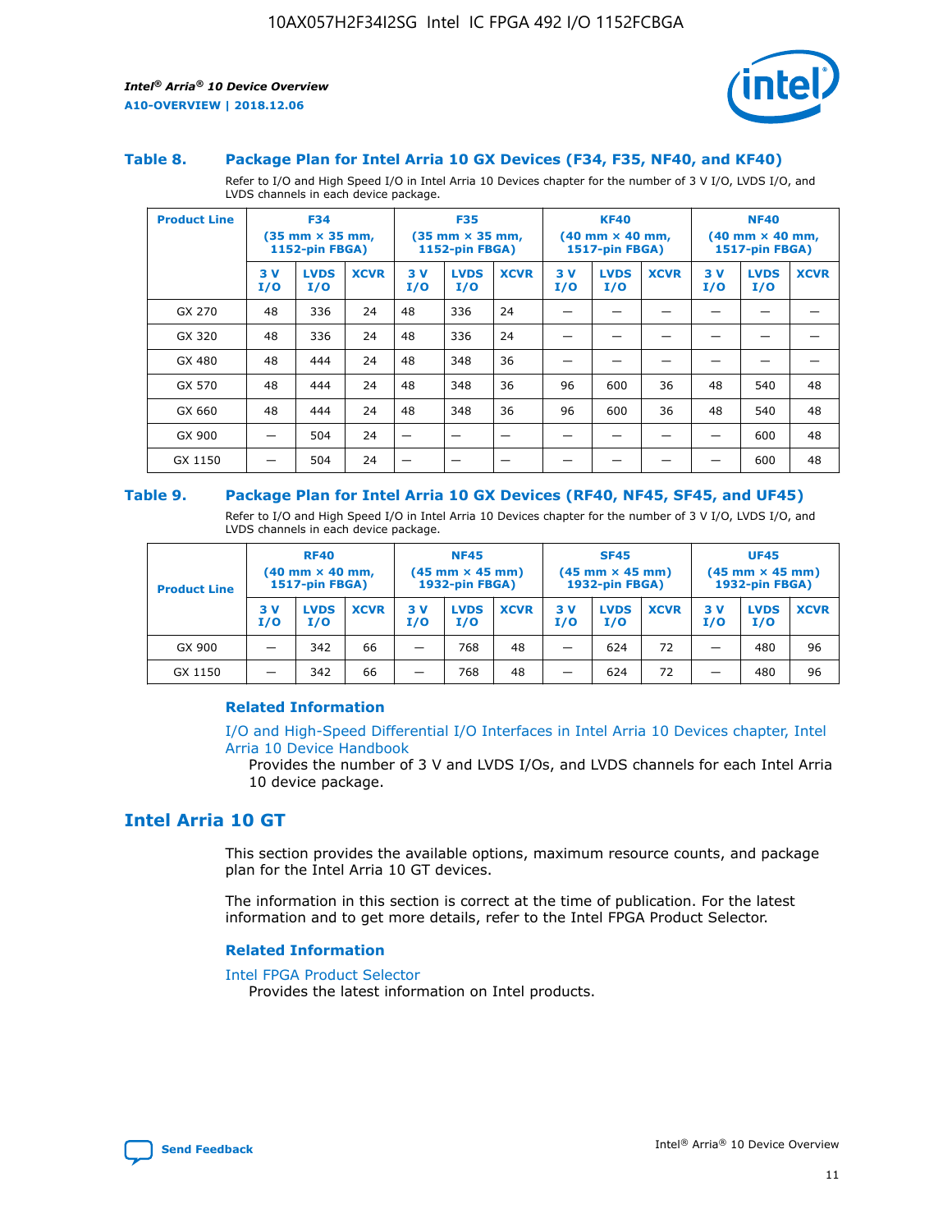### Table 8. Package Plan for Intel Arria 10 GX Devices (F34, F35, NF40, and KF40)

Refer to I/O and High Speed I/O in Intel Arria 10 Devices chapter for the number of 3 V I/O, LVDS I/O, and LVDS channels in each device package.

| Product Line | F34 (35 mm × 35 mm, 1152-pin FBGA) | | | F35 (35 mm × 35 mm, 1152-pin FBGA) | | | KF40 (40 mm × 40 mm, 1517-pin FBGA) | | | NF40 (40 mm × 40 mm, 1517-pin FBGA) | | |
|---|---|---|---|---|---|---|---|---|---|---|---|---|
| | 3 V I/O | LVDS I/O | XCVR | 3 V I/O | LVDS I/O | XCVR | 3 V I/O | LVDS I/O | XCVR | 3 V I/O | LVDS I/O | XCVR |
| GX 270 | 48 | 336 | 24 | 48 | 336 | 24 | — | — | — | — | — | — |
| GX 320 | 48 | 336 | 24 | 48 | 336 | 24 | — | — | — | — | — | — |
| GX 480 | 48 | 444 | 24 | 48 | 348 | 36 | — | — | — | — | — | — |
| GX 570 | 48 | 444 | 24 | 48 | 348 | 36 | 96 | 600 | 36 | 48 | 540 | 48 |
| GX 660 | 48 | 444 | 24 | 48 | 348 | 36 | 96 | 600 | 36 | 48 | 540 | 48 |
| GX 900 | — | 504 | 24 | — | — | — | — | — | — | — | 600 | 48 |
| GX 1150 | — | 504 | 24 | — | — | — | — | — | — | — | 600 | 48 |

### Table 9. Package Plan for Intel Arria 10 GX Devices (RF40, NF45, SF45, and UF45)

Refer to I/O and High Speed I/O in Intel Arria 10 Devices chapter for the number of 3 V I/O, LVDS I/O, and LVDS channels in each device package.

| Product Line | RF40 (40 mm × 40 mm, 1517-pin FBGA) | | | NF45 (45 mm × 45 mm) 1932-pin FBGA) | | | SF45 (45 mm × 45 mm) 1932-pin FBGA) | | | UF45 (45 mm × 45 mm) 1932-pin FBGA) | | |
|---|---|---|---|---|---|---|---|---|---|---|---|---|
| | 3 V I/O | LVDS I/O | XCVR | 3 V I/O | LVDS I/O | XCVR | 3 V I/O | LVDS I/O | XCVR | 3 V I/O | LVDS I/O | XCVR |
| GX 900 | — | 342 | 66 | — | 768 | 48 | — | 624 | 72 | — | 480 | 96 |
| GX 1150 | — | 342 | 66 | — | 768 | 48 | — | 624 | 72 | — | 480 | 96 |

#### Related Information

I/O and High-Speed Differential I/O Interfaces in Intel Arria 10 Devices chapter, Intel Arria 10 Device Handbook

Provides the number of 3 V and LVDS I/Os, and LVDS channels for each Intel Arria 10 device package.

## Intel Arria 10 GT

This section provides the available options, maximum resource counts, and package plan for the Intel Arria 10 GT devices.

The information in this section is correct at the time of publication. For the latest information and to get more details, refer to the Intel FPGA Product Selector.

#### Related Information

Intel FPGA Product Selector

Provides the latest information on Intel products.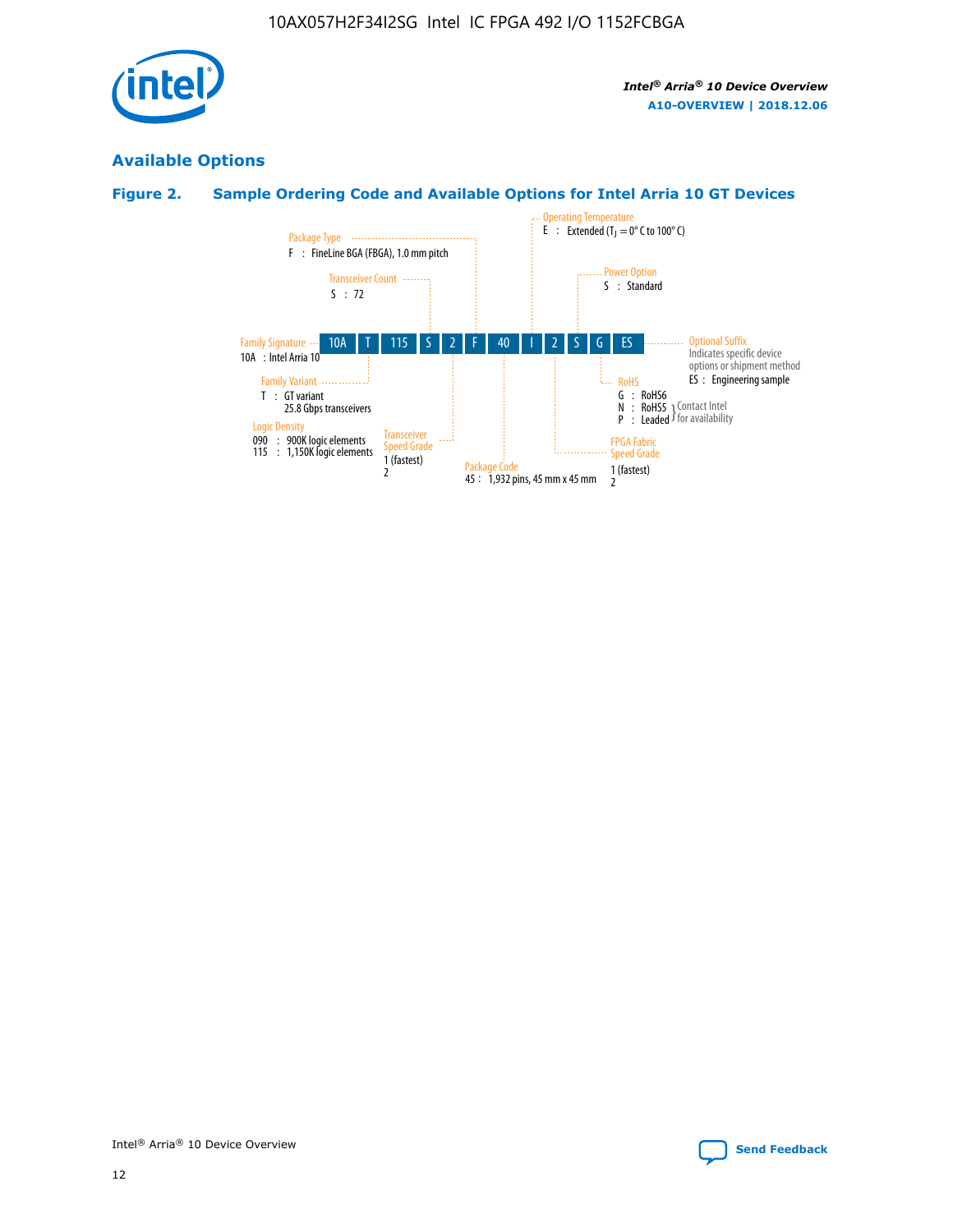## Available Options

### Figure 2. Sample Ordering Code and Available Options for Intel Arria 10 GT Devices

| 10A | T | 115 | S | 2 | F | 40 | I | 2 | S | G | ES |
|---|---|---|---|---|---|---|---|---|---|---|---|

**Family Signature**
10A : Intel Arria 10

**Family Variant**
T : GT variant
25.8 Gbps transceivers

**Logic Density**
090 : 900K logic elements
115 : 1,150K logic elements

**Transceiver Count**
S : 72

**Transceiver Speed Grade**
1 (fastest)
2

**Package Type**
F : FineLine BGA (FBGA), 1.0 mm pitch

**Package Code**
45 : 1,932 pins, 45 mm x 45 mm

**Operating Temperature**
E : Extended ($T_J$ = 0° C to 100° C)

**FPGA Fabric Speed Grade**
1 (fastest)
2

**Power Option**
S : Standard

**RoHS**
G : RoHS6
N : RoHS5 (Contact Intel for availability)
P : Leaded (Contact Intel for availability)

**Optional Suffix**
Indicates specific device options or shipment method
ES : Engineering sample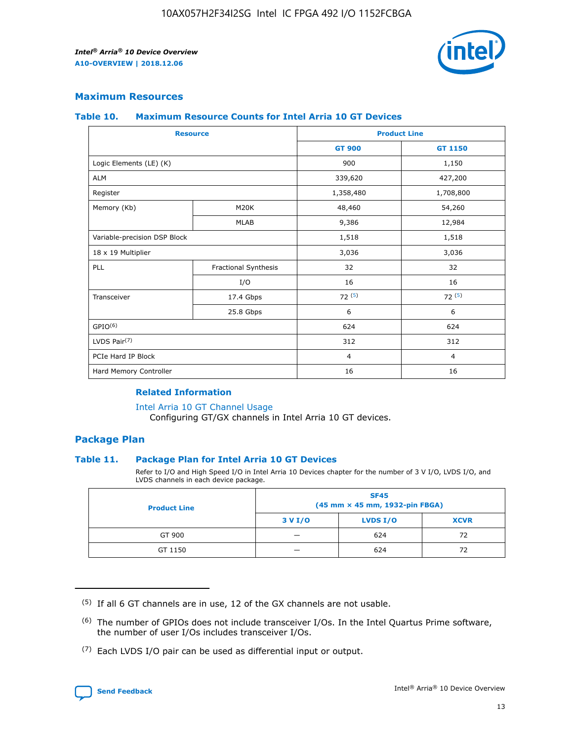## Maximum Resources

### Table 10. Maximum Resource Counts for Intel Arria 10 GT Devices

| Resource | | Product Line | |
|---|---|---|---|
| | | GT 900 | GT 1150 |
| Logic Elements (LE) (K) | | 900 | 1,150 |
| ALM | | 339,620 | 427,200 |
| Register | | 1,358,480 | 1,708,800 |
| Memory (Kb) | M20K | 48,460 | 54,260 |
| | MLAB | 9,386 | 12,984 |
| Variable-precision DSP Block | | 1,518 | 1,518 |
| 18 x 19 Multiplier | | 3,036 | 3,036 |
| PLL | Fractional Synthesis | 32 | 32 |
| | I/O | 16 | 16 |
| Transceiver | 17.4 Gbps | 72 (5) | 72 (5) |
| | 25.8 Gbps | 6 | 6 |
| GPIO(6) | | 624 | 624 |
| LVDS Pair(7) | | 312 | 312 |
| PCIe Hard IP Block | | 4 | 4 |
| Hard Memory Controller | | 16 | 16 |

### Related Information

Intel Arria 10 GT Channel Usage
Configuring GT/GX channels in Intel Arria 10 GT devices.

## Package Plan

### Table 11. Package Plan for Intel Arria 10 GT Devices

Refer to I/O and High Speed I/O in Intel Arria 10 Devices chapter for the number of 3 V I/O, LVDS I/O, and LVDS channels in each device package.

| Product Line | SF45 (45 mm × 45 mm, 1932-pin FBGA) | | |
|---|---|---|---|
| | 3 V I/O | LVDS I/O | XCVR |
| GT 900 | — | 624 | 72 |
| GT 1150 | — | 624 | 72 |

(5) If all 6 GT channels are in use, 12 of the GX channels are not usable.

(6) The number of GPIOs does not include transceiver I/Os. In the Intel Quartus Prime software, the number of user I/Os includes transceiver I/Os.

(7) Each LVDS I/O pair can be used as differential input or output.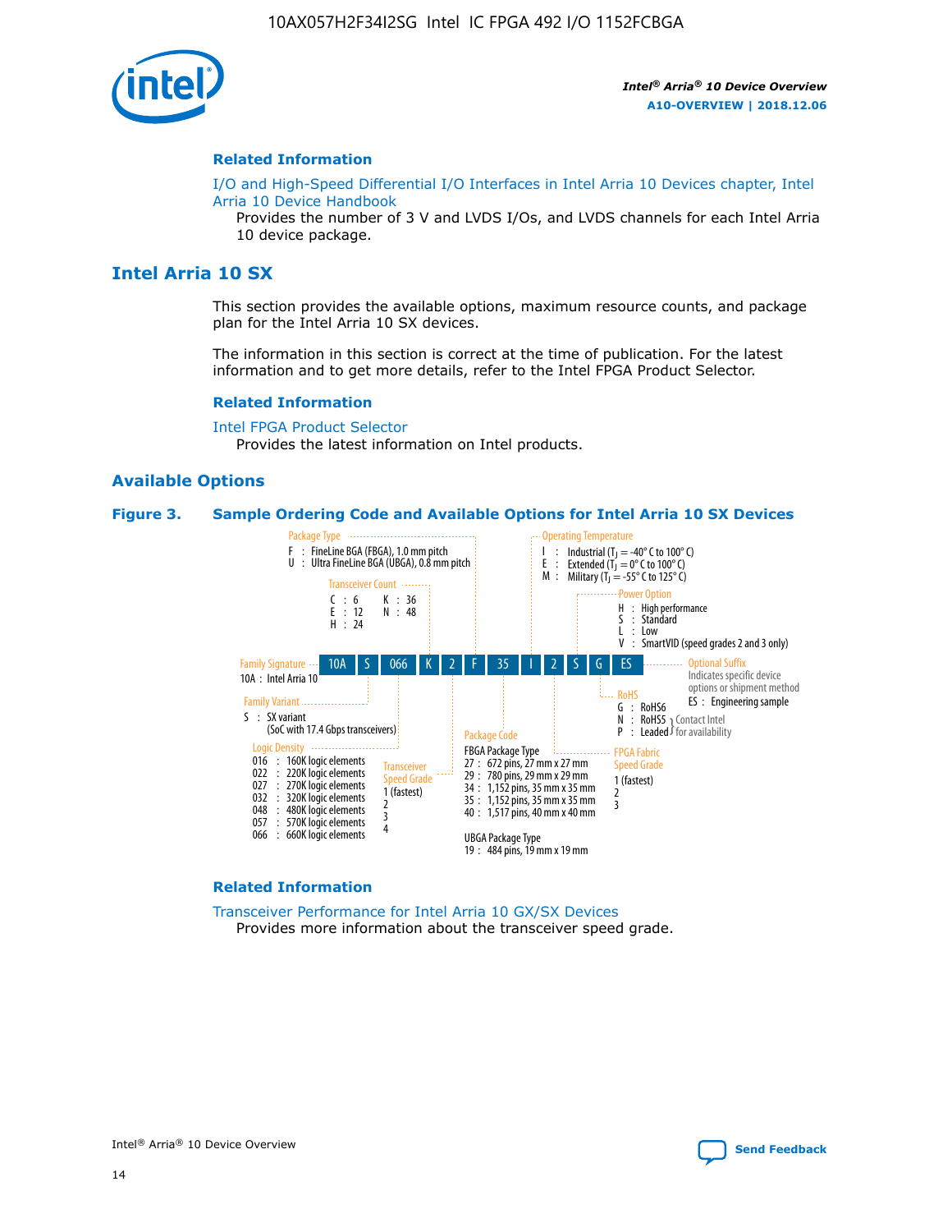## Related Information

I/O and High-Speed Differential I/O Interfaces in Intel Arria 10 Devices chapter, Intel Arria 10 Device Handbook

Provides the number of 3 V and LVDS I/Os, and LVDS channels for each Intel Arria 10 device package.

# Intel Arria 10 SX

This section provides the available options, maximum resource counts, and package plan for the Intel Arria 10 SX devices.

The information in this section is correct at the time of publication. For the latest information and to get more details, refer to the Intel FPGA Product Selector.

## Related Information

Intel FPGA Product Selector

Provides the latest information on Intel products.

## Available Options

**Figure 3. Sample Ordering Code and Available Options for Intel Arria 10 SX Devices**

Sample ordering code: 10A S 066 K 2 F 35 I 2 S G ES

- **Family Signature**
  - 10A : Intel Arria 10
- **Family Variant**
  - S : SX variant (SoC with 17.4 Gbps transceivers)
- **Logic Density**
  - 016 : 160K logic elements
  - 022 : 220K logic elements
  - 027 : 270K logic elements
  - 032 : 320K logic elements
  - 048 : 480K logic elements
  - 057 : 570K logic elements
  - 066 : 660K logic elements
- **Transceiver Count**
  - C : 6
  - E : 12
  - H : 24
  - K : 36
  - N : 48
- **Transceiver Speed Grade**
  - 1 (fastest)
  - 2
  - 3
  - 4
- **Package Type**
  - F : FineLine BGA (FBGA), 1.0 mm pitch
  - U : Ultra FineLine BGA (UBGA), 0.8 mm pitch
- **Package Code**
  - FBGA Package Type
    - 27 : 672 pins, 27 mm x 27 mm
    - 29 : 780 pins, 29 mm x 29 mm
    - 34 : 1,152 pins, 35 mm x 35 mm
    - 35 : 1,152 pins, 35 mm x 35 mm
    - 40 : 1,517 pins, 40 mm x 40 mm
  - UBGA Package Type
    - 19 : 484 pins, 19 mm x 19 mm
- **Operating Temperature**
  - I : Industrial ($T_J$ = -40° C to 100° C)
  - E : Extended ($T_J$ = 0° C to 100° C)
  - M : Military ($T_J$ = -55° C to 125° C)
- **FPGA Fabric Speed Grade**
  - 1 (fastest)
  - 2
  - 3
- **Power Option**
  - H : High performance
  - S : Standard
  - L : Low
  - V : SmartVID (speed grades 2 and 3 only)
- **RoHS**
  - G : RoHS6
  - N : RoHS5 (Contact Intel for availability)
  - P : Leaded (Contact Intel for availability)
- **Optional Suffix**
  - Indicates specific device options or shipment method
  - ES : Engineering sample

## Related Information

Transceiver Performance for Intel Arria 10 GX/SX Devices

Provides more information about the transceiver speed grade.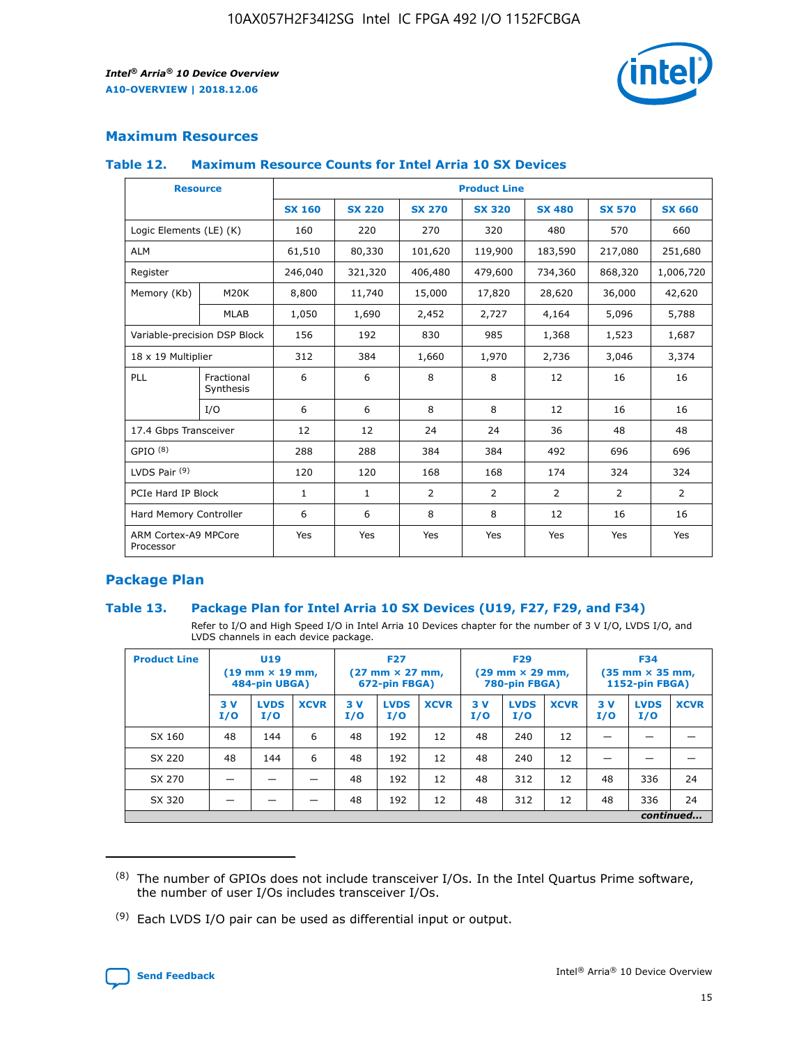## Maximum Resources

### Table 12. Maximum Resource Counts for Intel Arria 10 SX Devices

| Resource | | Product Line | | | | | | |
|---|---|---|---|---|---|---|---|---|
| | | SX 160 | SX 220 | SX 270 | SX 320 | SX 480 | SX 570 | SX 660 |
| Logic Elements (LE) (K) | | 160 | 220 | 270 | 320 | 480 | 570 | 660 |
| ALM | | 61,510 | 80,330 | 101,620 | 119,900 | 183,590 | 217,080 | 251,680 |
| Register | | 246,040 | 321,320 | 406,480 | 479,600 | 734,360 | 868,320 | 1,006,720 |
| Memory (Kb) | M20K | 8,800 | 11,740 | 15,000 | 17,820 | 28,620 | 36,000 | 42,620 |
| | MLAB | 1,050 | 1,690 | 2,452 | 2,727 | 4,164 | 5,096 | 5,788 |
| Variable-precision DSP Block | | 156 | 192 | 830 | 985 | 1,368 | 1,523 | 1,687 |
| 18 x 19 Multiplier | | 312 | 384 | 1,660 | 1,970 | 2,736 | 3,046 | 3,374 |
| PLL | Fractional Synthesis | 6 | 6 | 8 | 8 | 12 | 16 | 16 |
| | I/O | 6 | 6 | 8 | 8 | 12 | 16 | 16 |
| 17.4 Gbps Transceiver | | 12 | 12 | 24 | 24 | 36 | 48 | 48 |
| GPIO [8] | | 288 | 288 | 384 | 384 | 492 | 696 | 696 |
| LVDS Pair [9] | | 120 | 120 | 168 | 168 | 174 | 324 | 324 |
| PCIe Hard IP Block | | 1 | 1 | 2 | 2 | 2 | 2 | 2 |
| Hard Memory Controller | | 6 | 6 | 8 | 8 | 12 | 16 | 16 |
| ARM Cortex-A9 MPCore Processor | | Yes | Yes | Yes | Yes | Yes | Yes | Yes |

## Package Plan

### Table 13. Package Plan for Intel Arria 10 SX Devices (U19, F27, F29, and F34)

Refer to I/O and High Speed I/O in Intel Arria 10 Devices chapter for the number of 3 V I/O, LVDS I/O, and LVDS channels in each device package.

| Product Line | U19 (19 mm × 19 mm, 484-pin UBGA) | | | F27 (27 mm × 27 mm, 672-pin FBGA) | | | F29 (29 mm × 29 mm, 780-pin FBGA) | | | F34 (35 mm × 35 mm, 1152-pin FBGA) | | |
|---|---|---|---|---|---|---|---|---|---|---|---|---|
| | 3 V I/O | LVDS I/O | XCVR | 3 V I/O | LVDS I/O | XCVR | 3 V I/O | LVDS I/O | XCVR | 3 V I/O | LVDS I/O | XCVR |
| SX 160 | 48 | 144 | 6 | 48 | 192 | 12 | 48 | 240 | 12 | — | — | — |
| SX 220 | 48 | 144 | 6 | 48 | 192 | 12 | 48 | 240 | 12 | — | — | — |
| SX 270 | — | — | — | 48 | 192 | 12 | 48 | 312 | 12 | 48 | 336 | 24 |
| SX 320 | — | — | — | 48 | 192 | 12 | 48 | 312 | 12 | 48 | 336 | 24 |

*continued...*

(8) The number of GPIOs does not include transceiver I/Os. In the Intel Quartus Prime software, the number of user I/Os includes transceiver I/Os.

(9) Each LVDS I/O pair can be used as differential input or output.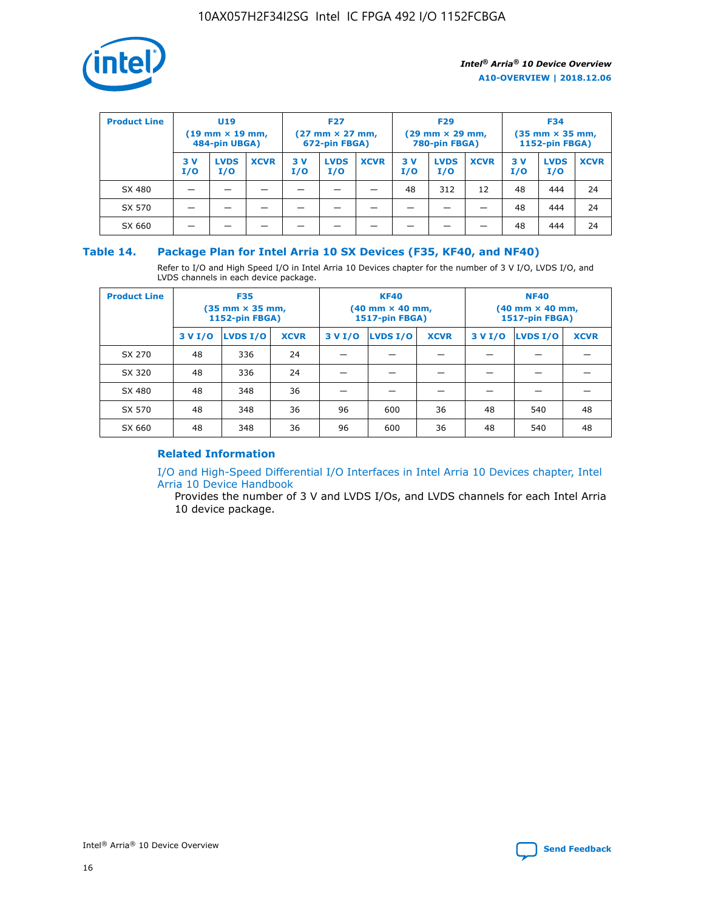| Product Line | U19 (19 mm × 19 mm, 484-pin UBGA) | | | F27 (27 mm × 27 mm, 672-pin FBGA) | | | F29 (29 mm × 29 mm, 780-pin FBGA) | | | F34 (35 mm × 35 mm, 1152-pin FBGA) | | |
|---|---|---|---|---|---|---|---|---|---|---|---|---|
| | 3 V I/O | LVDS I/O | XCVR | 3 V I/O | LVDS I/O | XCVR | 3 V I/O | LVDS I/O | XCVR | 3 V I/O | LVDS I/O | XCVR |
| SX 480 | — | — | — | — | — | — | 48 | 312 | 12 | 48 | 444 | 24 |
| SX 570 | — | — | — | — | — | — | — | — | — | 48 | 444 | 24 |
| SX 660 | — | — | — | — | — | — | — | — | — | 48 | 444 | 24 |

### Table 14. Package Plan for Intel Arria 10 SX Devices (F35, KF40, and NF40)

Refer to I/O and High Speed I/O in Intel Arria 10 Devices chapter for the number of 3 V I/O, LVDS I/O, and LVDS channels in each device package.

| Product Line | F35 (35 mm × 35 mm, 1152-pin FBGA) | | | KF40 (40 mm × 40 mm, 1517-pin FBGA) | | | NF40 (40 mm × 40 mm, 1517-pin FBGA) | | |
|---|---|---|---|---|---|---|---|---|---|
| | 3 V I/O | LVDS I/O | XCVR | 3 V I/O | LVDS I/O | XCVR | 3 V I/O | LVDS I/O | XCVR |
| SX 270 | 48 | 336 | 24 | — | — | — | — | — | — |
| SX 320 | 48 | 336 | 24 | — | — | — | — | — | — |
| SX 480 | 48 | 348 | 36 | — | — | — | — | — | — |
| SX 570 | 48 | 348 | 36 | 96 | 600 | 36 | 48 | 540 | 48 |
| SX 660 | 48 | 348 | 36 | 96 | 600 | 36 | 48 | 540 | 48 |

#### Related Information

I/O and High-Speed Differential I/O Interfaces in Intel Arria 10 Devices chapter, Intel Arria 10 Device Handbook

Provides the number of 3 V and LVDS I/Os, and LVDS channels for each Intel Arria 10 device package.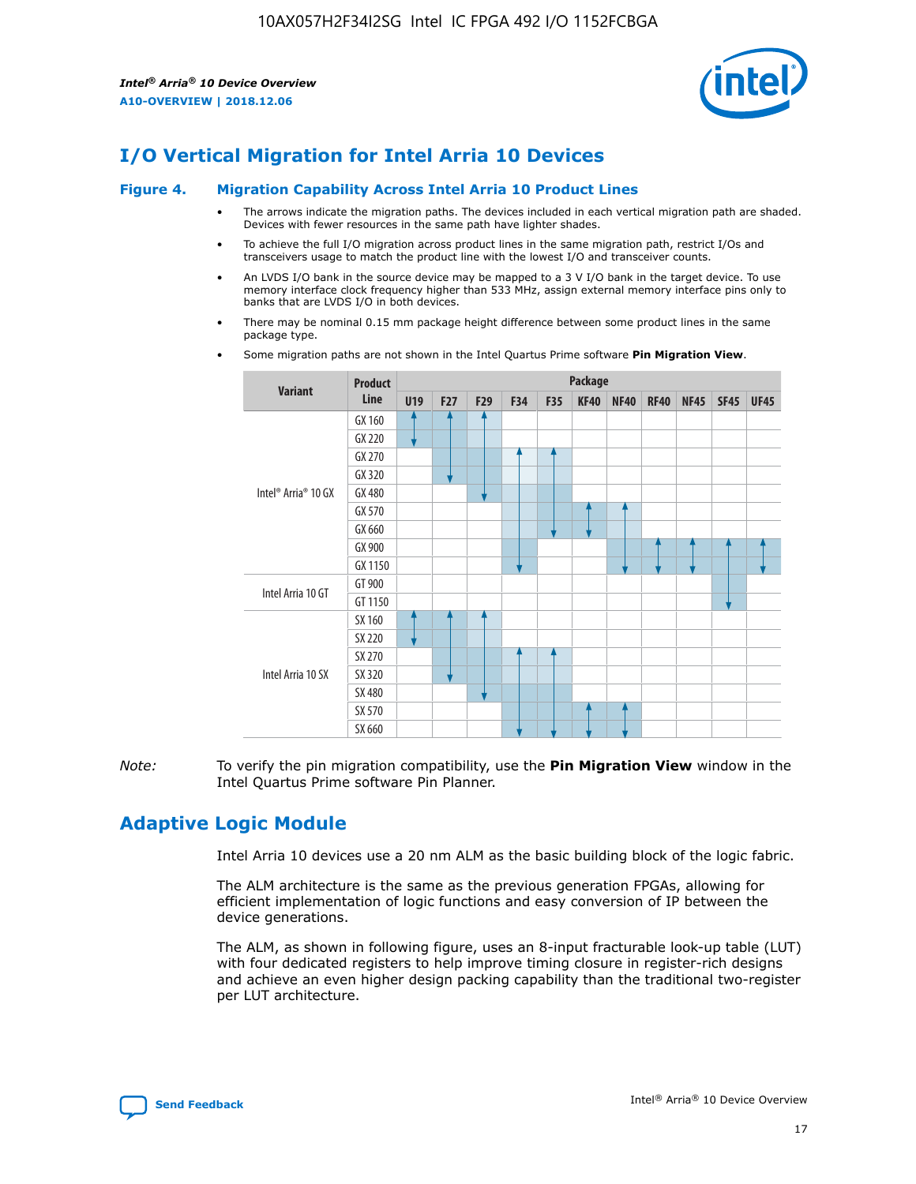# I/O Vertical Migration for Intel Arria 10 Devices

**Figure 4. Migration Capability Across Intel Arria 10 Product Lines**

- The arrows indicate the migration paths. The devices included in each vertical migration path are shaded. Devices with fewer resources in the same path have lighter shades.
- To achieve the full I/O migration across product lines in the same migration path, restrict I/Os and transceivers usage to match the product line with the lowest I/O and transceiver counts.
- An LVDS I/O bank in the source device may be mapped to a 3 V I/O bank in the target device. To use memory interface clock frequency higher than 533 MHz, assign external memory interface pins only to banks that are LVDS I/O in both devices.
- There may be nominal 0.15 mm package height difference between some product lines in the same package type.
- Some migration paths are not shown in the Intel Quartus Prime software **Pin Migration View**.

| Variant | Product Line | U19 | F27 | F29 | F34 | F35 | KF40 | NF40 | RF40 | NF45 | SF45 | UF45 |
|---|---|---|---|---|---|---|---|---|---|---|---|---|
| Intel® Arria® 10 GX | GX 160 | | | | | | | | | | | |
| | GX 220 | | | | | | | | | | | |
| | GX 270 | | | | | | | | | | | |
| | GX 320 | | | | | | | | | | | |
| | GX 480 | | | | | | | | | | | |
| | GX 570 | | | | | | | | | | | |
| | GX 660 | | | | | | | | | | | |
| | GX 900 | | | | | | | | | | | |
| | GX 1150 | | | | | | | | | | | |
| Intel Arria 10 GT | GT 900 | | | | | | | | | | | |
| | GT 1150 | | | | | | | | | | | |
| Intel Arria 10 SX | SX 160 | | | | | | | | | | | |
| | SX 220 | | | | | | | | | | | |
| | SX 270 | | | | | | | | | | | |
| | SX 320 | | | | | | | | | | | |
| | SX 480 | | | | | | | | | | | |
| | SX 570 | | | | | | | | | | | |
| | SX 660 | | | | | | | | | | | |

*Note:* To verify the pin migration compatibility, use the **Pin Migration View** window in the Intel Quartus Prime software Pin Planner.

# Adaptive Logic Module

Intel Arria 10 devices use a 20 nm ALM as the basic building block of the logic fabric.

The ALM architecture is the same as the previous generation FPGAs, allowing for efficient implementation of logic functions and easy conversion of IP between the device generations.

The ALM, as shown in following figure, uses an 8-input fracturable look-up table (LUT) with four dedicated registers to help improve timing closure in register-rich designs and achieve an even higher design packing capability than the traditional two-register per LUT architecture.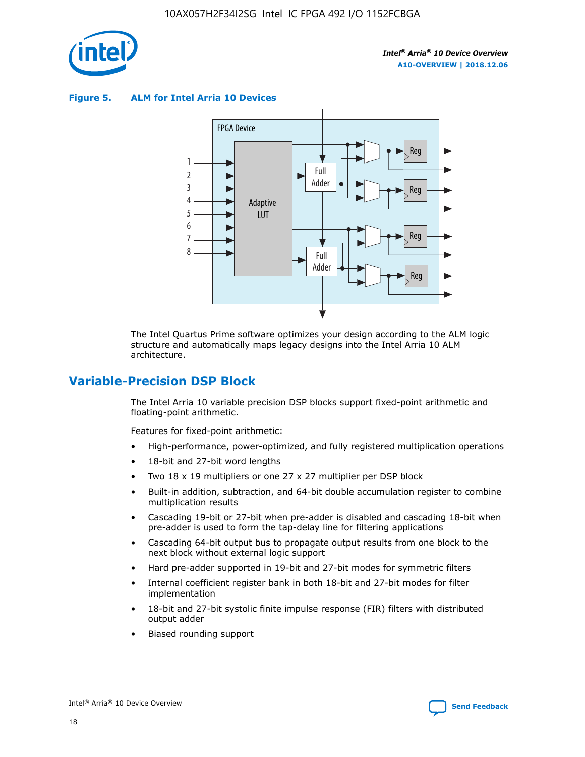**Figure 5. ALM for Intel Arria 10 Devices**

The Intel Quartus Prime software optimizes your design according to the ALM logic structure and automatically maps legacy designs into the Intel Arria 10 ALM architecture.

## Variable-Precision DSP Block

The Intel Arria 10 variable precision DSP blocks support fixed-point arithmetic and floating-point arithmetic.

Features for fixed-point arithmetic:

- High-performance, power-optimized, and fully registered multiplication operations
- 18-bit and 27-bit word lengths
- Two 18 x 19 multipliers or one 27 x 27 multiplier per DSP block
- Built-in addition, subtraction, and 64-bit double accumulation register to combine multiplication results
- Cascading 19-bit or 27-bit when pre-adder is disabled and cascading 18-bit when pre-adder is used to form the tap-delay line for filtering applications
- Cascading 64-bit output bus to propagate output results from one block to the next block without external logic support
- Hard pre-adder supported in 19-bit and 27-bit modes for symmetric filters
- Internal coefficient register bank in both 18-bit and 27-bit modes for filter implementation
- 18-bit and 27-bit systolic finite impulse response (FIR) filters with distributed output adder
- Biased rounding support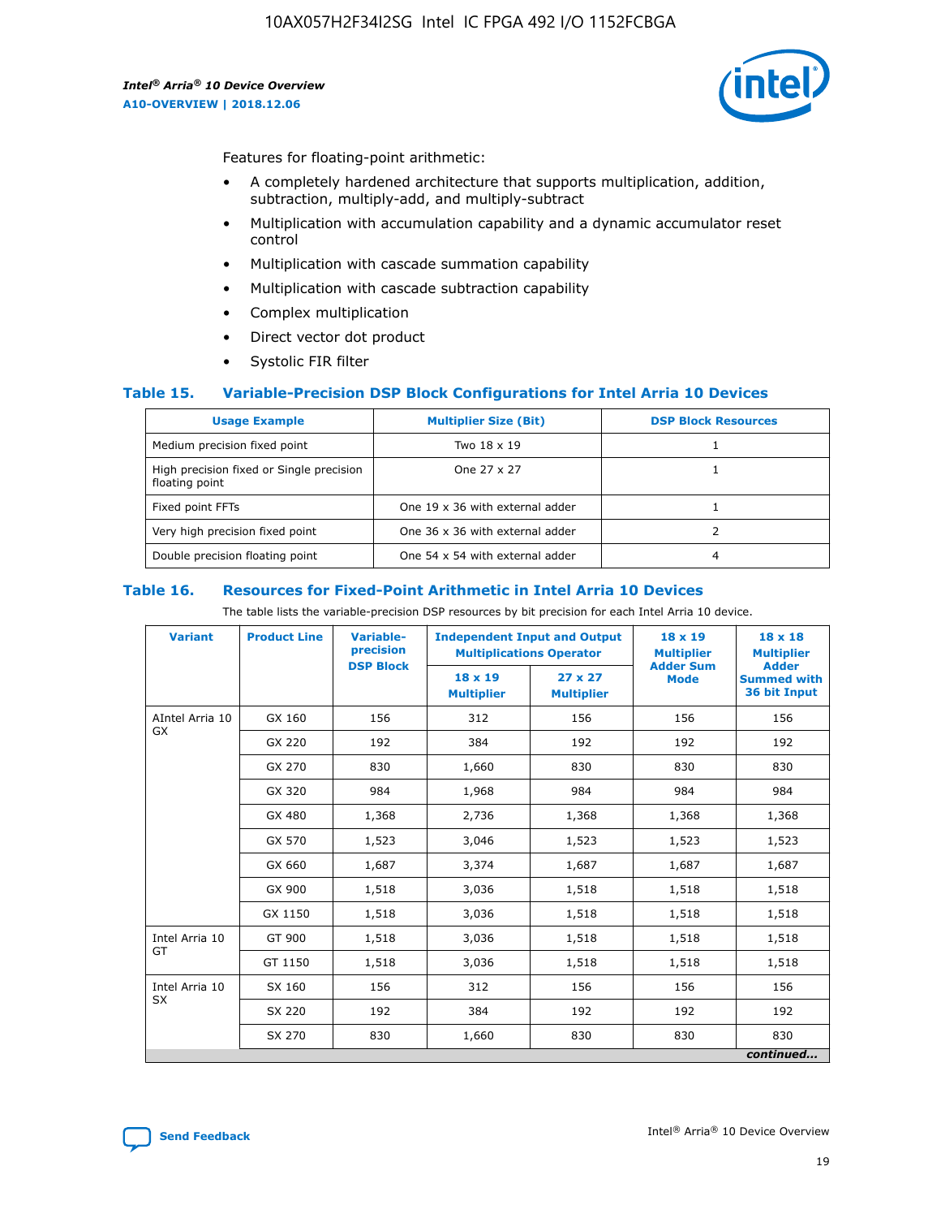Features for floating-point arithmetic:

- A completely hardened architecture that supports multiplication, addition, subtraction, multiply-add, and multiply-subtract
- Multiplication with accumulation capability and a dynamic accumulator reset control
- Multiplication with cascade summation capability
- Multiplication with cascade subtraction capability
- Complex multiplication
- Direct vector dot product
- Systolic FIR filter

### Table 15. Variable-Precision DSP Block Configurations for Intel Arria 10 Devices

| Usage Example | Multiplier Size (Bit) | DSP Block Resources |
|---|---|---|
| Medium precision fixed point | Two 18 x 19 | 1 |
| High precision fixed or Single precision floating point | One 27 x 27 | 1 |
| Fixed point FFTs | One 19 x 36 with external adder | 1 |
| Very high precision fixed point | One 36 x 36 with external adder | 2 |
| Double precision floating point | One 54 x 54 with external adder | 4 |

### Table 16. Resources for Fixed-Point Arithmetic in Intel Arria 10 Devices

The table lists the variable-precision DSP resources by bit precision for each Intel Arria 10 device.

| Variant | Product Line | Variable-precision DSP Block | Independent Input and Output Multiplications Operator | | 18 x 19 Multiplier Adder Sum Mode | 18 x 18 Multiplier Adder Summed with 36 bit Input |
|---|---|---|---|---|---|---|
| | | | 18 x 19 Multiplier | 27 x 27 Multiplier | | |
| AIntel Arria 10 GX | GX 160 | 156 | 312 | 156 | 156 | 156 |
| | GX 220 | 192 | 384 | 192 | 192 | 192 |
| | GX 270 | 830 | 1,660 | 830 | 830 | 830 |
| | GX 320 | 984 | 1,968 | 984 | 984 | 984 |
| | GX 480 | 1,368 | 2,736 | 1,368 | 1,368 | 1,368 |
| | GX 570 | 1,523 | 3,046 | 1,523 | 1,523 | 1,523 |
| | GX 660 | 1,687 | 3,374 | 1,687 | 1,687 | 1,687 |
| | GX 900 | 1,518 | 3,036 | 1,518 | 1,518 | 1,518 |
| | GX 1150 | 1,518 | 3,036 | 1,518 | 1,518 | 1,518 |
| Intel Arria 10 GT | GT 900 | 1,518 | 3,036 | 1,518 | 1,518 | 1,518 |
| | GT 1150 | 1,518 | 3,036 | 1,518 | 1,518 | 1,518 |
| Intel Arria 10 SX | SX 160 | 156 | 312 | 156 | 156 | 156 |
| | SX 220 | 192 | 384 | 192 | 192 | 192 |
| | SX 270 | 830 | 1,660 | 830 | 830 | 830 |

*continued...*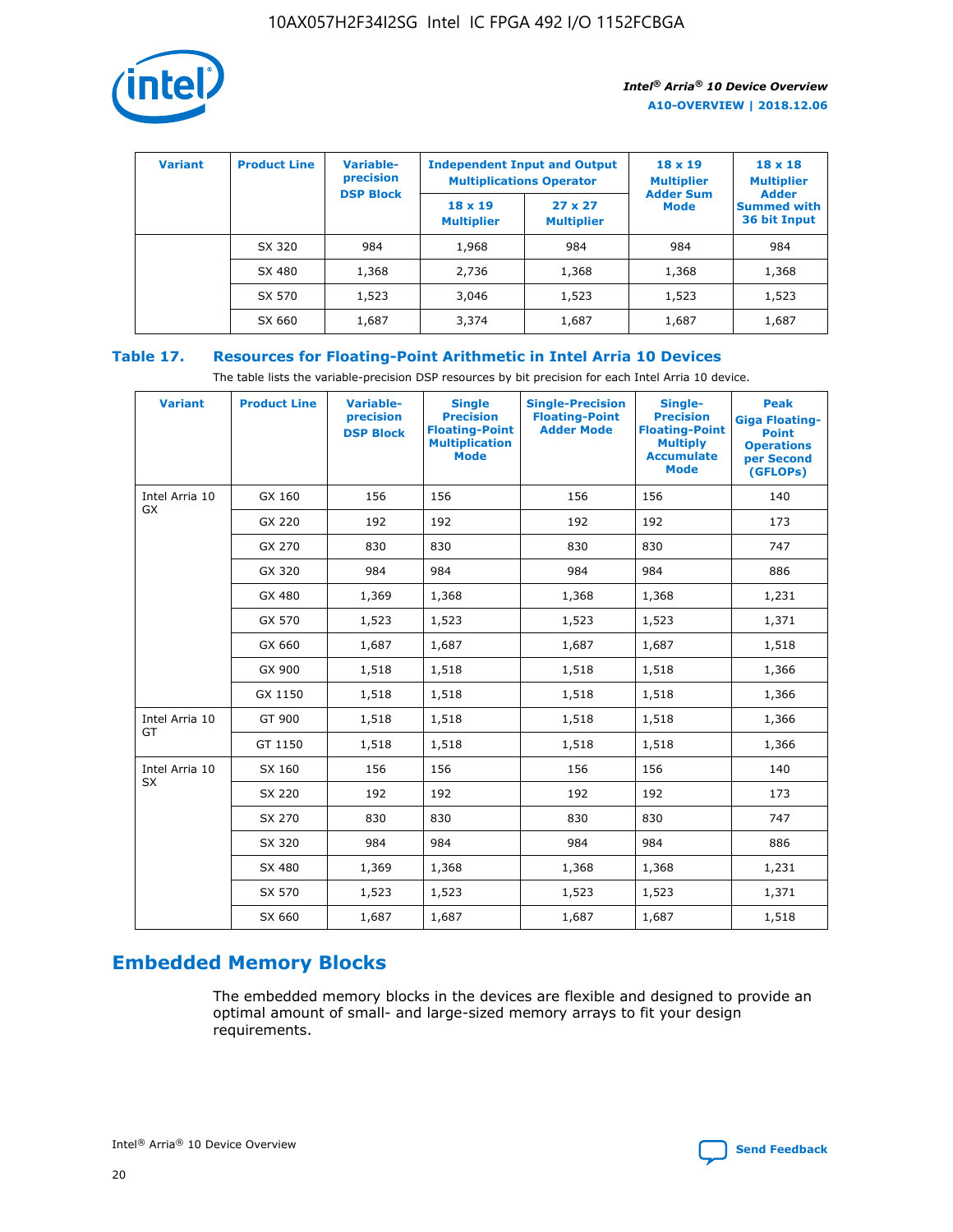| Variant | Product Line | Variable-precision DSP Block | Independent Input and Output Multiplications Operator | | 18 x 19 Multiplier Adder Sum Mode | 18 x 18 Multiplier Adder Summed with 36 bit Input |
|---|---|---|---|---|---|---|
| | | | 18 x 19 Multiplier | 27 x 27 Multiplier | | |
| | SX 320 | 984 | 1,968 | 984 | 984 | 984 |
| | SX 480 | 1,368 | 2,736 | 1,368 | 1,368 | 1,368 |
| | SX 570 | 1,523 | 3,046 | 1,523 | 1,523 | 1,523 |
| | SX 660 | 1,687 | 3,374 | 1,687 | 1,687 | 1,687 |

## Table 17. Resources for Floating-Point Arithmetic in Intel Arria 10 Devices

The table lists the variable-precision DSP resources by bit precision for each Intel Arria 10 device.

| Variant | Product Line | Variable-precision DSP Block | Single Precision Floating-Point Multiplication Mode | Single-Precision Floating-Point Adder Mode | Single-Precision Floating-Point Multiply Accumulate Mode | Peak Giga Floating-Point Operations per Second (GFLOPs) |
|---|---|---|---|---|---|---|
| Intel Arria 10 GX | GX 160 | 156 | 156 | 156 | 156 | 140 |
| | GX 220 | 192 | 192 | 192 | 192 | 173 |
| | GX 270 | 830 | 830 | 830 | 830 | 747 |
| | GX 320 | 984 | 984 | 984 | 984 | 886 |
| | GX 480 | 1,369 | 1,368 | 1,368 | 1,368 | 1,231 |
| | GX 570 | 1,523 | 1,523 | 1,523 | 1,523 | 1,371 |
| | GX 660 | 1,687 | 1,687 | 1,687 | 1,687 | 1,518 |
| | GX 900 | 1,518 | 1,518 | 1,518 | 1,518 | 1,366 |
| | GX 1150 | 1,518 | 1,518 | 1,518 | 1,518 | 1,366 |
| Intel Arria 10 GT | GT 900 | 1,518 | 1,518 | 1,518 | 1,518 | 1,366 |
| | GT 1150 | 1,518 | 1,518 | 1,518 | 1,518 | 1,366 |
| Intel Arria 10 SX | SX 160 | 156 | 156 | 156 | 156 | 140 |
| | SX 220 | 192 | 192 | 192 | 192 | 173 |
| | SX 270 | 830 | 830 | 830 | 830 | 747 |
| | SX 320 | 984 | 984 | 984 | 984 | 886 |
| | SX 480 | 1,369 | 1,368 | 1,368 | 1,368 | 1,231 |
| | SX 570 | 1,523 | 1,523 | 1,523 | 1,523 | 1,371 |
| | SX 660 | 1,687 | 1,687 | 1,687 | 1,687 | 1,518 |

# Embedded Memory Blocks

The embedded memory blocks in the devices are flexible and designed to provide an optimal amount of small- and large-sized memory arrays to fit your design requirements.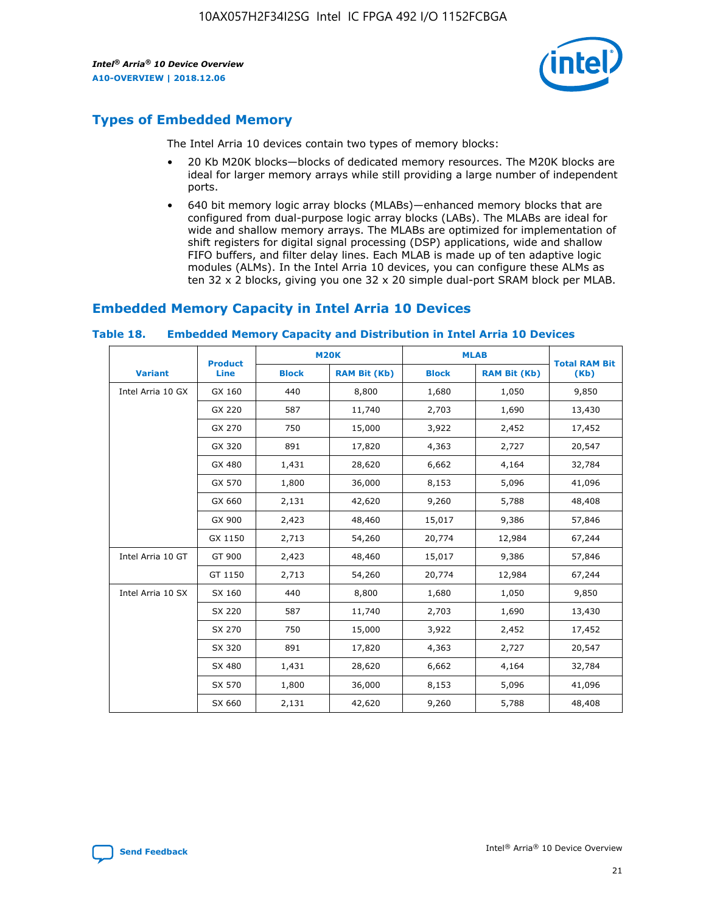## Types of Embedded Memory

The Intel Arria 10 devices contain two types of memory blocks:

- 20 Kb M20K blocks—blocks of dedicated memory resources. The M20K blocks are ideal for larger memory arrays while still providing a large number of independent ports.
- 640 bit memory logic array blocks (MLABs)—enhanced memory blocks that are configured from dual-purpose logic array blocks (LABs). The MLABs are ideal for wide and shallow memory arrays. The MLABs are optimized for implementation of shift registers for digital signal processing (DSP) applications, wide and shallow FIFO buffers, and filter delay lines. Each MLAB is made up of ten adaptive logic modules (ALMs). In the Intel Arria 10 devices, you can configure these ALMs as ten 32 x 2 blocks, giving you one 32 x 20 simple dual-port SRAM block per MLAB.

## Embedded Memory Capacity in Intel Arria 10 Devices

**Table 18. Embedded Memory Capacity and Distribution in Intel Arria 10 Devices**

| Variant | Product Line | M20K | | MLAB | | Total RAM Bit (Kb) |
|---|---|---|---|---|---|---|
| | | Block | RAM Bit (Kb) | Block | RAM Bit (Kb) | |
| Intel Arria 10 GX | GX 160 | 440 | 8,800 | 1,680 | 1,050 | 9,850 |
| | GX 220 | 587 | 11,740 | 2,703 | 1,690 | 13,430 |
| | GX 270 | 750 | 15,000 | 3,922 | 2,452 | 17,452 |
| | GX 320 | 891 | 17,820 | 4,363 | 2,727 | 20,547 |
| | GX 480 | 1,431 | 28,620 | 6,662 | 4,164 | 32,784 |
| | GX 570 | 1,800 | 36,000 | 8,153 | 5,096 | 41,096 |
| | GX 660 | 2,131 | 42,620 | 9,260 | 5,788 | 48,408 |
| | GX 900 | 2,423 | 48,460 | 15,017 | 9,386 | 57,846 |
| | GX 1150 | 2,713 | 54,260 | 20,774 | 12,984 | 67,244 |
| Intel Arria 10 GT | GT 900 | 2,423 | 48,460 | 15,017 | 9,386 | 57,846 |
| | GT 1150 | 2,713 | 54,260 | 20,774 | 12,984 | 67,244 |
| Intel Arria 10 SX | SX 160 | 440 | 8,800 | 1,680 | 1,050 | 9,850 |
| | SX 220 | 587 | 11,740 | 2,703 | 1,690 | 13,430 |
| | SX 270 | 750 | 15,000 | 3,922 | 2,452 | 17,452 |
| | SX 320 | 891 | 17,820 | 4,363 | 2,727 | 20,547 |
| | SX 480 | 1,431 | 28,620 | 6,662 | 4,164 | 32,784 |
| | SX 570 | 1,800 | 36,000 | 8,153 | 5,096 | 41,096 |
| | SX 660 | 2,131 | 42,620 | 9,260 | 5,788 | 48,408 |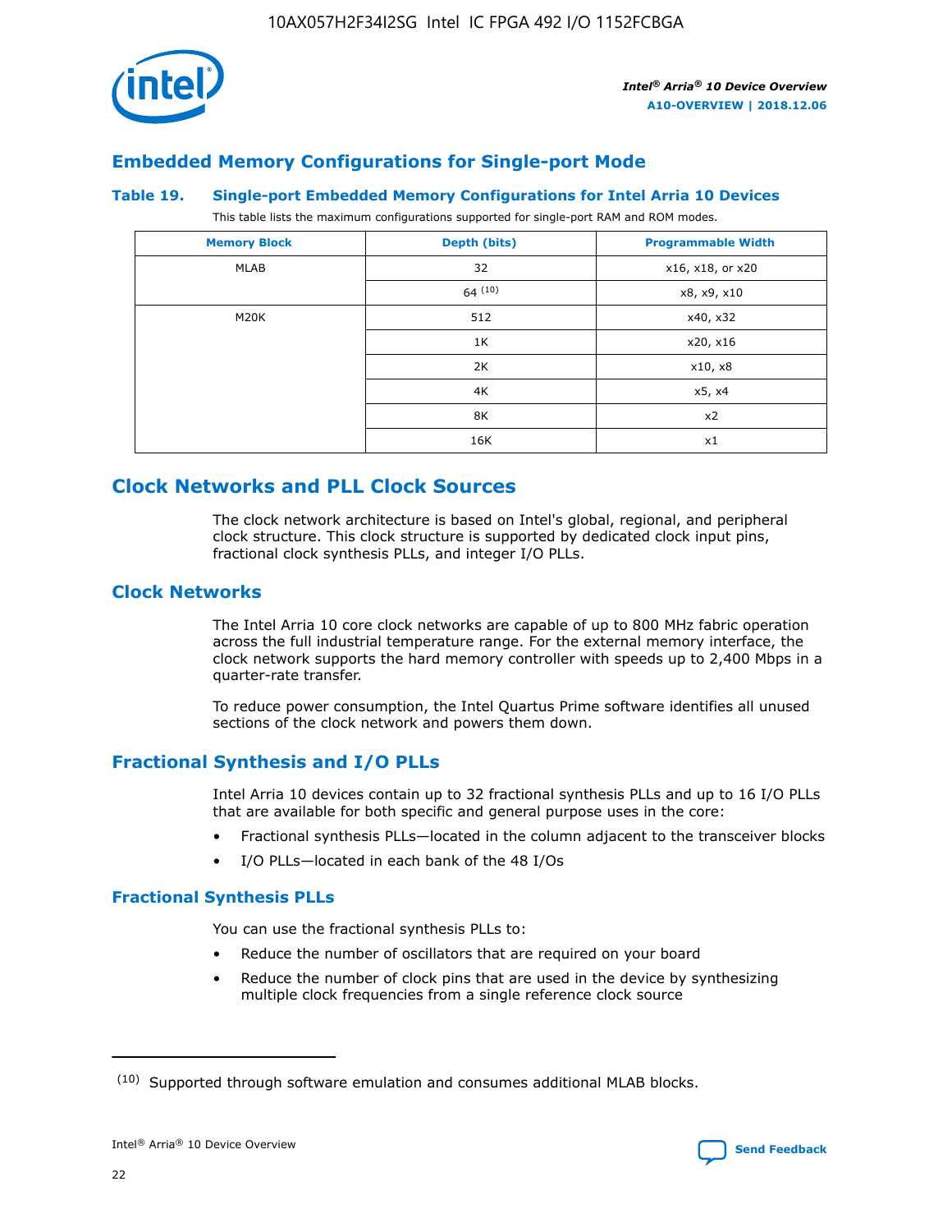## Embedded Memory Configurations for Single-port Mode

### Table 19. Single-port Embedded Memory Configurations for Intel Arria 10 Devices

This table lists the maximum configurations supported for single-port RAM and ROM modes.

| Memory Block | Depth (bits) | Programmable Width |
| --- | --- | --- |
| MLAB | 32 | x16, x18, or x20 |
| | 64 [10] | x8, x9, x10 |
| M20K | 512 | x40, x32 |
| | 1K | x20, x16 |
| | 2K | x10, x8 |
| | 4K | x5, x4 |
| | 8K | x2 |
| | 16K | x1 |

## Clock Networks and PLL Clock Sources

The clock network architecture is based on Intel's global, regional, and peripheral clock structure. This clock structure is supported by dedicated clock input pins, fractional clock synthesis PLLs, and integer I/O PLLs.

## Clock Networks

The Intel Arria 10 core clock networks are capable of up to 800 MHz fabric operation across the full industrial temperature range. For the external memory interface, the clock network supports the hard memory controller with speeds up to 2,400 Mbps in a quarter-rate transfer.

To reduce power consumption, the Intel Quartus Prime software identifies all unused sections of the clock network and powers them down.

## Fractional Synthesis and I/O PLLs

Intel Arria 10 devices contain up to 32 fractional synthesis PLLs and up to 16 I/O PLLs that are available for both specific and general purpose uses in the core:

- Fractional synthesis PLLs—located in the column adjacent to the transceiver blocks
- I/O PLLs—located in each bank of the 48 I/Os

### Fractional Synthesis PLLs

You can use the fractional synthesis PLLs to:

- Reduce the number of oscillators that are required on your board
- Reduce the number of clock pins that are used in the device by synthesizing multiple clock frequencies from a single reference clock source

(10) Supported through software emulation and consumes additional MLAB blocks.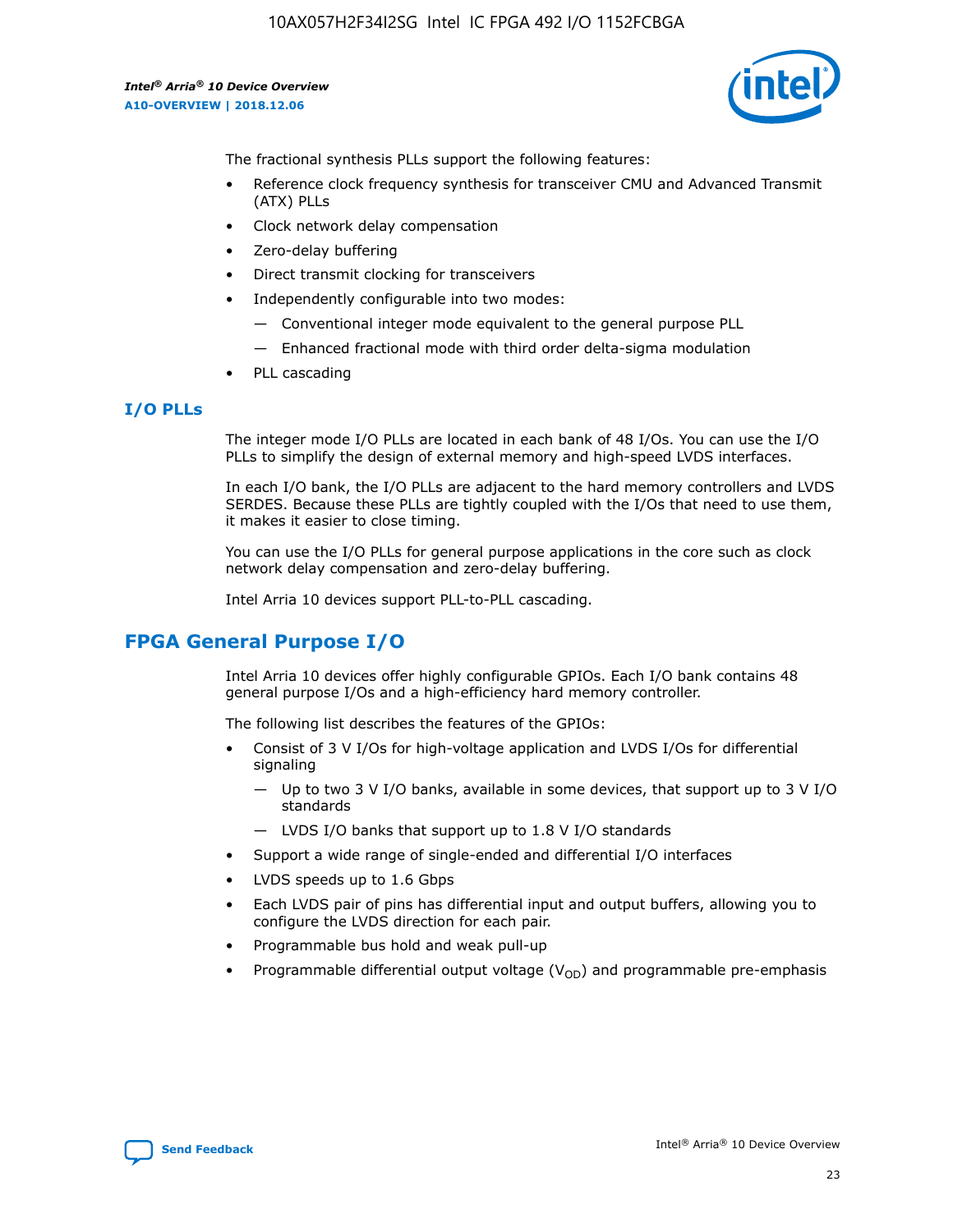The fractional synthesis PLLs support the following features:

- Reference clock frequency synthesis for transceiver CMU and Advanced Transmit (ATX) PLLs
- Clock network delay compensation
- Zero-delay buffering
- Direct transmit clocking for transceivers
- Independently configurable into two modes:
  - — Conventional integer mode equivalent to the general purpose PLL
  - — Enhanced fractional mode with third order delta-sigma modulation
- PLL cascading

### I/O PLLs

The integer mode I/O PLLs are located in each bank of 48 I/Os. You can use the I/O PLLs to simplify the design of external memory and high-speed LVDS interfaces.

In each I/O bank, the I/O PLLs are adjacent to the hard memory controllers and LVDS SERDES. Because these PLLs are tightly coupled with the I/Os that need to use them, it makes it easier to close timing.

You can use the I/O PLLs for general purpose applications in the core such as clock network delay compensation and zero-delay buffering.

Intel Arria 10 devices support PLL-to-PLL cascading.

## FPGA General Purpose I/O

Intel Arria 10 devices offer highly configurable GPIOs. Each I/O bank contains 48 general purpose I/Os and a high-efficiency hard memory controller.

The following list describes the features of the GPIOs:

- Consist of 3 V I/Os for high-voltage application and LVDS I/Os for differential signaling
  - — Up to two 3 V I/O banks, available in some devices, that support up to 3 V I/O standards
  - — LVDS I/O banks that support up to 1.8 V I/O standards
- Support a wide range of single-ended and differential I/O interfaces
- LVDS speeds up to 1.6 Gbps
- Each LVDS pair of pins has differential input and output buffers, allowing you to configure the LVDS direction for each pair.
- Programmable bus hold and weak pull-up
- Programmable differential output voltage ($V_{OD}$) and programmable pre-emphasis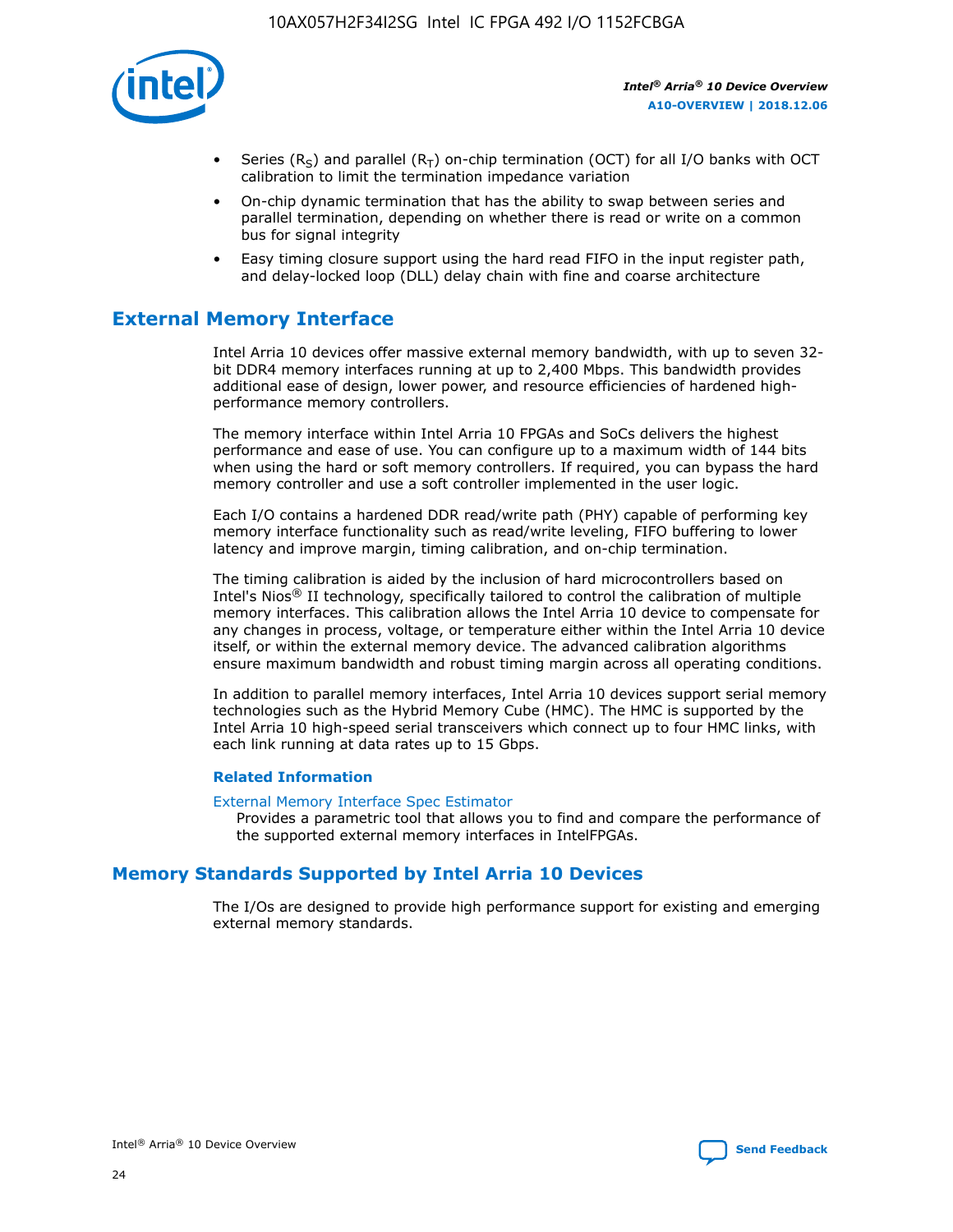- Series ($R_S$) and parallel ($R_T$) on-chip termination (OCT) for all I/O banks with OCT calibration to limit the termination impedance variation
- On-chip dynamic termination that has the ability to swap between series and parallel termination, depending on whether there is read or write on a common bus for signal integrity
- Easy timing closure support using the hard read FIFO in the input register path, and delay-locked loop (DLL) delay chain with fine and coarse architecture

## External Memory Interface

Intel Arria 10 devices offer massive external memory bandwidth, with up to seven 32-bit DDR4 memory interfaces running at up to 2,400 Mbps. This bandwidth provides additional ease of design, lower power, and resource efficiencies of hardened high-performance memory controllers.

The memory interface within Intel Arria 10 FPGAs and SoCs delivers the highest performance and ease of use. You can configure up to a maximum width of 144 bits when using the hard or soft memory controllers. If required, you can bypass the hard memory controller and use a soft controller implemented in the user logic.

Each I/O contains a hardened DDR read/write path (PHY) capable of performing key memory interface functionality such as read/write leveling, FIFO buffering to lower latency and improve margin, timing calibration, and on-chip termination.

The timing calibration is aided by the inclusion of hard microcontrollers based on Intel's Nios® II technology, specifically tailored to control the calibration of multiple memory interfaces. This calibration allows the Intel Arria 10 device to compensate for any changes in process, voltage, or temperature either within the Intel Arria 10 device itself, or within the external memory device. The advanced calibration algorithms ensure maximum bandwidth and robust timing margin across all operating conditions.

In addition to parallel memory interfaces, Intel Arria 10 devices support serial memory technologies such as the Hybrid Memory Cube (HMC). The HMC is supported by the Intel Arria 10 high-speed serial transceivers which connect up to four HMC links, with each link running at data rates up to 15 Gbps.

### Related Information

External Memory Interface Spec Estimator
Provides a parametric tool that allows you to find and compare the performance of the supported external memory interfaces in IntelFPGAs.

## Memory Standards Supported by Intel Arria 10 Devices

The I/Os are designed to provide high performance support for existing and emerging external memory standards.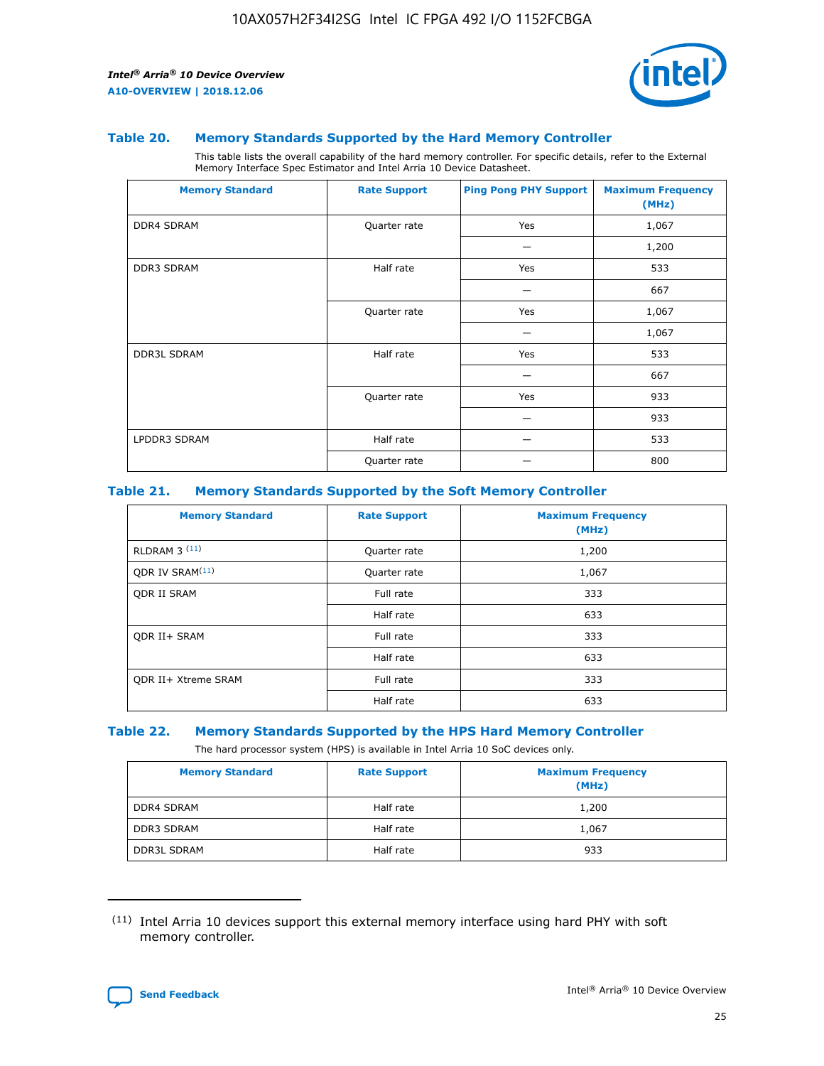## Table 20. Memory Standards Supported by the Hard Memory Controller

This table lists the overall capability of the hard memory controller. For specific details, refer to the External Memory Interface Spec Estimator and Intel Arria 10 Device Datasheet.

| Memory Standard | Rate Support | Ping Pong PHY Support | Maximum Frequency (MHz) |
|---|---|---|---|
| DDR4 SDRAM | Quarter rate | Yes | 1,067 |
| | | — | 1,200 |
| DDR3 SDRAM | Half rate | Yes | 533 |
| | | — | 667 |
| | Quarter rate | Yes | 1,067 |
| | | — | 1,067 |
| DDR3L SDRAM | Half rate | Yes | 533 |
| | | — | 667 |
| | Quarter rate | Yes | 933 |
| | | — | 933 |
| LPDDR3 SDRAM | Half rate | — | 533 |
| | Quarter rate | — | 800 |

## Table 21. Memory Standards Supported by the Soft Memory Controller

| Memory Standard | Rate Support | Maximum Frequency (MHz) |
|---|---|---|
| RLDRAM 3 [11] | Quarter rate | 1,200 |
| QDR IV SRAM[11] | Quarter rate | 1,067 |
| QDR II SRAM | Full rate | 333 |
| | Half rate | 633 |
| QDR II+ SRAM | Full rate | 333 |
| | Half rate | 633 |
| QDR II+ Xtreme SRAM | Full rate | 333 |
| | Half rate | 633 |

## Table 22. Memory Standards Supported by the HPS Hard Memory Controller

The hard processor system (HPS) is available in Intel Arria 10 SoC devices only.

| Memory Standard | Rate Support | Maximum Frequency (MHz) |
|---|---|---|
| DDR4 SDRAM | Half rate | 1,200 |
| DDR3 SDRAM | Half rate | 1,067 |
| DDR3L SDRAM | Half rate | 933 |

[11] Intel Arria 10 devices support this external memory interface using hard PHY with soft memory controller.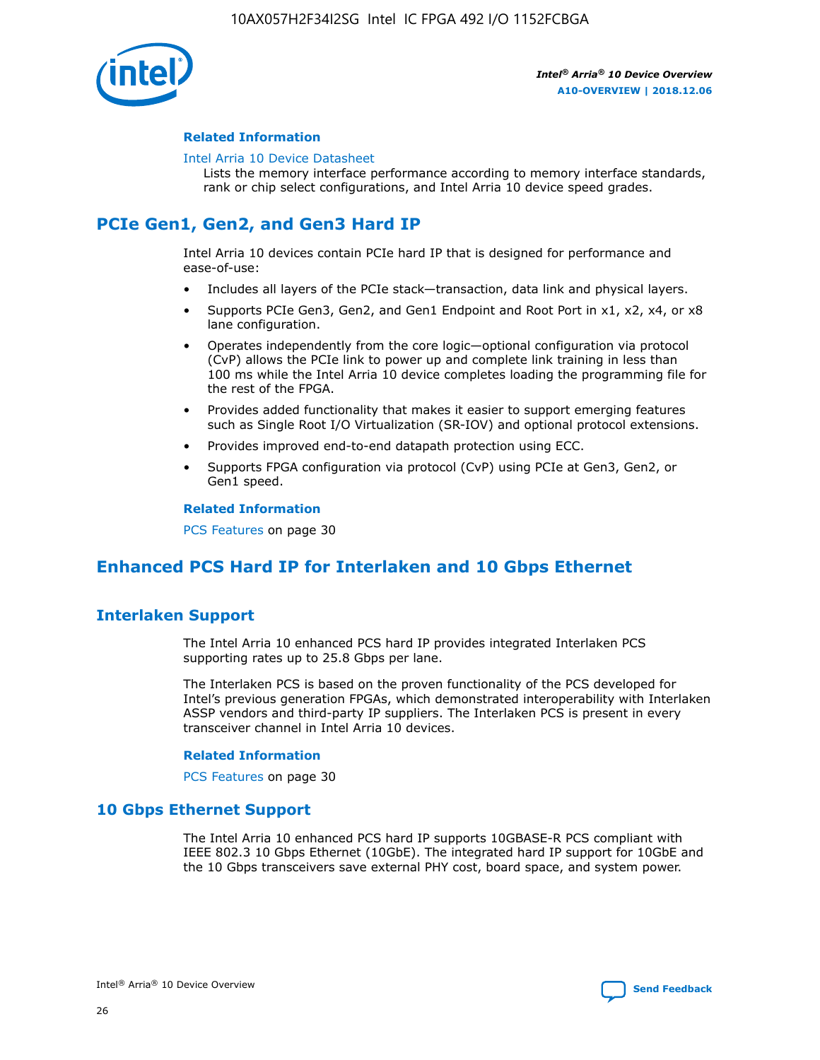#### Related Information

Intel Arria 10 Device Datasheet
Lists the memory interface performance according to memory interface standards, rank or chip select configurations, and Intel Arria 10 device speed grades.

## PCIe Gen1, Gen2, and Gen3 Hard IP

Intel Arria 10 devices contain PCIe hard IP that is designed for performance and ease-of-use:

- Includes all layers of the PCIe stack—transaction, data link and physical layers.
- Supports PCIe Gen3, Gen2, and Gen1 Endpoint and Root Port in x1, x2, x4, or x8 lane configuration.
- Operates independently from the core logic—optional configuration via protocol (CvP) allows the PCIe link to power up and complete link training in less than 100 ms while the Intel Arria 10 device completes loading the programming file for the rest of the FPGA.
- Provides added functionality that makes it easier to support emerging features such as Single Root I/O Virtualization (SR-IOV) and optional protocol extensions.
- Provides improved end-to-end datapath protection using ECC.
- Supports FPGA configuration via protocol (CvP) using PCIe at Gen3, Gen2, or Gen1 speed.

#### Related Information

PCS Features on page 30

## Enhanced PCS Hard IP for Interlaken and 10 Gbps Ethernet

### Interlaken Support

The Intel Arria 10 enhanced PCS hard IP provides integrated Interlaken PCS supporting rates up to 25.8 Gbps per lane.

The Interlaken PCS is based on the proven functionality of the PCS developed for Intel's previous generation FPGAs, which demonstrated interoperability with Interlaken ASSP vendors and third-party IP suppliers. The Interlaken PCS is present in every transceiver channel in Intel Arria 10 devices.

#### Related Information

PCS Features on page 30

### 10 Gbps Ethernet Support

The Intel Arria 10 enhanced PCS hard IP supports 10GBASE-R PCS compliant with IEEE 802.3 10 Gbps Ethernet (10GbE). The integrated hard IP support for 10GbE and the 10 Gbps transceivers save external PHY cost, board space, and system power.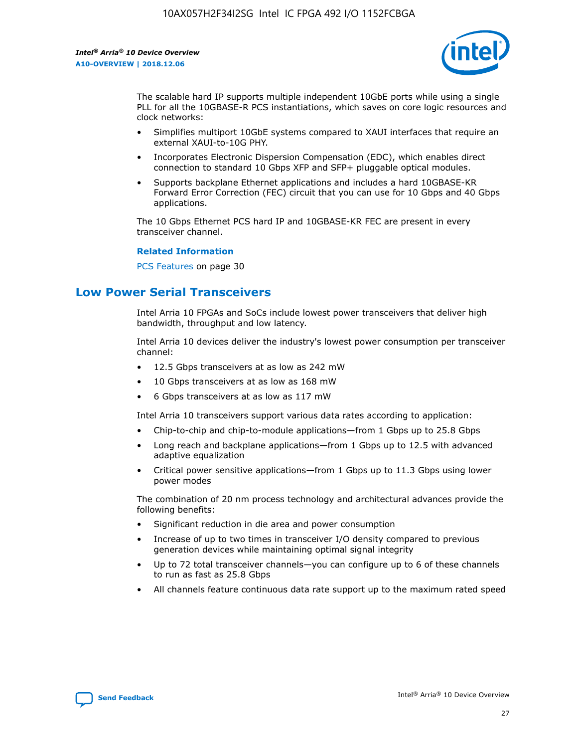The scalable hard IP supports multiple independent 10GbE ports while using a single PLL for all the 10GBASE-R PCS instantiations, which saves on core logic resources and clock networks:

- Simplifies multiport 10GbE systems compared to XAUI interfaces that require an external XAUI-to-10G PHY.
- Incorporates Electronic Dispersion Compensation (EDC), which enables direct connection to standard 10 Gbps XFP and SFP+ pluggable optical modules.
- Supports backplane Ethernet applications and includes a hard 10GBASE-KR Forward Error Correction (FEC) circuit that you can use for 10 Gbps and 40 Gbps applications.

The 10 Gbps Ethernet PCS hard IP and 10GBASE-KR FEC are present in every transceiver channel.

**Related Information**

PCS Features on page 30

## Low Power Serial Transceivers

Intel Arria 10 FPGAs and SoCs include lowest power transceivers that deliver high bandwidth, throughput and low latency.

Intel Arria 10 devices deliver the industry's lowest power consumption per transceiver channel:

- 12.5 Gbps transceivers at as low as 242 mW
- 10 Gbps transceivers at as low as 168 mW
- 6 Gbps transceivers at as low as 117 mW

Intel Arria 10 transceivers support various data rates according to application:

- Chip-to-chip and chip-to-module applications—from 1 Gbps up to 25.8 Gbps
- Long reach and backplane applications—from 1 Gbps up to 12.5 with advanced adaptive equalization
- Critical power sensitive applications—from 1 Gbps up to 11.3 Gbps using lower power modes

The combination of 20 nm process technology and architectural advances provide the following benefits:

- Significant reduction in die area and power consumption
- Increase of up to two times in transceiver I/O density compared to previous generation devices while maintaining optimal signal integrity
- Up to 72 total transceiver channels—you can configure up to 6 of these channels to run as fast as 25.8 Gbps
- All channels feature continuous data rate support up to the maximum rated speed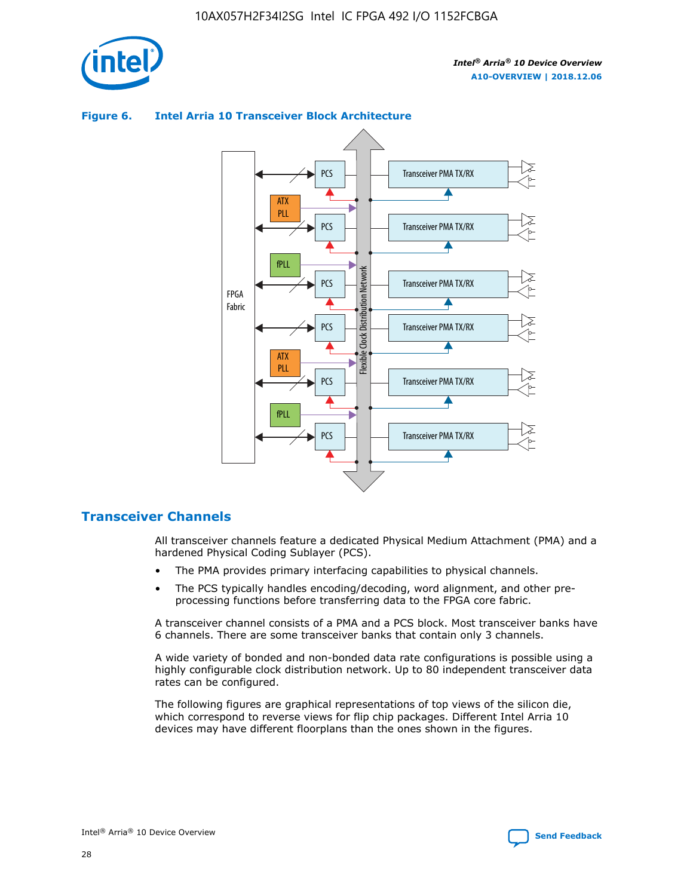**Figure 6. Intel Arria 10 Transceiver Block Architecture**

## Transceiver Channels

All transceiver channels feature a dedicated Physical Medium Attachment (PMA) and a hardened Physical Coding Sublayer (PCS).

- The PMA provides primary interfacing capabilities to physical channels.
- The PCS typically handles encoding/decoding, word alignment, and other pre-processing functions before transferring data to the FPGA core fabric.

A transceiver channel consists of a PMA and a PCS block. Most transceiver banks have 6 channels. There are some transceiver banks that contain only 3 channels.

A wide variety of bonded and non-bonded data rate configurations is possible using a highly configurable clock distribution network. Up to 80 independent transceiver data rates can be configured.

The following figures are graphical representations of top views of the silicon die, which correspond to reverse views for flip chip packages. Different Intel Arria 10 devices may have different floorplans than the ones shown in the figures.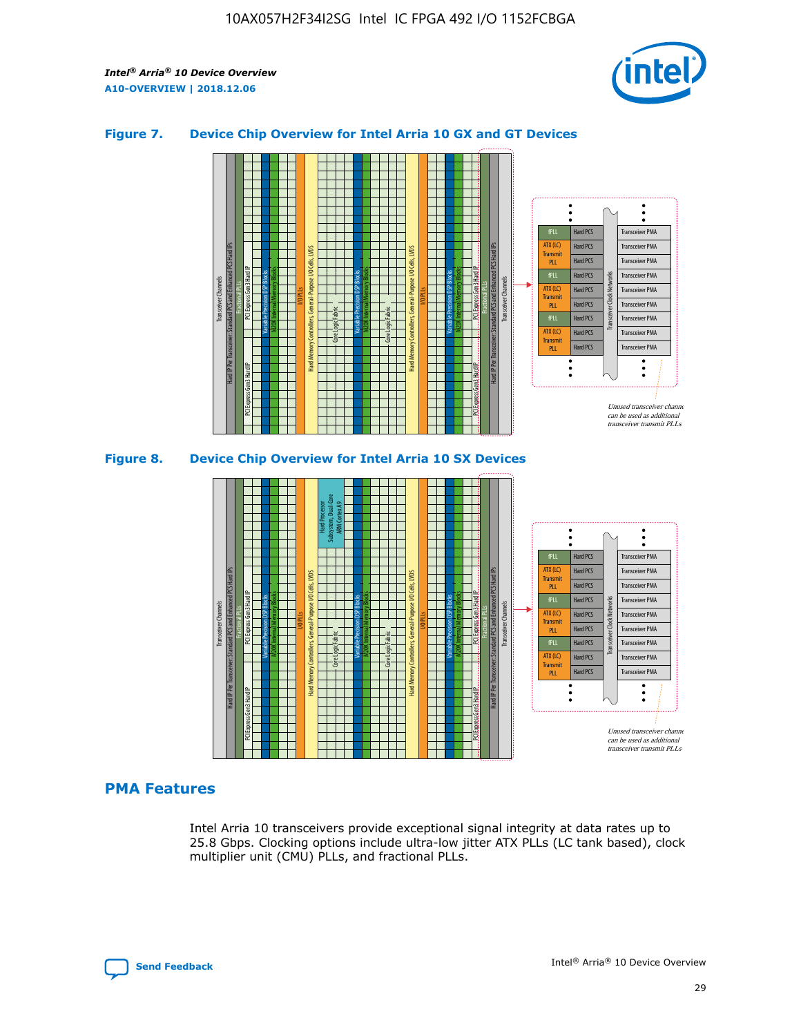### Figure 7. Device Chip Overview for Intel Arria 10 GX and GT Devices

### Figure 8. Device Chip Overview for Intel Arria 10 SX Devices

## PMA Features

Intel Arria 10 transceivers provide exceptional signal integrity at data rates up to 25.8 Gbps. Clocking options include ultra-low jitter ATX PLLs (LC tank based), clock multiplier unit (CMU) PLLs, and fractional PLLs.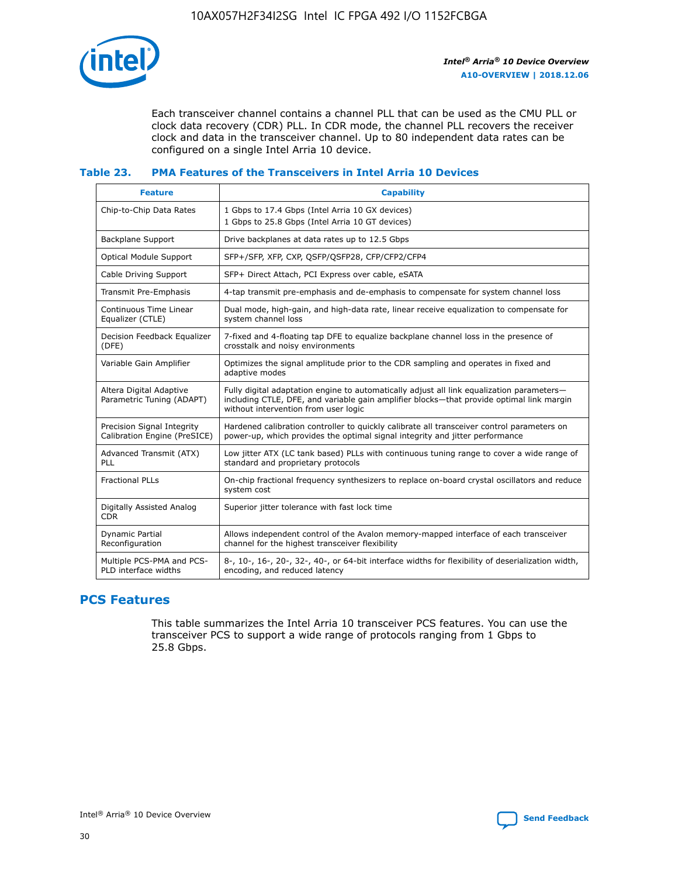Each transceiver channel contains a channel PLL that can be used as the CMU PLL or clock data recovery (CDR) PLL. In CDR mode, the channel PLL recovers the receiver clock and data in the transceiver channel. Up to 80 independent data rates can be configured on a single Intel Arria 10 device.

### Table 23. PMA Features of the Transceivers in Intel Arria 10 Devices

| Feature | Capability |
| --- | --- |
| Chip-to-Chip Data Rates | 1 Gbps to 17.4 Gbps (Intel Arria 10 GX devices)<br>1 Gbps to 25.8 Gbps (Intel Arria 10 GT devices) |
| Backplane Support | Drive backplanes at data rates up to 12.5 Gbps |
| Optical Module Support | SFP+/SFP, XFP, CXP, QSFP/QSFP28, CFP/CFP2/CFP4 |
| Cable Driving Support | SFP+ Direct Attach, PCI Express over cable, eSATA |
| Transmit Pre-Emphasis | 4-tap transmit pre-emphasis and de-emphasis to compensate for system channel loss |
| Continuous Time Linear Equalizer (CTLE) | Dual mode, high-gain, and high-data rate, linear receive equalization to compensate for system channel loss |
| Decision Feedback Equalizer (DFE) | 7-fixed and 4-floating tap DFE to equalize backplane channel loss in the presence of crosstalk and noisy environments |
| Variable Gain Amplifier | Optimizes the signal amplitude prior to the CDR sampling and operates in fixed and adaptive modes |
| Altera Digital Adaptive Parametric Tuning (ADAPT) | Fully digital adaptation engine to automatically adjust all link equalization parameters—including CTLE, DFE, and variable gain amplifier blocks—that provide optimal link margin without intervention from user logic |
| Precision Signal Integrity Calibration Engine (PreSICE) | Hardened calibration controller to quickly calibrate all transceiver control parameters on power-up, which provides the optimal signal integrity and jitter performance |
| Advanced Transmit (ATX) PLL | Low jitter ATX (LC tank based) PLLs with continuous tuning range to cover a wide range of standard and proprietary protocols |
| Fractional PLLs | On-chip fractional frequency synthesizers to replace on-board crystal oscillators and reduce system cost |
| Digitally Assisted Analog CDR | Superior jitter tolerance with fast lock time |
| Dynamic Partial Reconfiguration | Allows independent control of the Avalon memory-mapped interface of each transceiver channel for the highest transceiver flexibility |
| Multiple PCS-PMA and PCS-PLD interface widths | 8-, 10-, 16-, 20-, 32-, 40-, or 64-bit interface widths for flexibility of deserialization width, encoding, and reduced latency |

## PCS Features

This table summarizes the Intel Arria 10 transceiver PCS features. You can use the transceiver PCS to support a wide range of protocols ranging from 1 Gbps to 25.8 Gbps.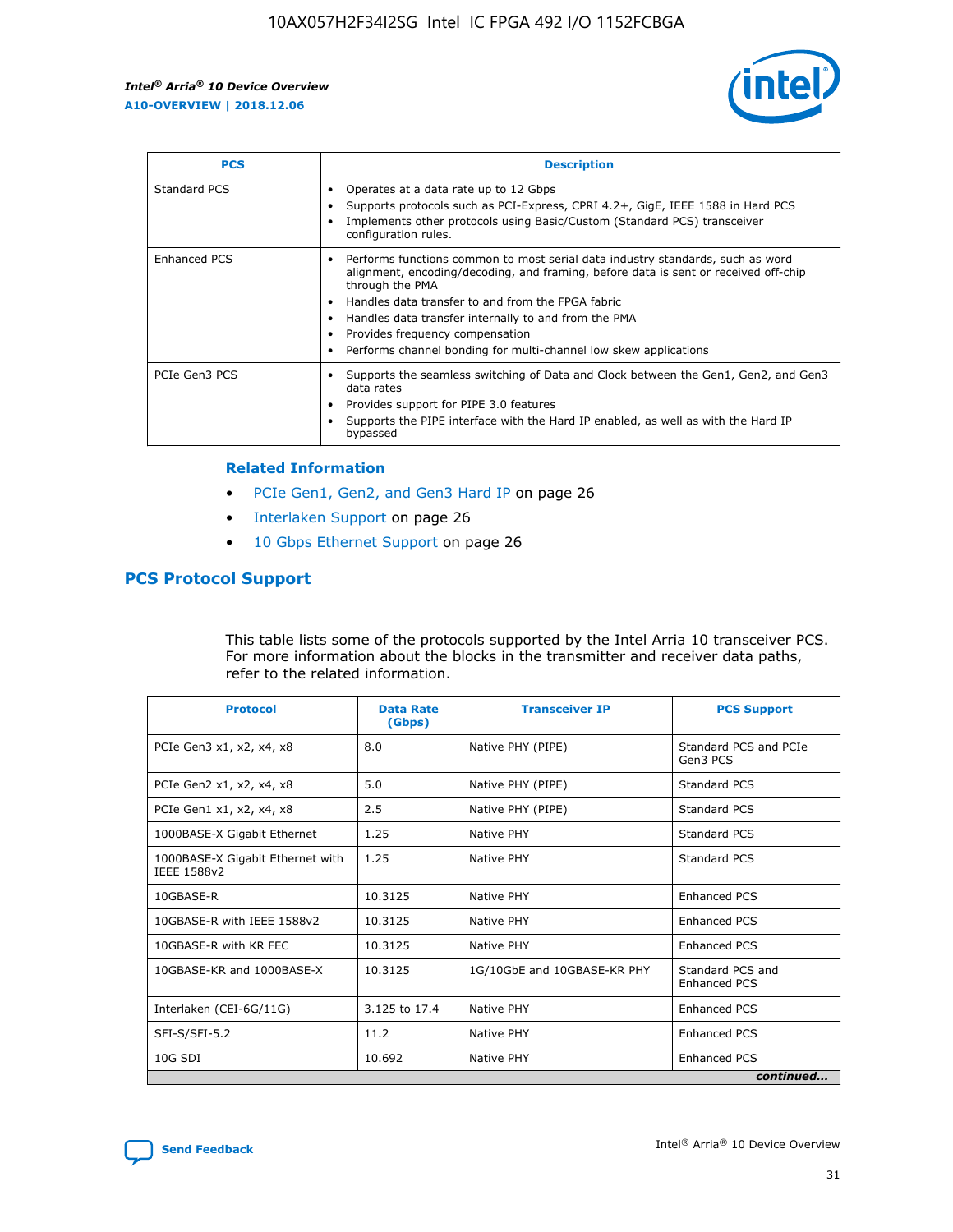| PCS | Description |
| --- | --- |
| Standard PCS | • Operates at a data rate up to 12 Gbps<br>• Supports protocols such as PCI-Express, CPRI 4.2+, GigE, IEEE 1588 in Hard PCS<br>• Implements other protocols using Basic/Custom (Standard PCS) transceiver configuration rules. |
| Enhanced PCS | • Performs functions common to most serial data industry standards, such as word alignment, encoding/decoding, and framing, before data is sent or received off-chip through the PMA<br>• Handles data transfer to and from the FPGA fabric<br>• Handles data transfer internally to and from the PMA<br>• Provides frequency compensation<br>• Performs channel bonding for multi-channel low skew applications |
| PCIe Gen3 PCS | • Supports the seamless switching of Data and Clock between the Gen1, Gen2, and Gen3 data rates<br>• Provides support for PIPE 3.0 features<br>• Supports the PIPE interface with the Hard IP enabled, as well as with the Hard IP bypassed |

**Related Information**

- PCIe Gen1, Gen2, and Gen3 Hard IP on page 26
- Interlaken Support on page 26
- 10 Gbps Ethernet Support on page 26

## PCS Protocol Support

This table lists some of the protocols supported by the Intel Arria 10 transceiver PCS. For more information about the blocks in the transmitter and receiver data paths, refer to the related information.

| Protocol | Data Rate (Gbps) | Transceiver IP | PCS Support |
| --- | --- | --- | --- |
| PCIe Gen3 x1, x2, x4, x8 | 8.0 | Native PHY (PIPE) | Standard PCS and PCIe Gen3 PCS |
| PCIe Gen2 x1, x2, x4, x8 | 5.0 | Native PHY (PIPE) | Standard PCS |
| PCIe Gen1 x1, x2, x4, x8 | 2.5 | Native PHY (PIPE) | Standard PCS |
| 1000BASE-X Gigabit Ethernet | 1.25 | Native PHY | Standard PCS |
| 1000BASE-X Gigabit Ethernet with IEEE 1588v2 | 1.25 | Native PHY | Standard PCS |
| 10GBASE-R | 10.3125 | Native PHY | Enhanced PCS |
| 10GBASE-R with IEEE 1588v2 | 10.3125 | Native PHY | Enhanced PCS |
| 10GBASE-R with KR FEC | 10.3125 | Native PHY | Enhanced PCS |
| 10GBASE-KR and 1000BASE-X | 10.3125 | 1G/10GbE and 10GBASE-KR PHY | Standard PCS and Enhanced PCS |
| Interlaken (CEI-6G/11G) | 3.125 to 17.4 | Native PHY | Enhanced PCS |
| SFI-S/SFI-5.2 | 11.2 | Native PHY | Enhanced PCS |
| 10G SDI | 10.692 | Native PHY | Enhanced PCS |

*continued...*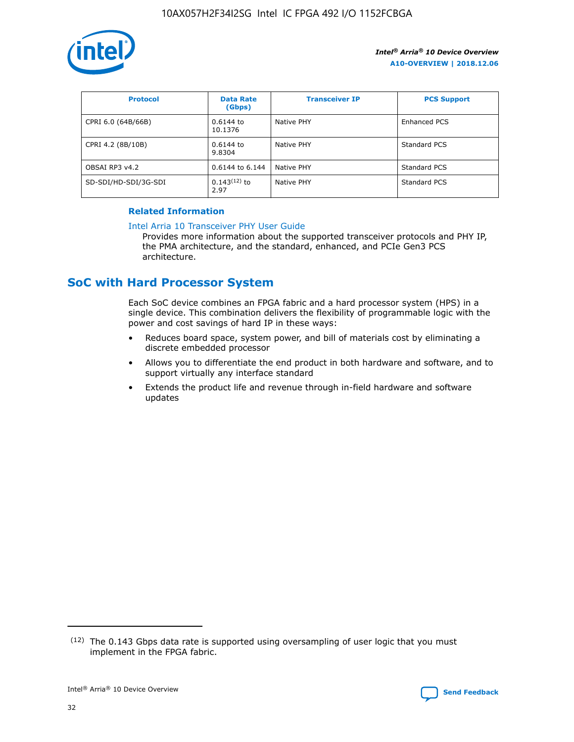| Protocol | Data Rate (Gbps) | Transceiver IP | PCS Support |
|---|---|---|---|
| CPRI 6.0 (64B/66B) | 0.6144 to 10.1376 | Native PHY | Enhanced PCS |
| CPRI 4.2 (8B/10B) | 0.6144 to 9.8304 | Native PHY | Standard PCS |
| OBSAI RP3 v4.2 | 0.6144 to 6.144 | Native PHY | Standard PCS |
| SD-SDI/HD-SDI/3G-SDI | 0.143[12] to 2.97 | Native PHY | Standard PCS |

#### Related Information

Intel Arria 10 Transceiver PHY User Guide

Provides more information about the supported transceiver protocols and PHY IP, the PMA architecture, and the standard, enhanced, and PCIe Gen3 PCS architecture.

## SoC with Hard Processor System

Each SoC device combines an FPGA fabric and a hard processor system (HPS) in a single device. This combination delivers the flexibility of programmable logic with the power and cost savings of hard IP in these ways:

- Reduces board space, system power, and bill of materials cost by eliminating a discrete embedded processor
- Allows you to differentiate the end product in both hardware and software, and to support virtually any interface standard
- Extends the product life and revenue through in-field hardware and software updates

(12) The 0.143 Gbps data rate is supported using oversampling of user logic that you must implement in the FPGA fabric.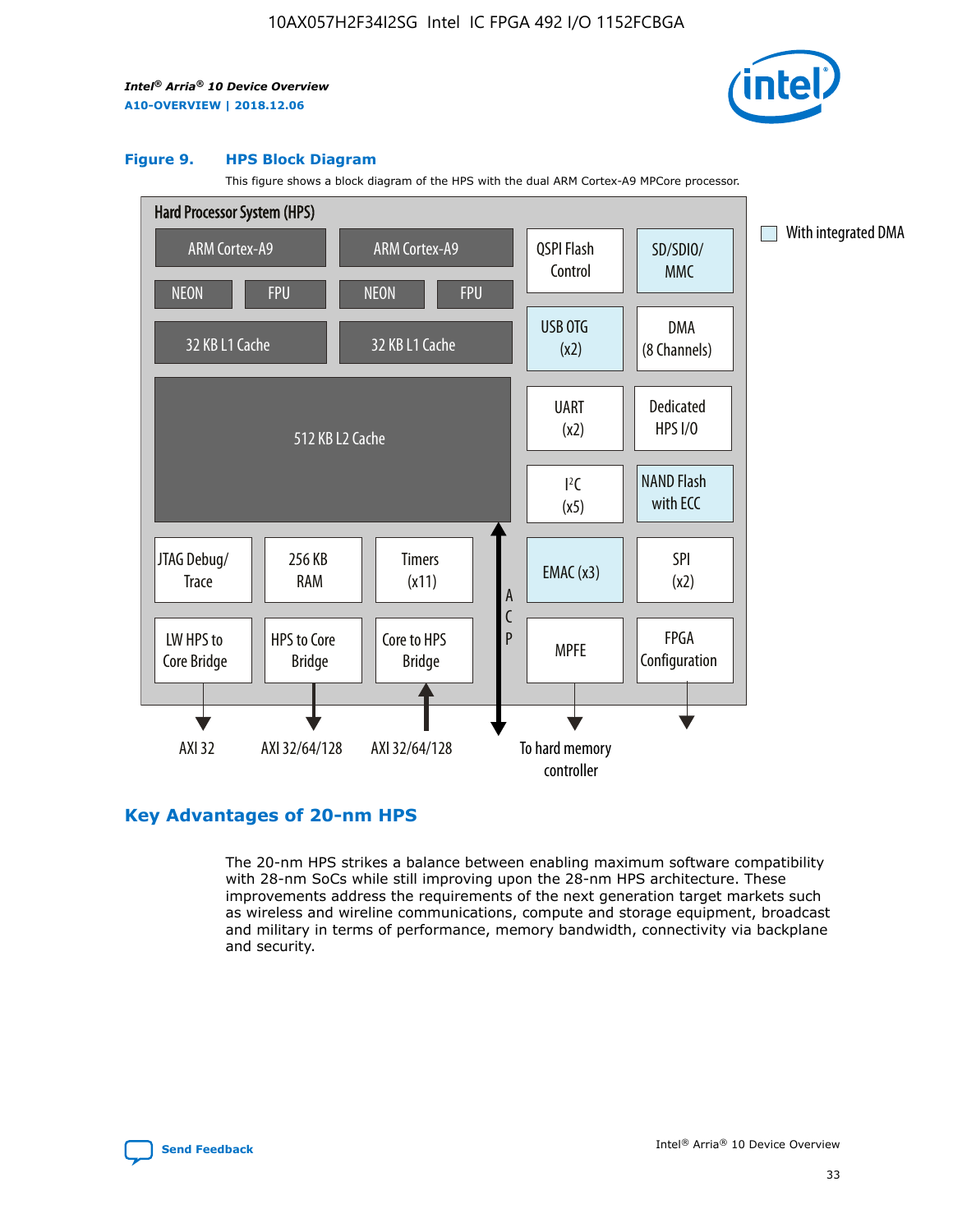**Figure 9. HPS Block Diagram**

This figure shows a block diagram of the HPS with the dual ARM Cortex-A9 MPCore processor.

Hard Processor System (HPS)

- ARM Cortex-A9 (NEON, FPU, 32 KB L1 Cache)
- ARM Cortex-A9 (NEON, FPU, 32 KB L1 Cache)
- 512 KB L2 Cache
- JTAG Debug/Trace
- 256 KB RAM
- Timers (x11)
- LW HPS to Core Bridge — AXI 32
- HPS to Core Bridge — AXI 32/64/128
- Core to HPS Bridge — AXI 32/64/128
- ACP
- QSPI Flash Control
- SD/SDIO/MMC
- USB OTG (x2)
- DMA (8 Channels)
- UART (x2)
- Dedicated HPS I/O
- I²C (x5)
- NAND Flash with ECC
- EMAC (x3)
- SPI (x2)
- MPFE — To hard memory controller
- FPGA Configuration

With integrated DMA: SD/SDIO/MMC, USB OTG (x2), NAND Flash with ECC, EMAC (x3)

## Key Advantages of 20-nm HPS

The 20-nm HPS strikes a balance between enabling maximum software compatibility with 28-nm SoCs while still improving upon the 28-nm HPS architecture. These improvements address the requirements of the next generation target markets such as wireless and wireline communications, compute and storage equipment, broadcast and military in terms of performance, memory bandwidth, connectivity via backplane and security.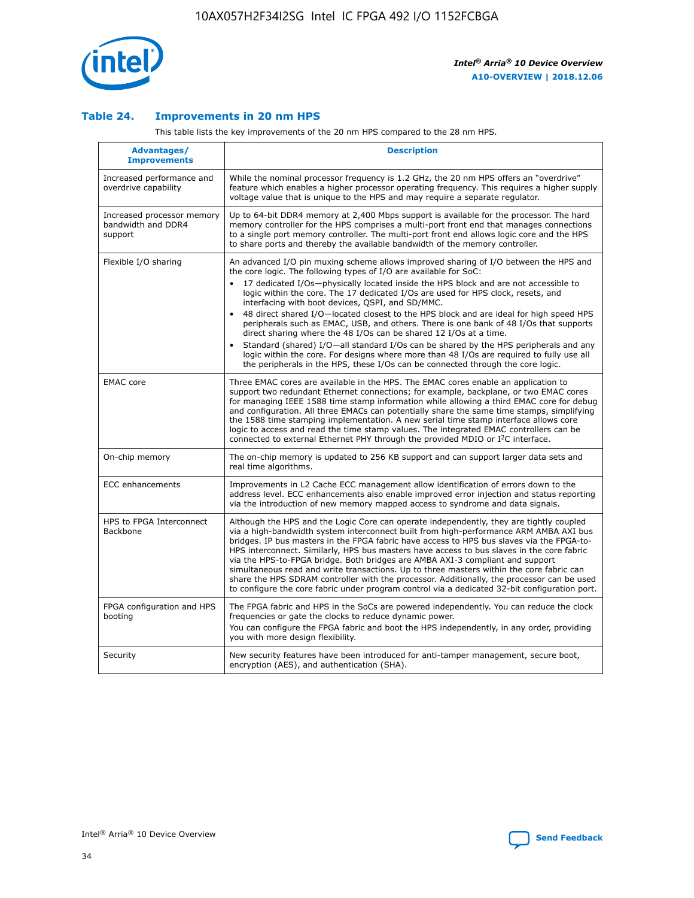### Table 24. Improvements in 20 nm HPS

This table lists the key improvements of the 20 nm HPS compared to the 28 nm HPS.

| Advantages/ Improvements | Description |
|---|---|
| Increased performance and overdrive capability | While the nominal processor frequency is 1.2 GHz, the 20 nm HPS offers an "overdrive" feature which enables a higher processor operating frequency. This requires a higher supply voltage value that is unique to the HPS and may require a separate regulator. |
| Increased processor memory bandwidth and DDR4 support | Up to 64-bit DDR4 memory at 2,400 Mbps support is available for the processor. The hard memory controller for the HPS comprises a multi-port front end that manages connections to a single port memory controller. The multi-port front end allows logic core and the HPS to share ports and thereby the available bandwidth of the memory controller. |
| Flexible I/O sharing | An advanced I/O pin muxing scheme allows improved sharing of I/O between the HPS and the core logic. The following types of I/O are available for SoC: <br>• 17 dedicated I/Os—physically located inside the HPS block and are not accessible to logic within the core. The 17 dedicated I/Os are used for HPS clock, resets, and interfacing with boot devices, QSPI, and SD/MMC.<br>• 48 direct shared I/O—located closest to the HPS block and are ideal for high speed HPS peripherals such as EMAC, USB, and others. There is one bank of 48 I/Os that supports direct sharing where the 48 I/Os can be shared 12 I/Os at a time.<br>• Standard (shared) I/O—all standard I/Os can be shared by the HPS peripherals and any logic within the core. For designs where more than 48 I/Os are required to fully use all the peripherals in the HPS, these I/Os can be connected through the core logic. |
| EMAC core | Three EMAC cores are available in the HPS. The EMAC cores enable an application to support two redundant Ethernet connections; for example, backplane, or two EMAC cores for managing IEEE 1588 time stamp information while allowing a third EMAC core for debug and configuration. All three EMACs can potentially share the same time stamps, simplifying the 1588 time stamping implementation. A new serial time stamp interface allows core logic to access and read the time stamp values. The integrated EMAC controllers can be connected to external Ethernet PHY through the provided MDIO or I²C interface. |
| On-chip memory | The on-chip memory is updated to 256 KB support and can support larger data sets and real time algorithms. |
| ECC enhancements | Improvements in L2 Cache ECC management allow identification of errors down to the address level. ECC enhancements also enable improved error injection and status reporting via the introduction of new memory mapped access to syndrome and data signals. |
| HPS to FPGA Interconnect Backbone | Although the HPS and the Logic Core can operate independently, they are tightly coupled via a high-bandwidth system interconnect built from high-performance ARM AMBA AXI bus bridges. IP bus masters in the FPGA fabric have access to HPS bus slaves via the FPGA-to-HPS interconnect. Similarly, HPS bus masters have access to bus slaves in the core fabric via the HPS-to-FPGA bridge. Both bridges are AMBA AXI-3 compliant and support simultaneous read and write transactions. Up to three masters within the core fabric can share the HPS SDRAM controller with the processor. Additionally, the processor can be used to configure the core fabric under program control via a dedicated 32-bit configuration port. |
| FPGA configuration and HPS booting | The FPGA fabric and HPS in the SoCs are powered independently. You can reduce the clock frequencies or gate the clocks to reduce dynamic power.<br>You can configure the FPGA fabric and boot the HPS independently, in any order, providing you with more design flexibility. |
| Security | New security features have been introduced for anti-tamper management, secure boot, encryption (AES), and authentication (SHA). |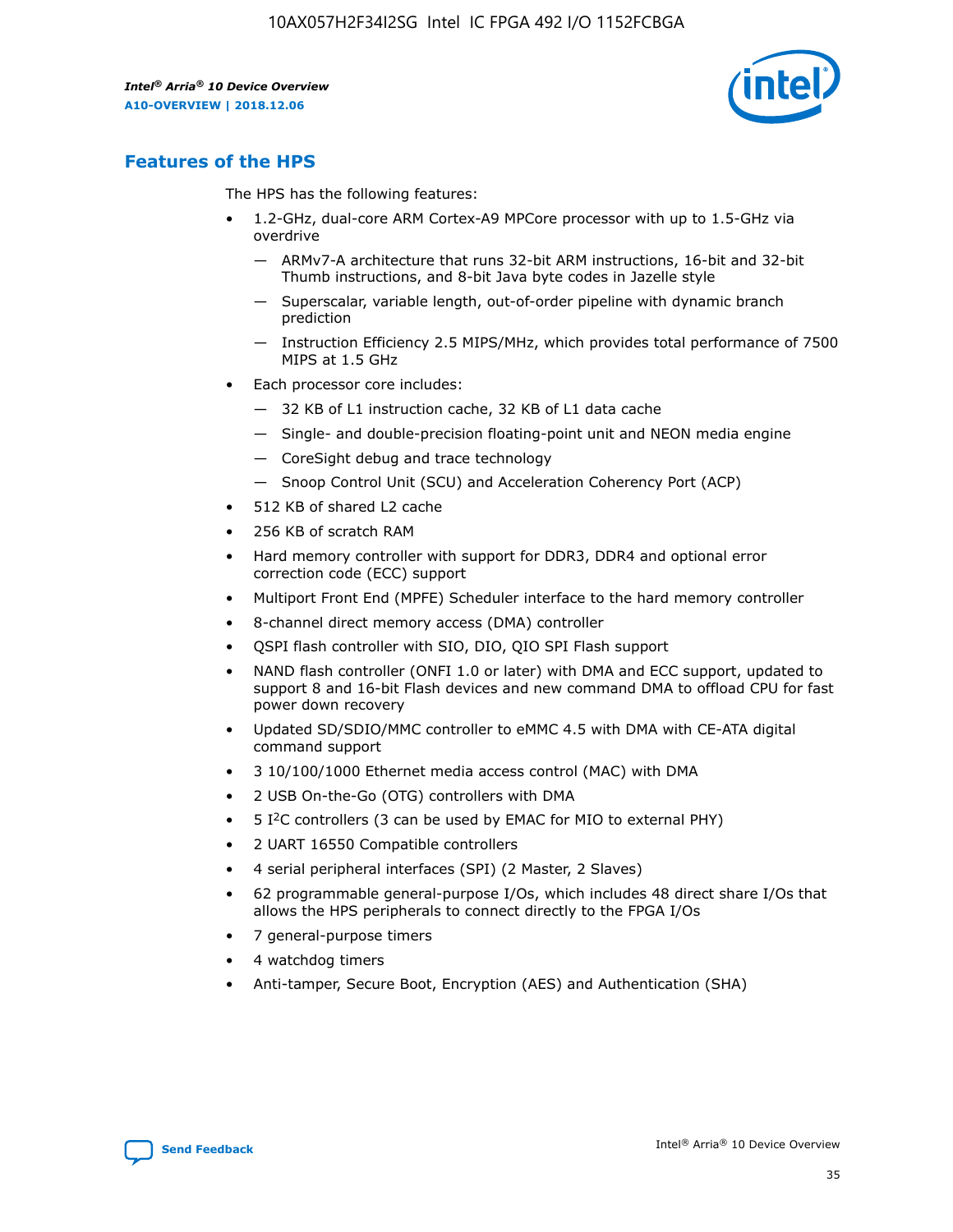## Features of the HPS

The HPS has the following features:

- 1.2-GHz, dual-core ARM Cortex-A9 MPCore processor with up to 1.5-GHz via overdrive
  - — ARMv7-A architecture that runs 32-bit ARM instructions, 16-bit and 32-bit Thumb instructions, and 8-bit Java byte codes in Jazelle style
  - — Superscalar, variable length, out-of-order pipeline with dynamic branch prediction
  - — Instruction Efficiency 2.5 MIPS/MHz, which provides total performance of 7500 MIPS at 1.5 GHz
- Each processor core includes:
  - — 32 KB of L1 instruction cache, 32 KB of L1 data cache
  - — Single- and double-precision floating-point unit and NEON media engine
  - — CoreSight debug and trace technology
  - — Snoop Control Unit (SCU) and Acceleration Coherency Port (ACP)
- 512 KB of shared L2 cache
- 256 KB of scratch RAM
- Hard memory controller with support for DDR3, DDR4 and optional error correction code (ECC) support
- Multiport Front End (MPFE) Scheduler interface to the hard memory controller
- 8-channel direct memory access (DMA) controller
- QSPI flash controller with SIO, DIO, QIO SPI Flash support
- NAND flash controller (ONFI 1.0 or later) with DMA and ECC support, updated to support 8 and 16-bit Flash devices and new command DMA to offload CPU for fast power down recovery
- Updated SD/SDIO/MMC controller to eMMC 4.5 with DMA with CE-ATA digital command support
- 3 10/100/1000 Ethernet media access control (MAC) with DMA
- 2 USB On-the-Go (OTG) controllers with DMA
- 5 I$^2$C controllers (3 can be used by EMAC for MIO to external PHY)
- 2 UART 16550 Compatible controllers
- 4 serial peripheral interfaces (SPI) (2 Master, 2 Slaves)
- 62 programmable general-purpose I/Os, which includes 48 direct share I/Os that allows the HPS peripherals to connect directly to the FPGA I/Os
- 7 general-purpose timers
- 4 watchdog timers
- Anti-tamper, Secure Boot, Encryption (AES) and Authentication (SHA)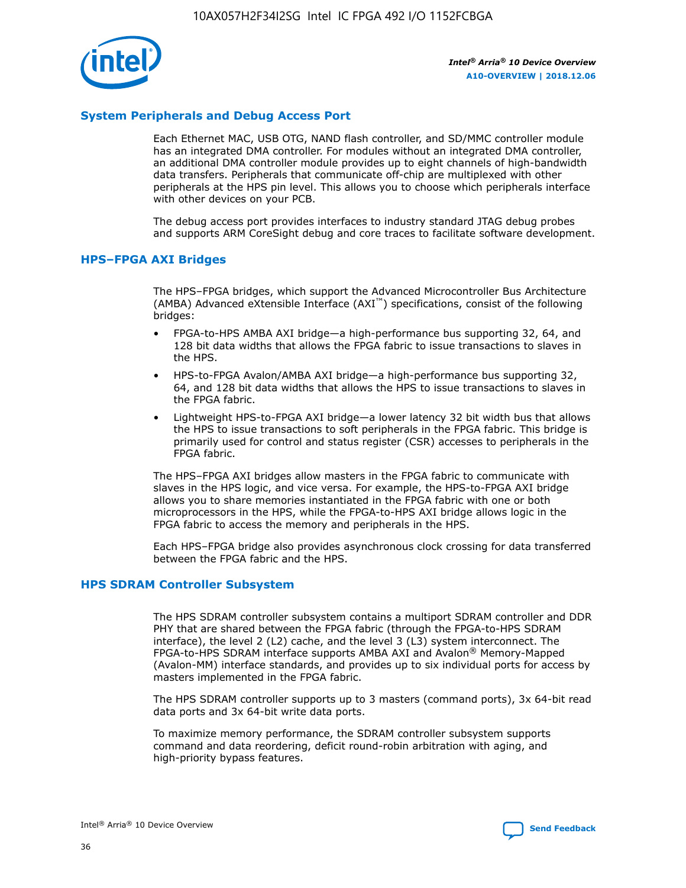## System Peripherals and Debug Access Port

Each Ethernet MAC, USB OTG, NAND flash controller, and SD/MMC controller module has an integrated DMA controller. For modules without an integrated DMA controller, an additional DMA controller module provides up to eight channels of high-bandwidth data transfers. Peripherals that communicate off-chip are multiplexed with other peripherals at the HPS pin level. This allows you to choose which peripherals interface with other devices on your PCB.

The debug access port provides interfaces to industry standard JTAG debug probes and supports ARM CoreSight debug and core traces to facilitate software development.

## HPS–FPGA AXI Bridges

The HPS–FPGA bridges, which support the Advanced Microcontroller Bus Architecture (AMBA) Advanced eXtensible Interface (AXI™) specifications, consist of the following bridges:

- FPGA-to-HPS AMBA AXI bridge—a high-performance bus supporting 32, 64, and 128 bit data widths that allows the FPGA fabric to issue transactions to slaves in the HPS.
- HPS-to-FPGA Avalon/AMBA AXI bridge—a high-performance bus supporting 32, 64, and 128 bit data widths that allows the HPS to issue transactions to slaves in the FPGA fabric.
- Lightweight HPS-to-FPGA AXI bridge—a lower latency 32 bit width bus that allows the HPS to issue transactions to soft peripherals in the FPGA fabric. This bridge is primarily used for control and status register (CSR) accesses to peripherals in the FPGA fabric.

The HPS–FPGA AXI bridges allow masters in the FPGA fabric to communicate with slaves in the HPS logic, and vice versa. For example, the HPS-to-FPGA AXI bridge allows you to share memories instantiated in the FPGA fabric with one or both microprocessors in the HPS, while the FPGA-to-HPS AXI bridge allows logic in the FPGA fabric to access the memory and peripherals in the HPS.

Each HPS–FPGA bridge also provides asynchronous clock crossing for data transferred between the FPGA fabric and the HPS.

## HPS SDRAM Controller Subsystem

The HPS SDRAM controller subsystem contains a multiport SDRAM controller and DDR PHY that are shared between the FPGA fabric (through the FPGA-to-HPS SDRAM interface), the level 2 (L2) cache, and the level 3 (L3) system interconnect. The FPGA-to-HPS SDRAM interface supports AMBA AXI and Avalon® Memory-Mapped (Avalon-MM) interface standards, and provides up to six individual ports for access by masters implemented in the FPGA fabric.

The HPS SDRAM controller supports up to 3 masters (command ports), 3x 64-bit read data ports and 3x 64-bit write data ports.

To maximize memory performance, the SDRAM controller subsystem supports command and data reordering, deficit round-robin arbitration with aging, and high-priority bypass features.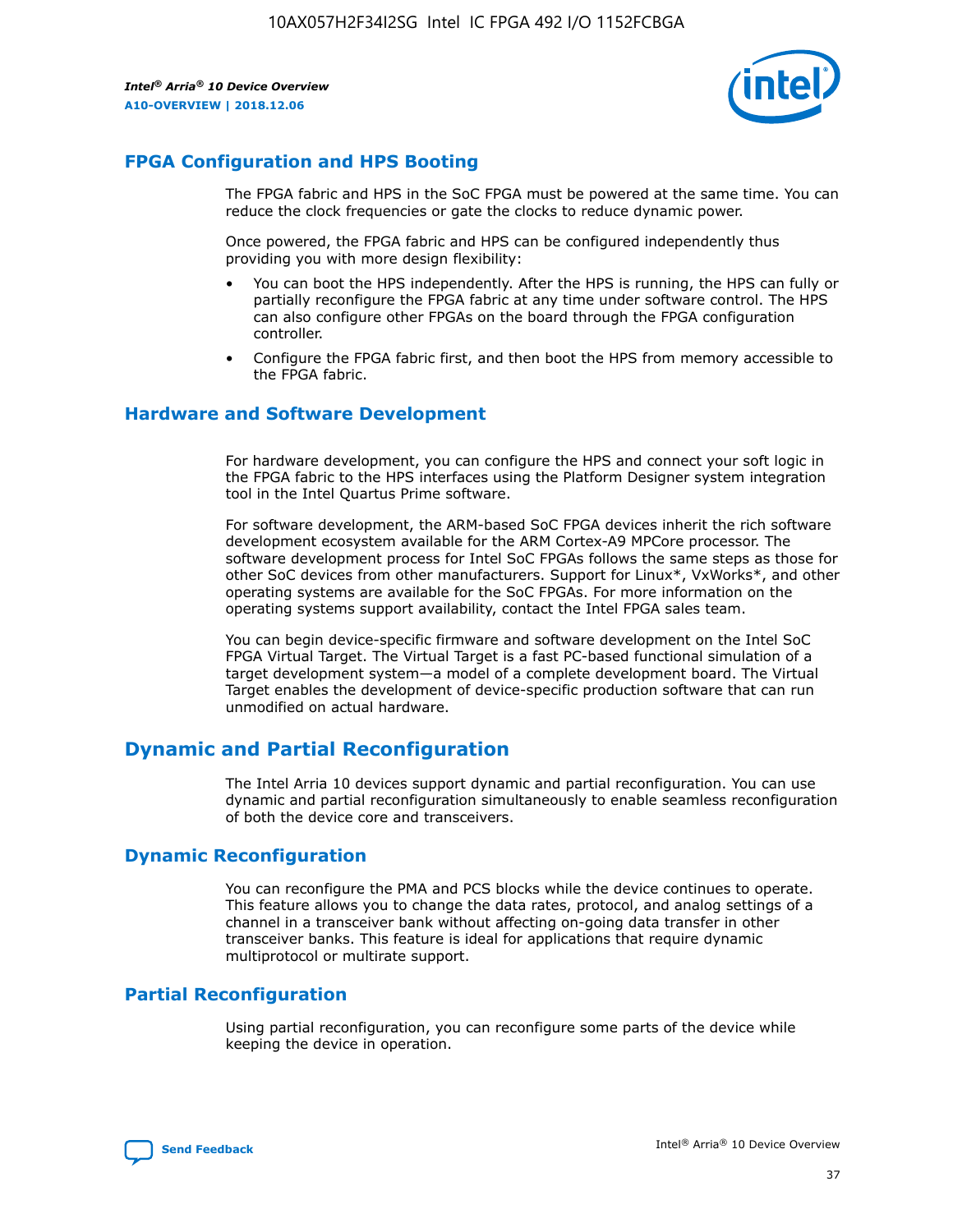## FPGA Configuration and HPS Booting

The FPGA fabric and HPS in the SoC FPGA must be powered at the same time. You can reduce the clock frequencies or gate the clocks to reduce dynamic power.

Once powered, the FPGA fabric and HPS can be configured independently thus providing you with more design flexibility:

- You can boot the HPS independently. After the HPS is running, the HPS can fully or partially reconfigure the FPGA fabric at any time under software control. The HPS can also configure other FPGAs on the board through the FPGA configuration controller.
- Configure the FPGA fabric first, and then boot the HPS from memory accessible to the FPGA fabric.

## Hardware and Software Development

For hardware development, you can configure the HPS and connect your soft logic in the FPGA fabric to the HPS interfaces using the Platform Designer system integration tool in the Intel Quartus Prime software.

For software development, the ARM-based SoC FPGA devices inherit the rich software development ecosystem available for the ARM Cortex-A9 MPCore processor. The software development process for Intel SoC FPGAs follows the same steps as those for other SoC devices from other manufacturers. Support for Linux*, VxWorks*, and other operating systems are available for the SoC FPGAs. For more information on the operating systems support availability, contact the Intel FPGA sales team.

You can begin device-specific firmware and software development on the Intel SoC FPGA Virtual Target. The Virtual Target is a fast PC-based functional simulation of a target development system—a model of a complete development board. The Virtual Target enables the development of device-specific production software that can run unmodified on actual hardware.

## Dynamic and Partial Reconfiguration

The Intel Arria 10 devices support dynamic and partial reconfiguration. You can use dynamic and partial reconfiguration simultaneously to enable seamless reconfiguration of both the device core and transceivers.

## Dynamic Reconfiguration

You can reconfigure the PMA and PCS blocks while the device continues to operate. This feature allows you to change the data rates, protocol, and analog settings of a channel in a transceiver bank without affecting on-going data transfer in other transceiver banks. This feature is ideal for applications that require dynamic multiprotocol or multirate support.

## Partial Reconfiguration

Using partial reconfiguration, you can reconfigure some parts of the device while keeping the device in operation.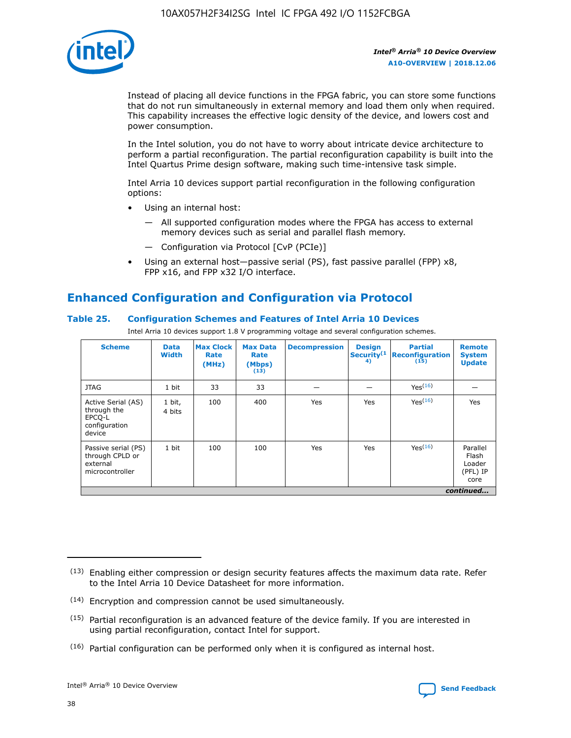Instead of placing all device functions in the FPGA fabric, you can store some functions that do not run simultaneously in external memory and load them only when required. This capability increases the effective logic density of the device, and lowers cost and power consumption.

In the Intel solution, you do not have to worry about intricate device architecture to perform a partial reconfiguration. The partial reconfiguration capability is built into the Intel Quartus Prime design software, making such time-intensive task simple.

Intel Arria 10 devices support partial reconfiguration in the following configuration options:

- Using an internal host:
  - All supported configuration modes where the FPGA has access to external memory devices such as serial and parallel flash memory.
  - Configuration via Protocol [CvP (PCIe)]
- Using an external host—passive serial (PS), fast passive parallel (FPP) x8, FPP x16, and FPP x32 I/O interface.

## Enhanced Configuration and Configuration via Protocol

### Table 25. Configuration Schemes and Features of Intel Arria 10 Devices

Intel Arria 10 devices support 1.8 V programming voltage and several configuration schemes.

| Scheme | Data Width | Max Clock Rate (MHz) | Max Data Rate (Mbps) [13] | Decompression | Design Security [14] | Partial Reconfiguration [15] | Remote System Update |
|---|---|---|---|---|---|---|---|
| JTAG | 1 bit | 33 | 33 | — | — | Yes[16] | — |
| Active Serial (AS) through the EPCQ-L configuration device | 1 bit, 4 bits | 100 | 400 | Yes | Yes | Yes[16] | Yes |
| Passive serial (PS) through CPLD or external microcontroller | 1 bit | 100 | 100 | Yes | Yes | Yes[16] | Parallel Flash Loader (PFL) IP core |

*continued...*

(13) Enabling either compression or design security features affects the maximum data rate. Refer to the Intel Arria 10 Device Datasheet for more information.

(14) Encryption and compression cannot be used simultaneously.

(15) Partial reconfiguration is an advanced feature of the device family. If you are interested in using partial reconfiguration, contact Intel for support.

(16) Partial configuration can be performed only when it is configured as internal host.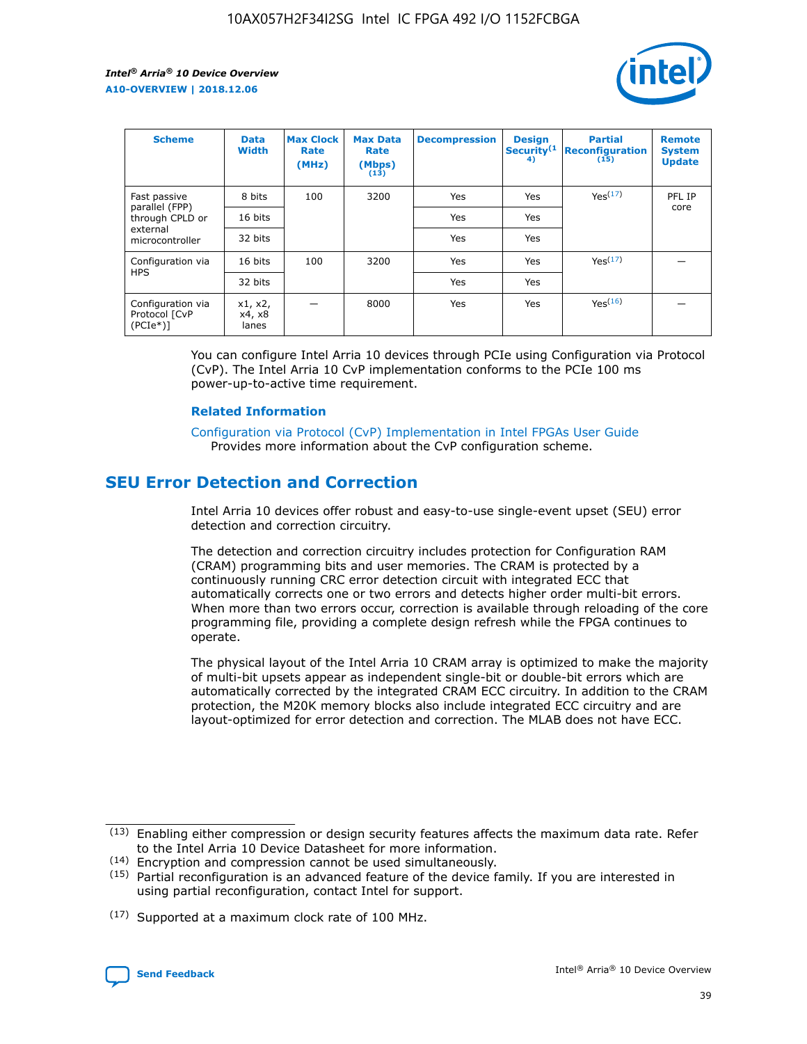| Scheme | Data Width | Max Clock Rate (MHz) | Max Data Rate (Mbps) (13) | Decompression | Design Security(14) | Partial Reconfiguration (15) | Remote System Update |
|---|---|---|---|---|---|---|---|
| Fast passive parallel (FPP) through CPLD or external microcontroller | 8 bits | 100 | 3200 | Yes | Yes | Yes(17) | PFL IP core |
| | 16 bits | | | Yes | Yes | | |
| | 32 bits | | | Yes | Yes | | |
| Configuration via HPS | 16 bits | 100 | 3200 | Yes | Yes | Yes(17) | — |
| | 32 bits | | | Yes | Yes | | |
| Configuration via Protocol [CvP (PCIe*)] | x1, x2, x4, x8 lanes | — | 8000 | Yes | Yes | Yes(16) | — |

You can configure Intel Arria 10 devices through PCIe using Configuration via Protocol (CvP). The Intel Arria 10 CvP implementation conforms to the PCIe 100 ms power-up-to-active time requirement.

### Related Information

Configuration via Protocol (CvP) Implementation in Intel FPGAs User Guide
Provides more information about the CvP configuration scheme.

## SEU Error Detection and Correction

Intel Arria 10 devices offer robust and easy-to-use single-event upset (SEU) error detection and correction circuitry.

The detection and correction circuitry includes protection for Configuration RAM (CRAM) programming bits and user memories. The CRAM is protected by a continuously running CRC error detection circuit with integrated ECC that automatically corrects one or two errors and detects higher order multi-bit errors. When more than two errors occur, correction is available through reloading of the core programming file, providing a complete design refresh while the FPGA continues to operate.

The physical layout of the Intel Arria 10 CRAM array is optimized to make the majority of multi-bit upsets appear as independent single-bit or double-bit errors which are automatically corrected by the integrated CRAM ECC circuitry. In addition to the CRAM protection, the M20K memory blocks also include integrated ECC circuitry and are layout-optimized for error detection and correction. The MLAB does not have ECC.

(13) Enabling either compression or design security features affects the maximum data rate. Refer to the Intel Arria 10 Device Datasheet for more information.

(14) Encryption and compression cannot be used simultaneously.

(15) Partial reconfiguration is an advanced feature of the device family. If you are interested in using partial reconfiguration, contact Intel for support.

(17) Supported at a maximum clock rate of 100 MHz.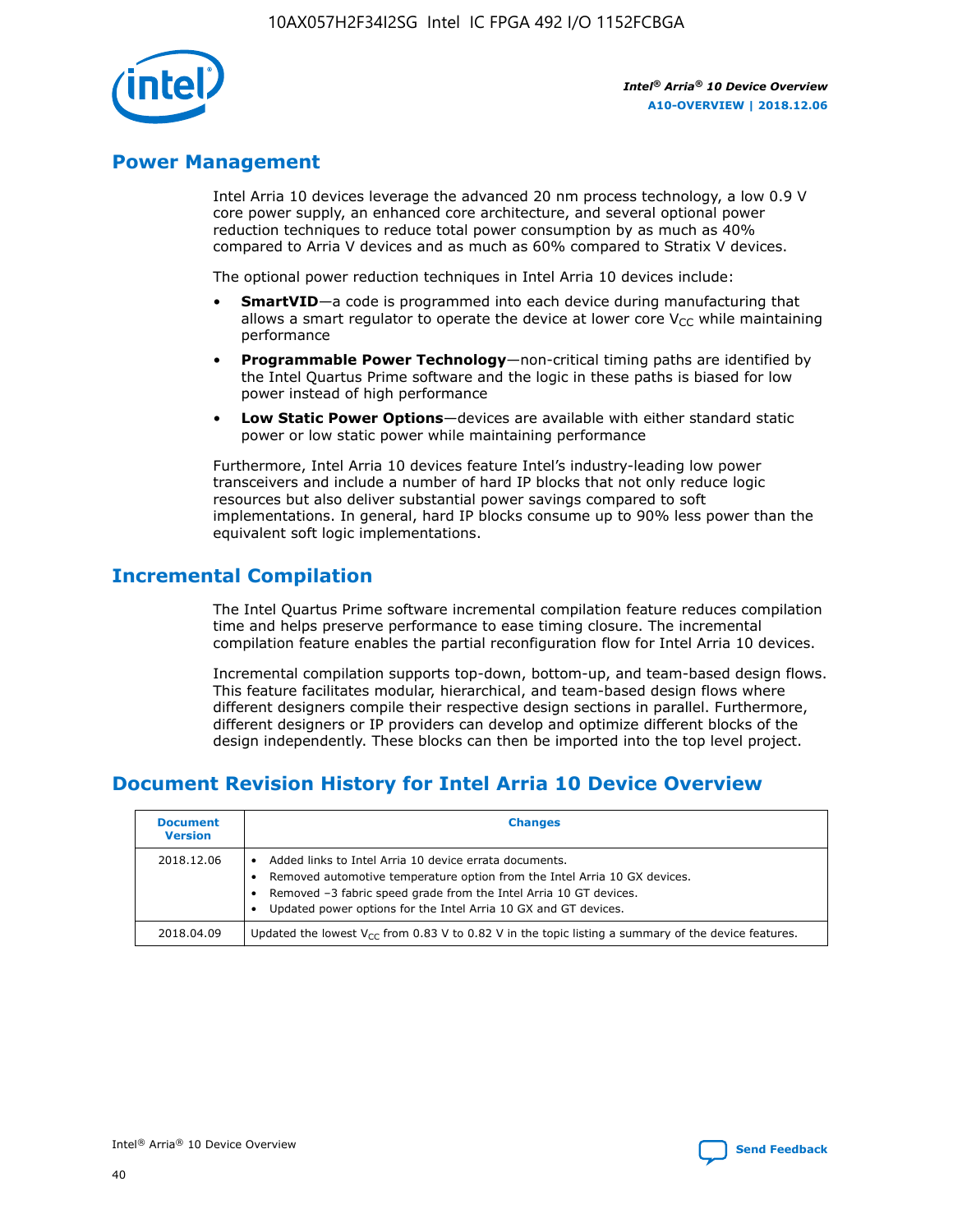## Power Management

Intel Arria 10 devices leverage the advanced 20 nm process technology, a low 0.9 V core power supply, an enhanced core architecture, and several optional power reduction techniques to reduce total power consumption by as much as 40% compared to Arria V devices and as much as 60% compared to Stratix V devices.

The optional power reduction techniques in Intel Arria 10 devices include:

- **SmartVID**—a code is programmed into each device during manufacturing that allows a smart regulator to operate the device at lower core $V_{CC}$ while maintaining performance
- **Programmable Power Technology**—non-critical timing paths are identified by the Intel Quartus Prime software and the logic in these paths is biased for low power instead of high performance
- **Low Static Power Options**—devices are available with either standard static power or low static power while maintaining performance

Furthermore, Intel Arria 10 devices feature Intel's industry-leading low power transceivers and include a number of hard IP blocks that not only reduce logic resources but also deliver substantial power savings compared to soft implementations. In general, hard IP blocks consume up to 90% less power than the equivalent soft logic implementations.

## Incremental Compilation

The Intel Quartus Prime software incremental compilation feature reduces compilation time and helps preserve performance to ease timing closure. The incremental compilation feature enables the partial reconfiguration flow for Intel Arria 10 devices.

Incremental compilation supports top-down, bottom-up, and team-based design flows. This feature facilitates modular, hierarchical, and team-based design flows where different designers compile their respective design sections in parallel. Furthermore, different designers or IP providers can develop and optimize different blocks of the design independently. These blocks can then be imported into the top level project.

## Document Revision History for Intel Arria 10 Device Overview

| Document Version | Changes |
|---|---|
| 2018.12.06 | • Added links to Intel Arria 10 device errata documents.<br>• Removed automotive temperature option from the Intel Arria 10 GX devices.<br>• Removed –3 fabric speed grade from the Intel Arria 10 GT devices.<br>• Updated power options for the Intel Arria 10 GX and GT devices. |
| 2018.04.09 | Updated the lowest $V_{CC}$ from 0.83 V to 0.82 V in the topic listing a summary of the device features. |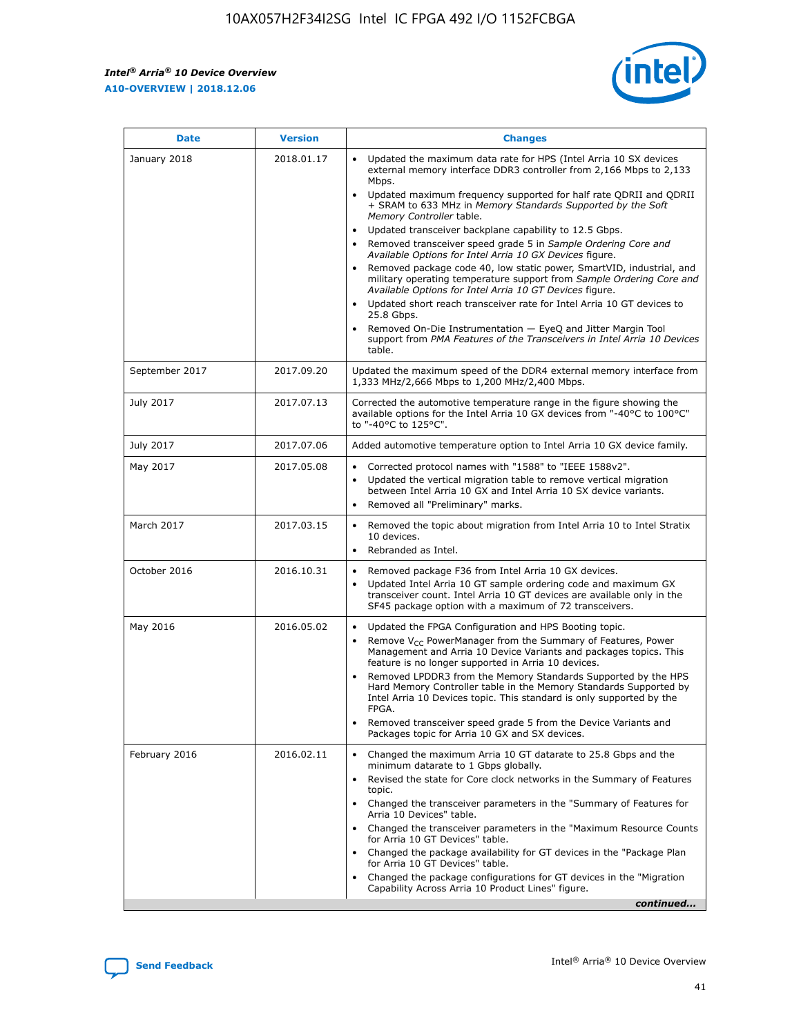| Date | Version | Changes |
| --- | --- | --- |
| January 2018 | 2018.01.17 | • Updated the maximum data rate for HPS (Intel Arria 10 SX devices external memory interface DDR3 controller from 2,166 Mbps to 2,133 Mbps.<br>• Updated maximum frequency supported for half rate QDRII and QDRII + SRAM to 633 MHz in *Memory Standards Supported by the Soft Memory Controller* table.<br>• Updated transceiver backplane capability to 12.5 Gbps.<br>• Removed transceiver speed grade 5 in *Sample Ordering Core and Available Options for Intel Arria 10 GX Devices* figure.<br>• Removed package code 40, low static power, SmartVID, industrial, and military operating temperature support from *Sample Ordering Core and Available Options for Intel Arria 10 GT Devices* figure.<br>• Updated short reach transceiver rate for Intel Arria 10 GT devices to 25.8 Gbps.<br>• Removed On-Die Instrumentation — EyeQ and Jitter Margin Tool support from *PMA Features of the Transceivers in Intel Arria 10 Devices* table. |
| September 2017 | 2017.09.20 | Updated the maximum speed of the DDR4 external memory interface from 1,333 MHz/2,666 Mbps to 1,200 MHz/2,400 Mbps. |
| July 2017 | 2017.07.13 | Corrected the automotive temperature range in the figure showing the available options for the Intel Arria 10 GX devices from "-40°C to 100°C" to "-40°C to 125°C". |
| July 2017 | 2017.07.06 | Added automotive temperature option to Intel Arria 10 GX device family. |
| May 2017 | 2017.05.08 | • Corrected protocol names with "1588" to "IEEE 1588v2".<br>• Updated the vertical migration table to remove vertical migration between Intel Arria 10 GX and Intel Arria 10 SX device variants.<br>• Removed all "Preliminary" marks. |
| March 2017 | 2017.03.15 | • Removed the topic about migration from Intel Arria 10 to Intel Stratix 10 devices.<br>• Rebranded as Intel. |
| October 2016 | 2016.10.31 | • Removed package F36 from Intel Arria 10 GX devices.<br>• Updated Intel Arria 10 GT sample ordering code and maximum GX transceiver count. Intel Arria 10 GT devices are available only in the SF45 package option with a maximum of 72 transceivers. |
| May 2016 | 2016.05.02 | • Updated the FPGA Configuration and HPS Booting topic.<br>• Remove $V_{CC}$ PowerManager from the Summary of Features, Power Management and Arria 10 Device Variants and packages topics. This feature is no longer supported in Arria 10 devices.<br>• Removed LPDDR3 from the Memory Standards Supported by the HPS Hard Memory Controller table in the Memory Standards Supported by Intel Arria 10 Devices topic. This standard is only supported by the FPGA.<br>• Removed transceiver speed grade 5 from the Device Variants and Packages topic for Arria 10 GX and SX devices. |
| February 2016 | 2016.02.11 | • Changed the maximum Arria 10 GT datarate to 25.8 Gbps and the minimum datarate to 1 Gbps globally.<br>• Revised the state for Core clock networks in the Summary of Features topic.<br>• Changed the transceiver parameters in the "Summary of Features for Arria 10 Devices" table.<br>• Changed the transceiver parameters in the "Maximum Resource Counts for Arria 10 GT Devices" table.<br>• Changed the package availability for GT devices in the "Package Plan for Arria 10 GT Devices" table.<br>• Changed the package configurations for GT devices in the "Migration Capability Across Arria 10 Product Lines" figure. |

*continued...*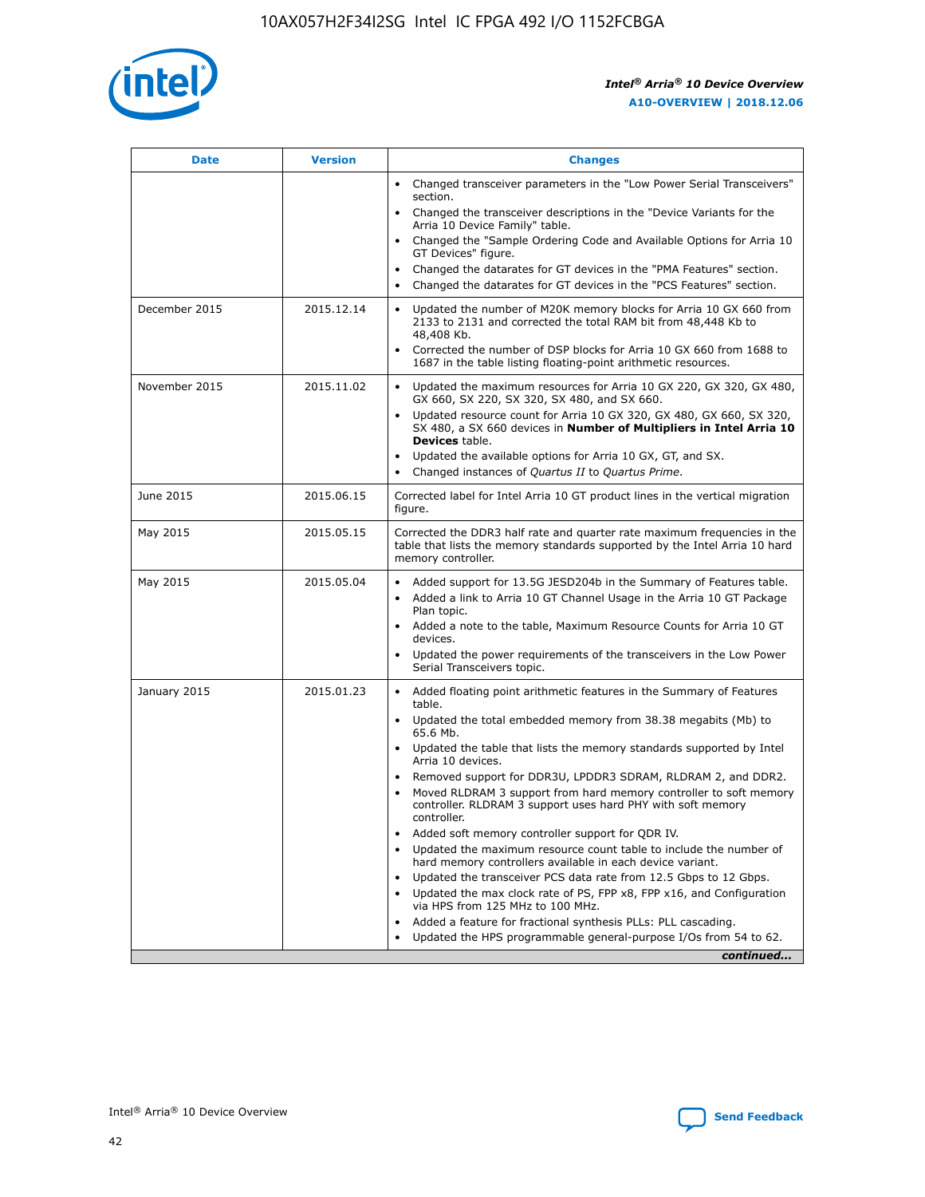| Date | Version | Changes |
| --- | --- | --- |
| | | • Changed transceiver parameters in the "Low Power Serial Transceivers" section.<br>• Changed the transceiver descriptions in the "Device Variants for the Arria 10 Device Family" table.<br>• Changed the "Sample Ordering Code and Available Options for Arria 10 GT Devices" figure.<br>• Changed the datarates for GT devices in the "PMA Features" section.<br>• Changed the datarates for GT devices in the "PCS Features" section. |
| December 2015 | 2015.12.14 | • Updated the number of M20K memory blocks for Arria 10 GX 660 from 2133 to 2131 and corrected the total RAM bit from 48,448 Kb to 48,408 Kb.<br>• Corrected the number of DSP blocks for Arria 10 GX 660 from 1688 to 1687 in the table listing floating-point arithmetic resources. |
| November 2015 | 2015.11.02 | • Updated the maximum resources for Arria 10 GX 220, GX 320, GX 480, GX 660, SX 220, SX 320, SX 480, and SX 660.<br>• Updated resource count for Arria 10 GX 320, GX 480, GX 660, SX 320, SX 480, a SX 660 devices in **Number of Multipliers in Intel Arria 10 Devices** table.<br>• Updated the available options for Arria 10 GX, GT, and SX.<br>• Changed instances of *Quartus II* to *Quartus Prime*. |
| June 2015 | 2015.06.15 | Corrected label for Intel Arria 10 GT product lines in the vertical migration figure. |
| May 2015 | 2015.05.15 | Corrected the DDR3 half rate and quarter rate maximum frequencies in the table that lists the memory standards supported by the Intel Arria 10 hard memory controller. |
| May 2015 | 2015.05.04 | • Added support for 13.5G JESD204b in the Summary of Features table.<br>• Added a link to Arria 10 GT Channel Usage in the Arria 10 GT Package Plan topic.<br>• Added a note to the table, Maximum Resource Counts for Arria 10 GT devices.<br>• Updated the power requirements of the transceivers in the Low Power Serial Transceivers topic. |
| January 2015 | 2015.01.23 | • Added floating point arithmetic features in the Summary of Features table.<br>• Updated the total embedded memory from 38.38 megabits (Mb) to 65.6 Mb.<br>• Updated the table that lists the memory standards supported by Intel Arria 10 devices.<br>• Removed support for DDR3U, LPDDR3 SDRAM, RLDRAM 2, and DDR2.<br>• Moved RLDRAM 3 support from hard memory controller to soft memory controller. RLDRAM 3 support uses hard PHY with soft memory controller.<br>• Added soft memory controller support for QDR IV.<br>• Updated the maximum resource count table to include the number of hard memory controllers available in each device variant.<br>• Updated the transceiver PCS data rate from 12.5 Gbps to 12 Gbps.<br>• Updated the max clock rate of PS, FPP x8, FPP x16, and Configuration via HPS from 125 MHz to 100 MHz.<br>• Added a feature for fractional synthesis PLLs: PLL cascading.<br>• Updated the HPS programmable general-purpose I/Os from 54 to 62. |

*continued...*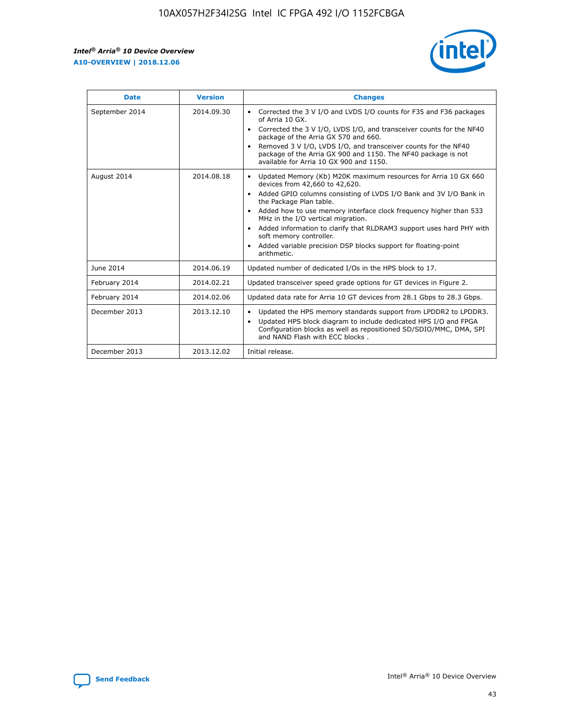| Date | Version | Changes |
| --- | --- | --- |
| September 2014 | 2014.09.30 | • Corrected the 3 V I/O and LVDS I/O counts for F35 and F36 packages of Arria 10 GX.<br>• Corrected the 3 V I/O, LVDS I/O, and transceiver counts for the NF40 package of the Arria GX 570 and 660.<br>• Removed 3 V I/O, LVDS I/O, and transceiver counts for the NF40 package of the Arria GX 900 and 1150. The NF40 package is not available for Arria 10 GX 900 and 1150. |
| August 2014 | 2014.08.18 | • Updated Memory (Kb) M20K maximum resources for Arria 10 GX 660 devices from 42,660 to 42,620.<br>• Added GPIO columns consisting of LVDS I/O Bank and 3V I/O Bank in the Package Plan table.<br>• Added how to use memory interface clock frequency higher than 533 MHz in the I/O vertical migration.<br>• Added information to clarify that RLDRAM3 support uses hard PHY with soft memory controller.<br>• Added variable precision DSP blocks support for floating-point arithmetic. |
| June 2014 | 2014.06.19 | Updated number of dedicated I/Os in the HPS block to 17. |
| February 2014 | 2014.02.21 | Updated transceiver speed grade options for GT devices in Figure 2. |
| February 2014 | 2014.02.06 | Updated data rate for Arria 10 GT devices from 28.1 Gbps to 28.3 Gbps. |
| December 2013 | 2013.12.10 | • Updated the HPS memory standards support from LPDDR2 to LPDDR3.<br>• Updated HPS block diagram to include dedicated HPS I/O and FPGA Configuration blocks as well as repositioned SD/SDIO/MMC, DMA, SPI and NAND Flash with ECC blocks . |
| December 2013 | 2013.12.02 | Initial release. |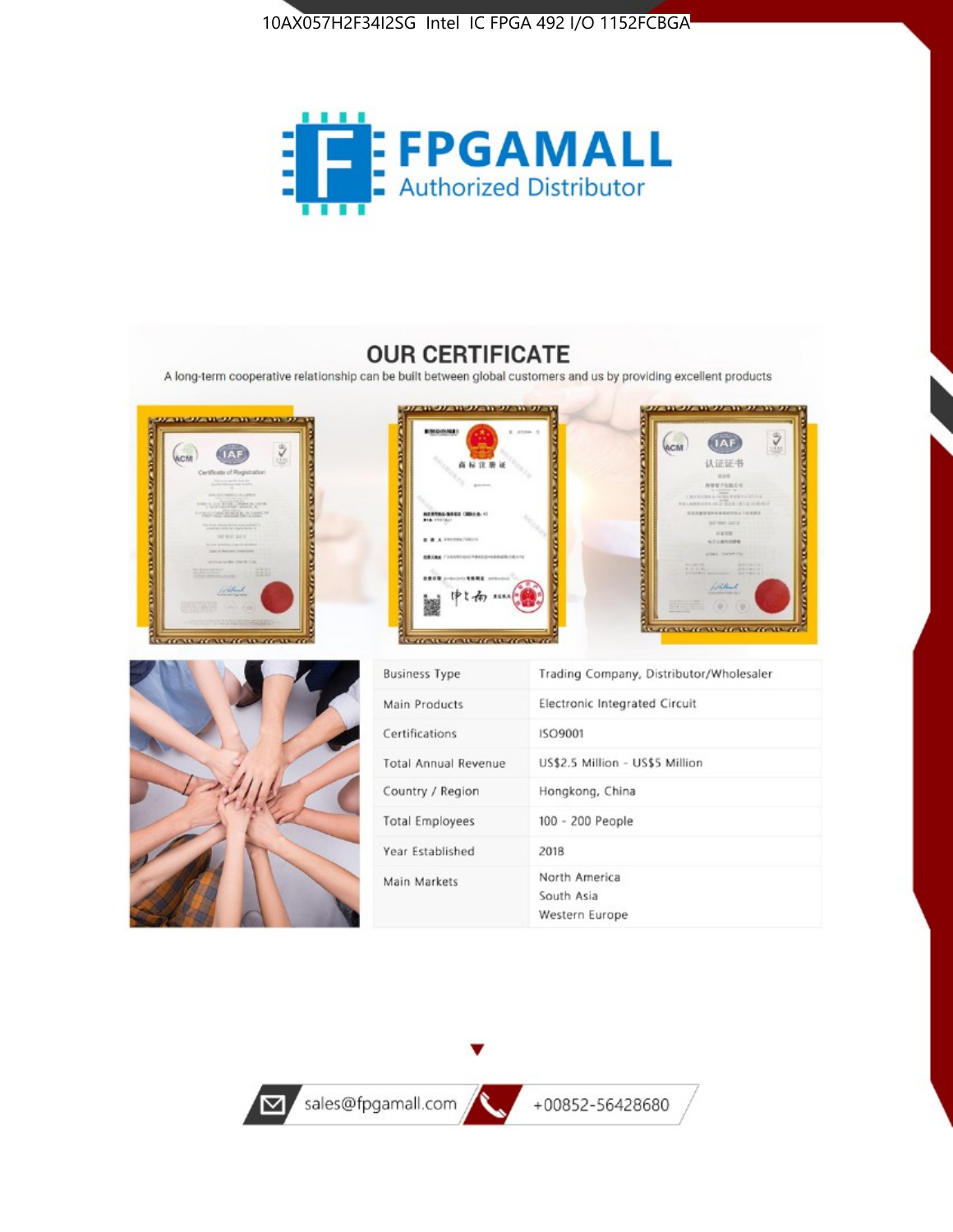FPGAMALL
Authorized Distributor

# OUR CERTIFICATE

A long-term cooperative relationship can be built between global customers and us by providing excellent products

| | |
|---|---|
| Business Type | Trading Company, Distributor/Wholesaler |
| Main Products | Electronic Integrated Circuit |
| Certifications | ISO9001 |
| Total Annual Revenue | US$2.5 Million - US$5 Million |
| Country / Region | Hongkong, China |
| Total Employees | 100 - 200 People |
| Year Established | 2018 |
| Main Markets | North America<br>South Asia<br>Western Europe |

sales@fpgamall.com

+00852-56428680